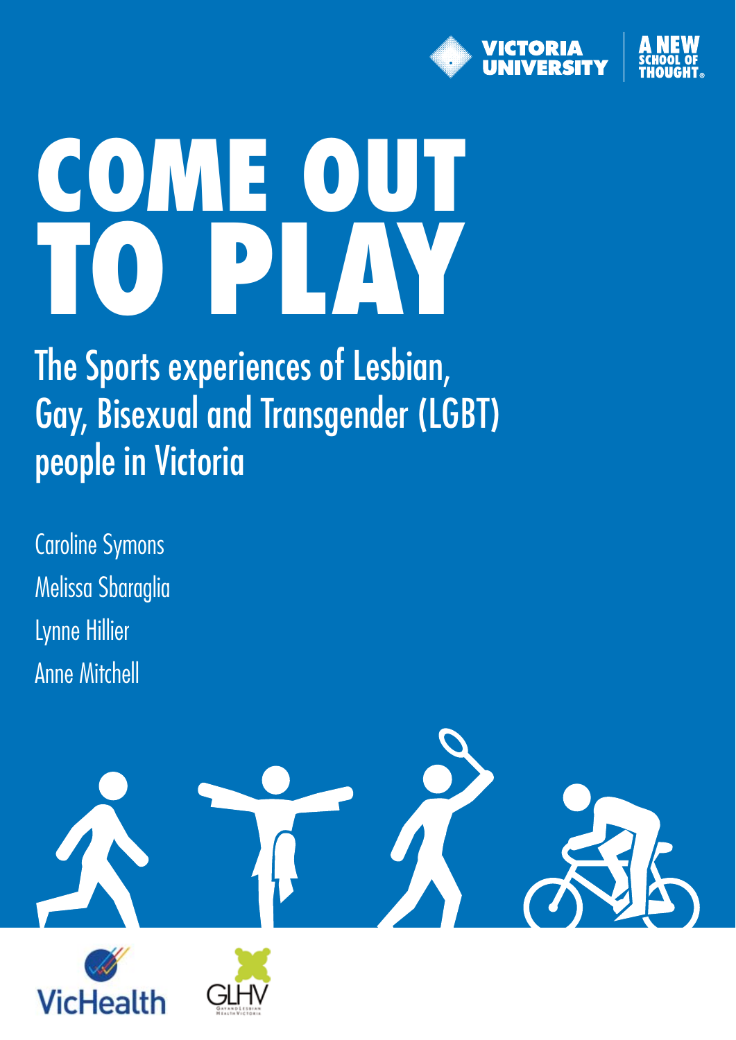VICTORIA UNIVERSITY

A NEW SCHOOL OF THOUGHT®

# COME OUT TO PLAY

## The Sports experiences of Lesbian, Gay, Bisexual and Transgender (LGBT) people in Victoria

Caroline Symons

Melissa Sbaraglia

Lynne Hillier

Anne Mitchell

VicHealth

GLHV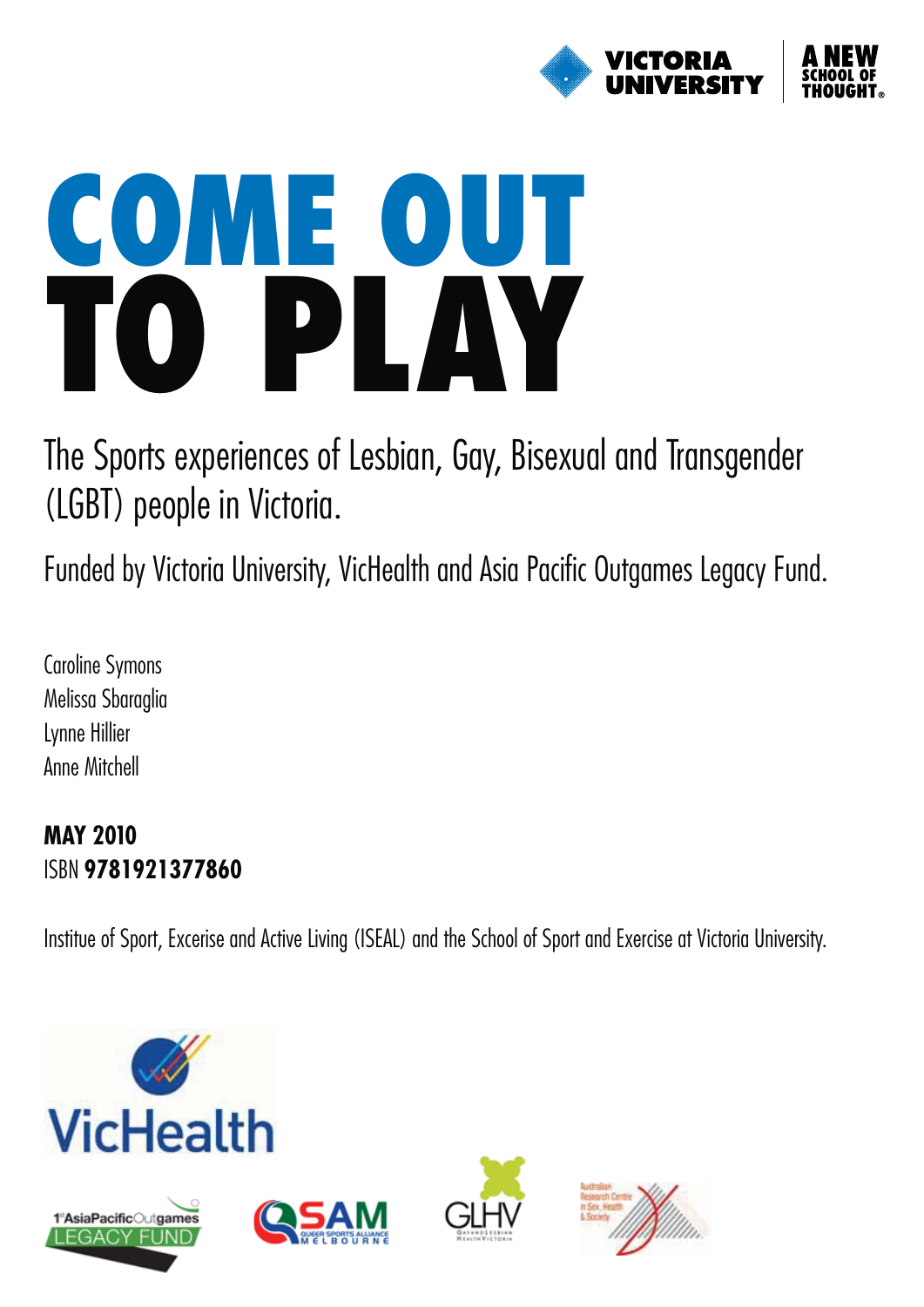VICTORIA UNIVERSITY

A NEW SCHOOL OF THOUGHT®

# COME OUT TO PLAY

The Sports experiences of Lesbian, Gay, Bisexual and Transgender (LGBT) people in Victoria.

Funded by Victoria University, VicHealth and Asia Pacific Outgames Legacy Fund.

Caroline Symons
Melissa Sbaraglia
Lynne Hillier
Anne Mitchell

**MAY 2010**
ISBN **9781921377860**

Institue of Sport, Excerise and Active Living (ISEAL) and the School of Sport and Exercise at Victoria University.

VicHealth

1st AsiaPacific Outgames LEGACY FUND

QSAM QUEER SPORTS ALLIANCE MELBOURNE

GLHV GAY AND LESBIAN HEALTH VICTORIA

Australian Research Centre in Sex, Health & Society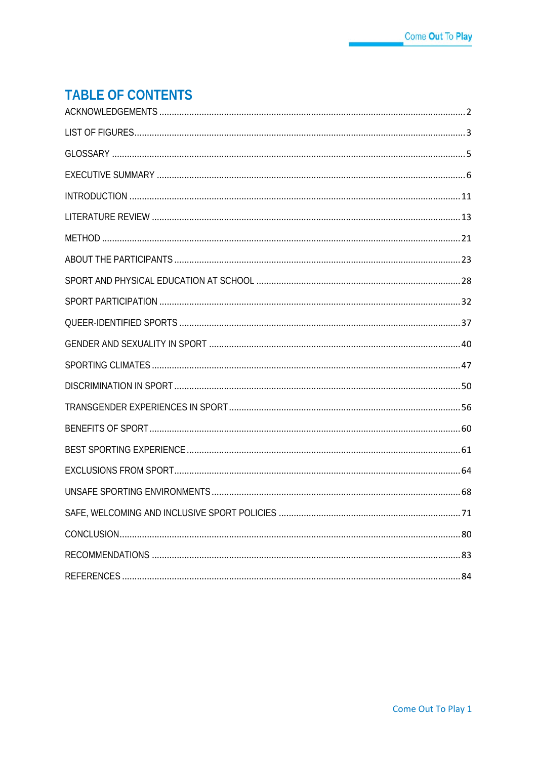# TABLE OF CONTENTS

ACKNOWLEDGEMENTS ..... 2

LIST OF FIGURES ..... 3

GLOSSARY ..... 5

EXECUTIVE SUMMARY ..... 6

INTRODUCTION ..... 11

LITERATURE REVIEW ..... 13

METHOD ..... 21

ABOUT THE PARTICIPANTS ..... 23

SPORT AND PHYSICAL EDUCATION AT SCHOOL ..... 28

SPORT PARTICIPATION ..... 32

QUEER-IDENTIFIED SPORTS ..... 37

GENDER AND SEXUALITY IN SPORT ..... 40

SPORTING CLIMATES ..... 47

DISCRIMINATION IN SPORT ..... 50

TRANSGENDER EXPERIENCES IN SPORT ..... 56

BENEFITS OF SPORT ..... 60

BEST SPORTING EXPERIENCE ..... 61

EXCLUSIONS FROM SPORT ..... 64

UNSAFE SPORTING ENVIRONMENTS ..... 68

SAFE, WELCOMING AND INCLUSIVE SPORT POLICIES ..... 71

CONCLUSION ..... 80

RECOMMENDATIONS ..... 83

REFERENCES ..... 84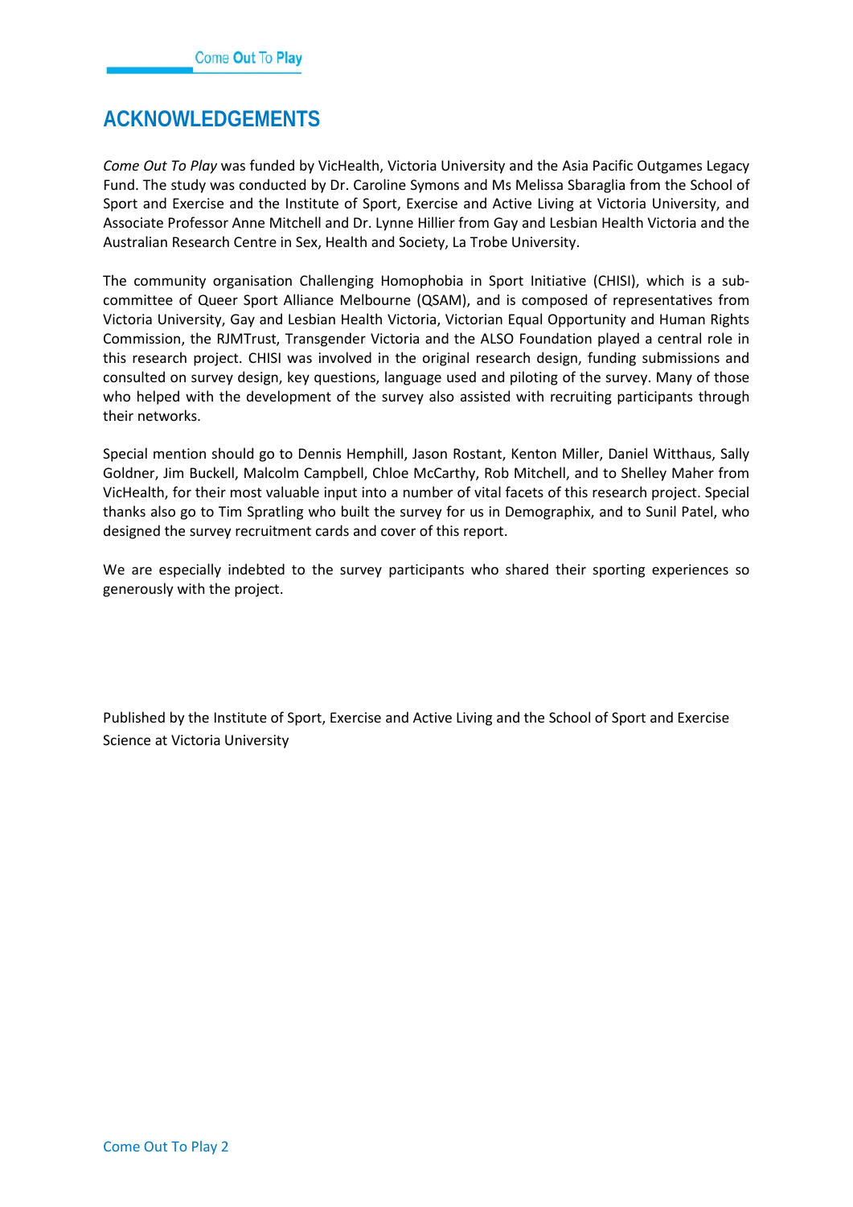# ACKNOWLEDGEMENTS

*Come Out To Play* was funded by VicHealth, Victoria University and the Asia Pacific Outgames Legacy Fund. The study was conducted by Dr. Caroline Symons and Ms Melissa Sbaraglia from the School of Sport and Exercise and the Institute of Sport, Exercise and Active Living at Victoria University, and Associate Professor Anne Mitchell and Dr. Lynne Hillier from Gay and Lesbian Health Victoria and the Australian Research Centre in Sex, Health and Society, La Trobe University.

The community organisation Challenging Homophobia in Sport Initiative (CHISI), which is a sub-committee of Queer Sport Alliance Melbourne (QSAM), and is composed of representatives from Victoria University, Gay and Lesbian Health Victoria, Victorian Equal Opportunity and Human Rights Commission, the RJMTrust, Transgender Victoria and the ALSO Foundation played a central role in this research project. CHISI was involved in the original research design, funding submissions and consulted on survey design, key questions, language used and piloting of the survey. Many of those who helped with the development of the survey also assisted with recruiting participants through their networks.

Special mention should go to Dennis Hemphill, Jason Rostant, Kenton Miller, Daniel Witthaus, Sally Goldner, Jim Buckell, Malcolm Campbell, Chloe McCarthy, Rob Mitchell, and to Shelley Maher from VicHealth, for their most valuable input into a number of vital facets of this research project. Special thanks also go to Tim Spratling who built the survey for us in Demographix, and to Sunil Patel, who designed the survey recruitment cards and cover of this report.

We are especially indebted to the survey participants who shared their sporting experiences so generously with the project.

Published by the Institute of Sport, Exercise and Active Living and the School of Sport and Exercise Science at Victoria University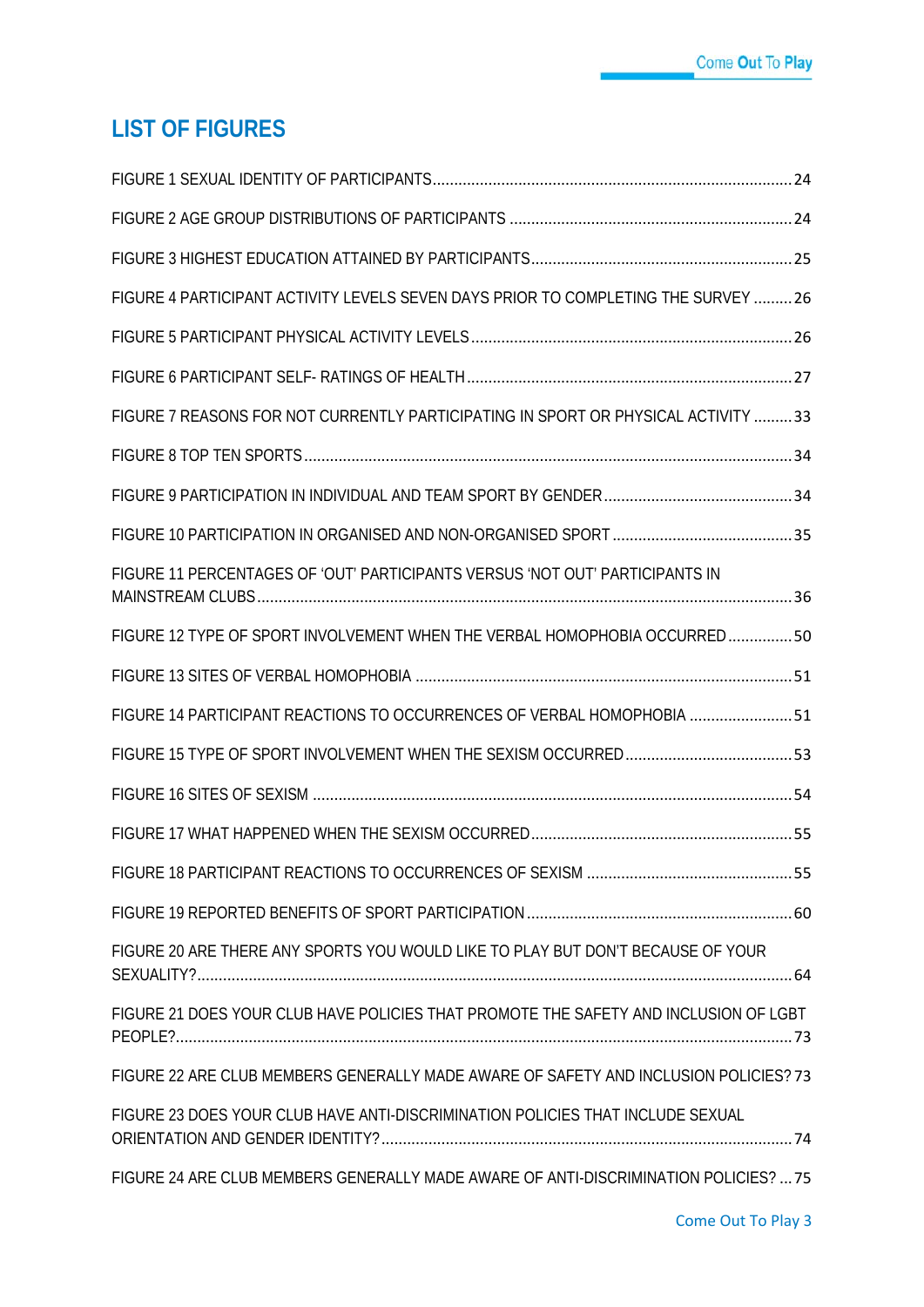## LIST OF FIGURES

FIGURE 1 SEXUAL IDENTITY OF PARTICIPANTS.......................................................................................24

FIGURE 2 AGE GROUP DISTRIBUTIONS OF PARTICIPANTS .....................................................................24

FIGURE 3 HIGHEST EDUCATION ATTAINED BY PARTICIPANTS...............................................................25

FIGURE 4 PARTICIPANT ACTIVITY LEVELS SEVEN DAYS PRIOR TO COMPLETING THE SURVEY .........26

FIGURE 5 PARTICIPANT PHYSICAL ACTIVITY LEVELS ............................................................................26

FIGURE 6 PARTICIPANT SELF- RATINGS OF HEALTH .............................................................................27

FIGURE 7 REASONS FOR NOT CURRENTLY PARTICIPATING IN SPORT OR PHYSICAL ACTIVITY .........33

FIGURE 8 TOP TEN SPORTS ..................................................................................................................34

FIGURE 9 PARTICIPATION IN INDIVIDUAL AND TEAM SPORT BY GENDER ............................................34

FIGURE 10 PARTICIPATION IN ORGANISED AND NON-ORGANISED SPORT ..........................................35

FIGURE 11 PERCENTAGES OF 'OUT' PARTICIPANTS VERSUS 'NOT OUT' PARTICIPANTS IN MAINSTREAM CLUBS.............................................................................................................................36

FIGURE 12 TYPE OF SPORT INVOLVEMENT WHEN THE VERBAL HOMOPHOBIA OCCURRED ...............50

FIGURE 13 SITES OF VERBAL HOMOPHOBIA ........................................................................................51

FIGURE 14 PARTICIPANT REACTIONS TO OCCURRENCES OF VERBAL HOMOPHOBIA ........................51

FIGURE 15 TYPE OF SPORT INVOLVEMENT WHEN THE SEXISM OCCURRED........................................53

FIGURE 16 SITES OF SEXISM ...............................................................................................................54

FIGURE 17 WHAT HAPPENED WHEN THE SEXISM OCCURRED.............................................................55

FIGURE 18 PARTICIPANT REACTIONS TO OCCURRENCES OF SEXISM ................................................55

FIGURE 19 REPORTED BENEFITS OF SPORT PARTICIPATION ..............................................................60

FIGURE 20 ARE THERE ANY SPORTS YOU WOULD LIKE TO PLAY BUT DON'T BECAUSE OF YOUR SEXUALITY?..........................................................................................................................................64

FIGURE 21 DOES YOUR CLUB HAVE POLICIES THAT PROMOTE THE SAFETY AND INCLUSION OF LGBT PEOPLE?..............................................................................................................................................73

FIGURE 22 ARE CLUB MEMBERS GENERALLY MADE AWARE OF SAFETY AND INCLUSION POLICIES? 73

FIGURE 23 DOES YOUR CLUB HAVE ANTI-DISCRIMINATION POLICIES THAT INCLUDE SEXUAL ORIENTATION AND GENDER IDENTITY?................................................................................................74

FIGURE 24 ARE CLUB MEMBERS GENERALLY MADE AWARE OF ANTI-DISCRIMINATION POLICIES? ...75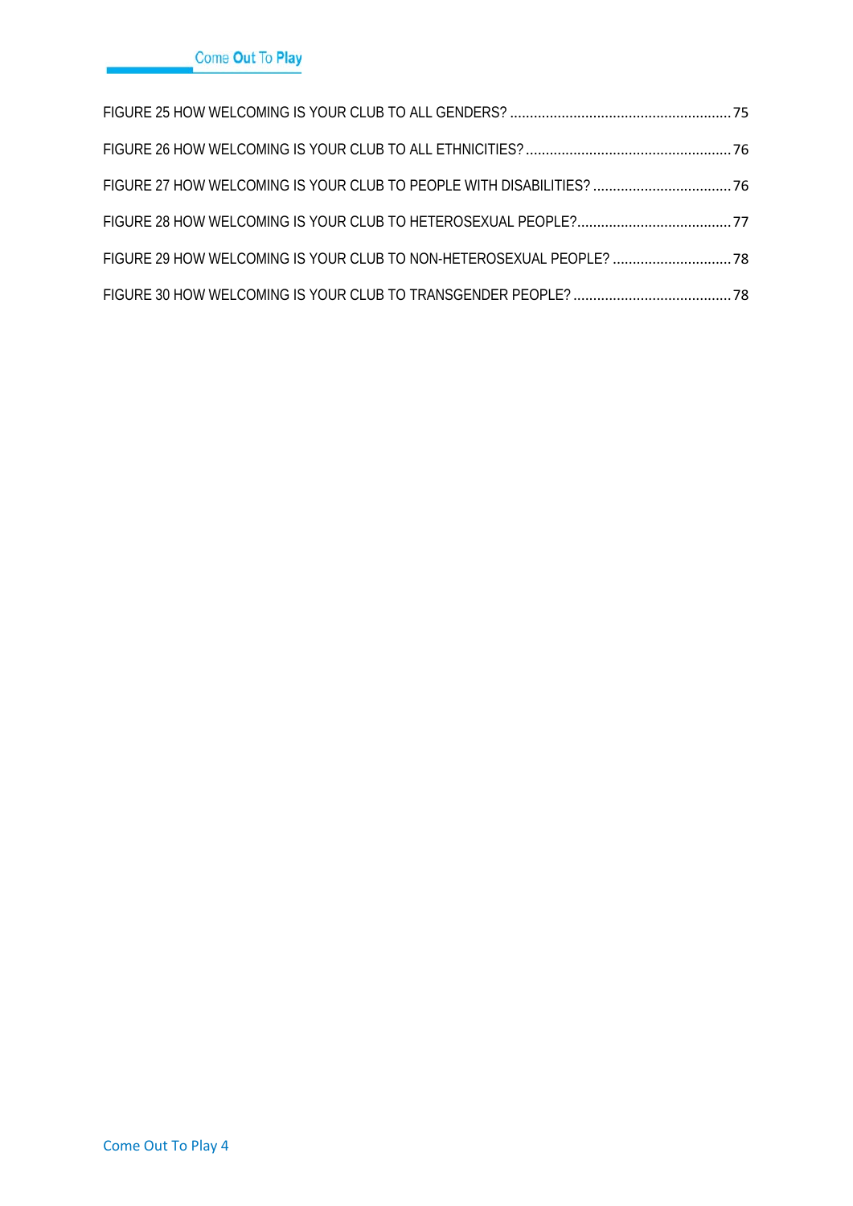FIGURE 25 HOW WELCOMING IS YOUR CLUB TO ALL GENDERS? ........................................................ 75

FIGURE 26 HOW WELCOMING IS YOUR CLUB TO ALL ETHNICITIES? .................................................... 76

FIGURE 27 HOW WELCOMING IS YOUR CLUB TO PEOPLE WITH DISABILITIES? .................................. 76

FIGURE 28 HOW WELCOMING IS YOUR CLUB TO HETEROSEXUAL PEOPLE?....................................... 77

FIGURE 29 HOW WELCOMING IS YOUR CLUB TO NON-HETEROSEXUAL PEOPLE? .............................. 78

FIGURE 30 HOW WELCOMING IS YOUR CLUB TO TRANSGENDER PEOPLE? ........................................ 78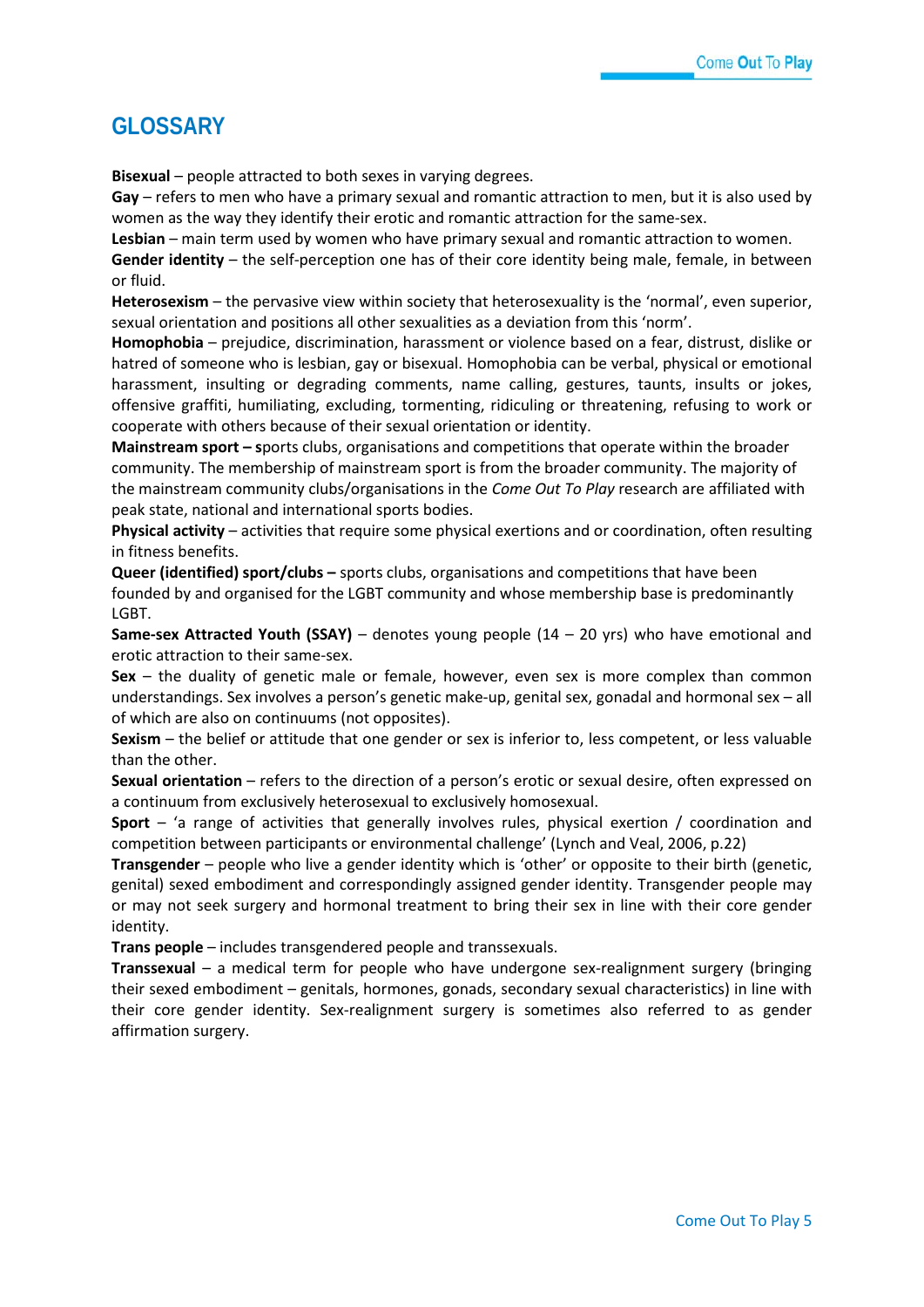# GLOSSARY

**Bisexual** – people attracted to both sexes in varying degrees.

**Gay** – refers to men who have a primary sexual and romantic attraction to men, but it is also used by women as the way they identify their erotic and romantic attraction for the same-sex.

**Lesbian** – main term used by women who have primary sexual and romantic attraction to women.

**Gender identity** – the self-perception one has of their core identity being male, female, in between or fluid.

**Heterosexism** – the pervasive view within society that heterosexuality is the 'normal', even superior, sexual orientation and positions all other sexualities as a deviation from this 'norm'.

**Homophobia** – prejudice, discrimination, harassment or violence based on a fear, distrust, dislike or hatred of someone who is lesbian, gay or bisexual. Homophobia can be verbal, physical or emotional harassment, insulting or degrading comments, name calling, gestures, taunts, insults or jokes, offensive graffiti, humiliating, excluding, tormenting, ridiculing or threatening, refusing to work or cooperate with others because of their sexual orientation or identity.

**Mainstream sport – s**ports clubs, organisations and competitions that operate within the broader community. The membership of mainstream sport is from the broader community. The majority of the mainstream community clubs/organisations in the *Come Out To Play* research are affiliated with peak state, national and international sports bodies.

**Physical activity** – activities that require some physical exertions and or coordination, often resulting in fitness benefits.

**Queer (identified) sport/clubs –** sports clubs, organisations and competitions that have been founded by and organised for the LGBT community and whose membership base is predominantly LGBT.

**Same-sex Attracted Youth (SSAY)** – denotes young people (14 – 20 yrs) who have emotional and erotic attraction to their same-sex.

**Sex** – the duality of genetic male or female, however, even sex is more complex than common understandings. Sex involves a person's genetic make-up, genital sex, gonadal and hormonal sex – all of which are also on continuums (not opposites).

**Sexism** – the belief or attitude that one gender or sex is inferior to, less competent, or less valuable than the other.

**Sexual orientation** – refers to the direction of a person's erotic or sexual desire, often expressed on a continuum from exclusively heterosexual to exclusively homosexual.

**Sport** – 'a range of activities that generally involves rules, physical exertion / coordination and competition between participants or environmental challenge' (Lynch and Veal, 2006, p.22)

**Transgender** – people who live a gender identity which is 'other' or opposite to their birth (genetic, genital) sexed embodiment and correspondingly assigned gender identity. Transgender people may or may not seek surgery and hormonal treatment to bring their sex in line with their core gender identity.

**Trans people** – includes transgendered people and transsexuals.

**Transsexual** – a medical term for people who have undergone sex-realignment surgery (bringing their sexed embodiment – genitals, hormones, gonads, secondary sexual characteristics) in line with their core gender identity. Sex-realignment surgery is sometimes also referred to as gender affirmation surgery.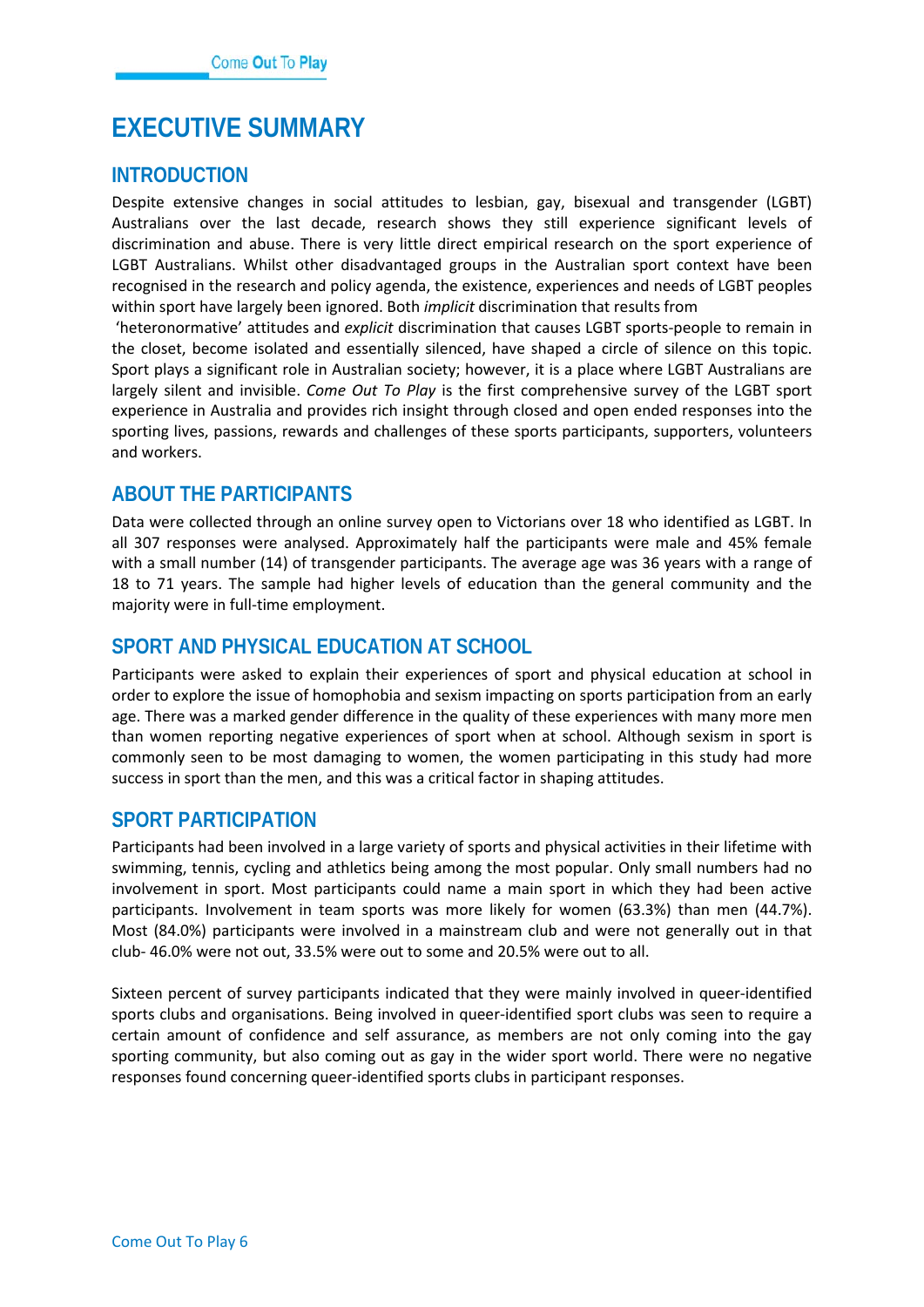# EXECUTIVE SUMMARY

## INTRODUCTION

Despite extensive changes in social attitudes to lesbian, gay, bisexual and transgender (LGBT) Australians over the last decade, research shows they still experience significant levels of discrimination and abuse. There is very little direct empirical research on the sport experience of LGBT Australians. Whilst other disadvantaged groups in the Australian sport context have been recognised in the research and policy agenda, the existence, experiences and needs of LGBT peoples within sport have largely been ignored. Both *implicit* discrimination that results from 'heteronormative' attitudes and *explicit* discrimination that causes LGBT sports-people to remain in the closet, become isolated and essentially silenced, have shaped a circle of silence on this topic. Sport plays a significant role in Australian society; however, it is a place where LGBT Australians are largely silent and invisible. *Come Out To Play* is the first comprehensive survey of the LGBT sport experience in Australia and provides rich insight through closed and open ended responses into the sporting lives, passions, rewards and challenges of these sports participants, supporters, volunteers and workers.

## ABOUT THE PARTICIPANTS

Data were collected through an online survey open to Victorians over 18 who identified as LGBT. In all 307 responses were analysed. Approximately half the participants were male and 45% female with a small number (14) of transgender participants. The average age was 36 years with a range of 18 to 71 years. The sample had higher levels of education than the general community and the majority were in full-time employment.

## SPORT AND PHYSICAL EDUCATION AT SCHOOL

Participants were asked to explain their experiences of sport and physical education at school in order to explore the issue of homophobia and sexism impacting on sports participation from an early age. There was a marked gender difference in the quality of these experiences with many more men than women reporting negative experiences of sport when at school. Although sexism in sport is commonly seen to be most damaging to women, the women participating in this study had more success in sport than the men, and this was a critical factor in shaping attitudes.

## SPORT PARTICIPATION

Participants had been involved in a large variety of sports and physical activities in their lifetime with swimming, tennis, cycling and athletics being among the most popular. Only small numbers had no involvement in sport. Most participants could name a main sport in which they had been active participants. Involvement in team sports was more likely for women (63.3%) than men (44.7%). Most (84.0%) participants were involved in a mainstream club and were not generally out in that club- 46.0% were not out, 33.5% were out to some and 20.5% were out to all.

Sixteen percent of survey participants indicated that they were mainly involved in queer-identified sports clubs and organisations. Being involved in queer-identified sport clubs was seen to require a certain amount of confidence and self assurance, as members are not only coming into the gay sporting community, but also coming out as gay in the wider sport world. There were no negative responses found concerning queer-identified sports clubs in participant responses.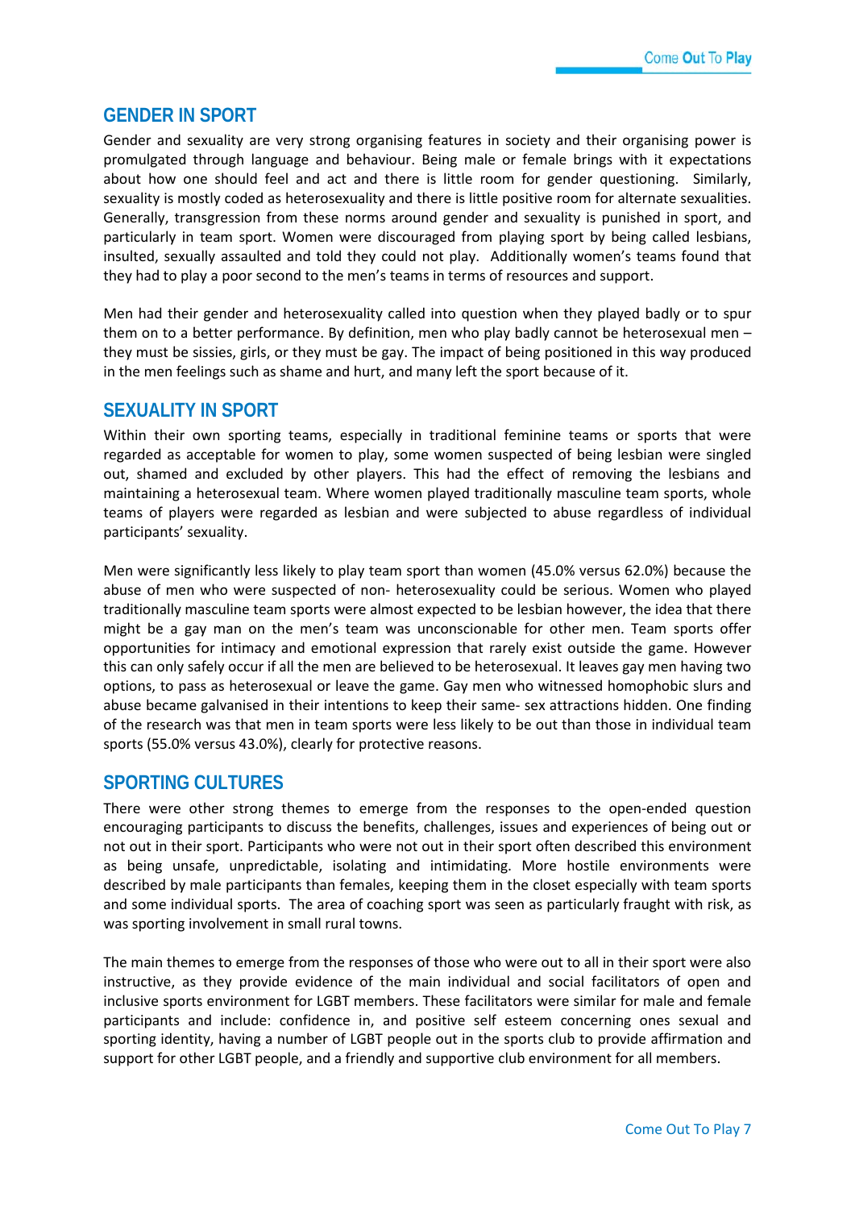## GENDER IN SPORT

Gender and sexuality are very strong organising features in society and their organising power is promulgated through language and behaviour. Being male or female brings with it expectations about how one should feel and act and there is little room for gender questioning. Similarly, sexuality is mostly coded as heterosexuality and there is little positive room for alternate sexualities. Generally, transgression from these norms around gender and sexuality is punished in sport, and particularly in team sport. Women were discouraged from playing sport by being called lesbians, insulted, sexually assaulted and told they could not play. Additionally women's teams found that they had to play a poor second to the men's teams in terms of resources and support.

Men had their gender and heterosexuality called into question when they played badly or to spur them on to a better performance. By definition, men who play badly cannot be heterosexual men – they must be sissies, girls, or they must be gay. The impact of being positioned in this way produced in the men feelings such as shame and hurt, and many left the sport because of it.

## SEXUALITY IN SPORT

Within their own sporting teams, especially in traditional feminine teams or sports that were regarded as acceptable for women to play, some women suspected of being lesbian were singled out, shamed and excluded by other players. This had the effect of removing the lesbians and maintaining a heterosexual team. Where women played traditionally masculine team sports, whole teams of players were regarded as lesbian and were subjected to abuse regardless of individual participants' sexuality.

Men were significantly less likely to play team sport than women (45.0% versus 62.0%) because the abuse of men who were suspected of non- heterosexuality could be serious. Women who played traditionally masculine team sports were almost expected to be lesbian however, the idea that there might be a gay man on the men's team was unconscionable for other men. Team sports offer opportunities for intimacy and emotional expression that rarely exist outside the game. However this can only safely occur if all the men are believed to be heterosexual. It leaves gay men having two options, to pass as heterosexual or leave the game. Gay men who witnessed homophobic slurs and abuse became galvanised in their intentions to keep their same- sex attractions hidden. One finding of the research was that men in team sports were less likely to be out than those in individual team sports (55.0% versus 43.0%), clearly for protective reasons.

## SPORTING CULTURES

There were other strong themes to emerge from the responses to the open-ended question encouraging participants to discuss the benefits, challenges, issues and experiences of being out or not out in their sport. Participants who were not out in their sport often described this environment as being unsafe, unpredictable, isolating and intimidating. More hostile environments were described by male participants than females, keeping them in the closet especially with team sports and some individual sports. The area of coaching sport was seen as particularly fraught with risk, as was sporting involvement in small rural towns.

The main themes to emerge from the responses of those who were out to all in their sport were also instructive, as they provide evidence of the main individual and social facilitators of open and inclusive sports environment for LGBT members. These facilitators were similar for male and female participants and include: confidence in, and positive self esteem concerning ones sexual and sporting identity, having a number of LGBT people out in the sports club to provide affirmation and support for other LGBT people, and a friendly and supportive club environment for all members.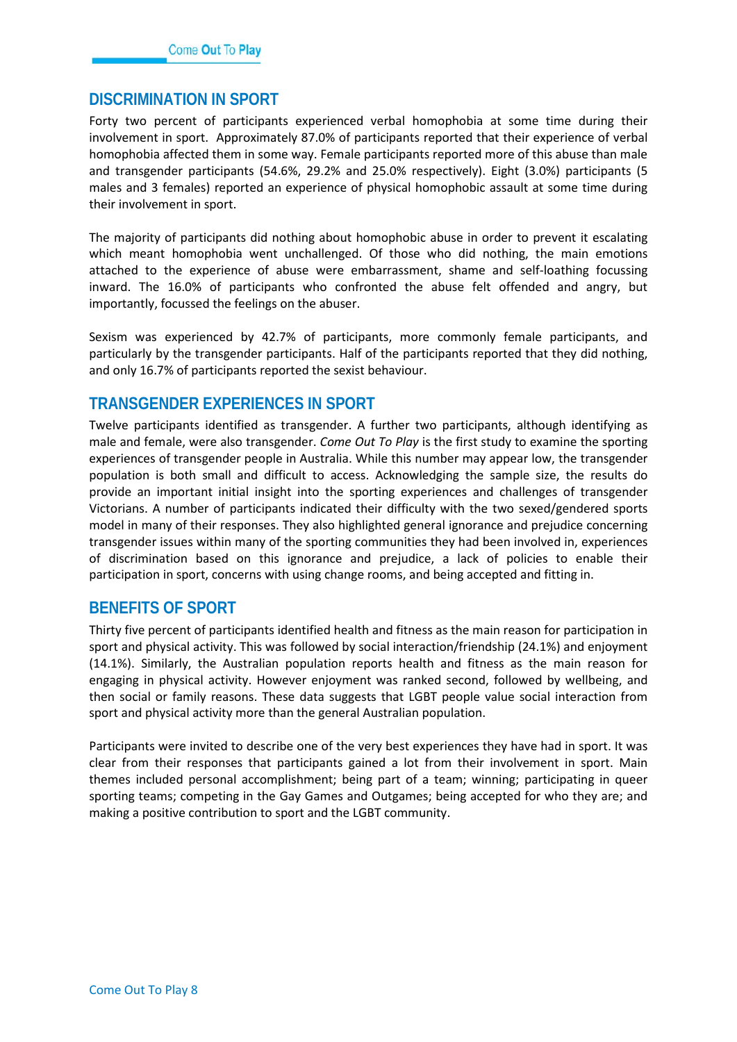## DISCRIMINATION IN SPORT

Forty two percent of participants experienced verbal homophobia at some time during their involvement in sport. Approximately 87.0% of participants reported that their experience of verbal homophobia affected them in some way. Female participants reported more of this abuse than male and transgender participants (54.6%, 29.2% and 25.0% respectively). Eight (3.0%) participants (5 males and 3 females) reported an experience of physical homophobic assault at some time during their involvement in sport.

The majority of participants did nothing about homophobic abuse in order to prevent it escalating which meant homophobia went unchallenged. Of those who did nothing, the main emotions attached to the experience of abuse were embarrassment, shame and self-loathing focussing inward. The 16.0% of participants who confronted the abuse felt offended and angry, but importantly, focussed the feelings on the abuser.

Sexism was experienced by 42.7% of participants, more commonly female participants, and particularly by the transgender participants. Half of the participants reported that they did nothing, and only 16.7% of participants reported the sexist behaviour.

## TRANSGENDER EXPERIENCES IN SPORT

Twelve participants identified as transgender. A further two participants, although identifying as male and female, were also transgender. *Come Out To Play* is the first study to examine the sporting experiences of transgender people in Australia. While this number may appear low, the transgender population is both small and difficult to access. Acknowledging the sample size, the results do provide an important initial insight into the sporting experiences and challenges of transgender Victorians. A number of participants indicated their difficulty with the two sexed/gendered sports model in many of their responses. They also highlighted general ignorance and prejudice concerning transgender issues within many of the sporting communities they had been involved in, experiences of discrimination based on this ignorance and prejudice, a lack of policies to enable their participation in sport, concerns with using change rooms, and being accepted and fitting in.

## BENEFITS OF SPORT

Thirty five percent of participants identified health and fitness as the main reason for participation in sport and physical activity. This was followed by social interaction/friendship (24.1%) and enjoyment (14.1%). Similarly, the Australian population reports health and fitness as the main reason for engaging in physical activity. However enjoyment was ranked second, followed by wellbeing, and then social or family reasons. These data suggests that LGBT people value social interaction from sport and physical activity more than the general Australian population.

Participants were invited to describe one of the very best experiences they have had in sport. It was clear from their responses that participants gained a lot from their involvement in sport. Main themes included personal accomplishment; being part of a team; winning; participating in queer sporting teams; competing in the Gay Games and Outgames; being accepted for who they are; and making a positive contribution to sport and the LGBT community.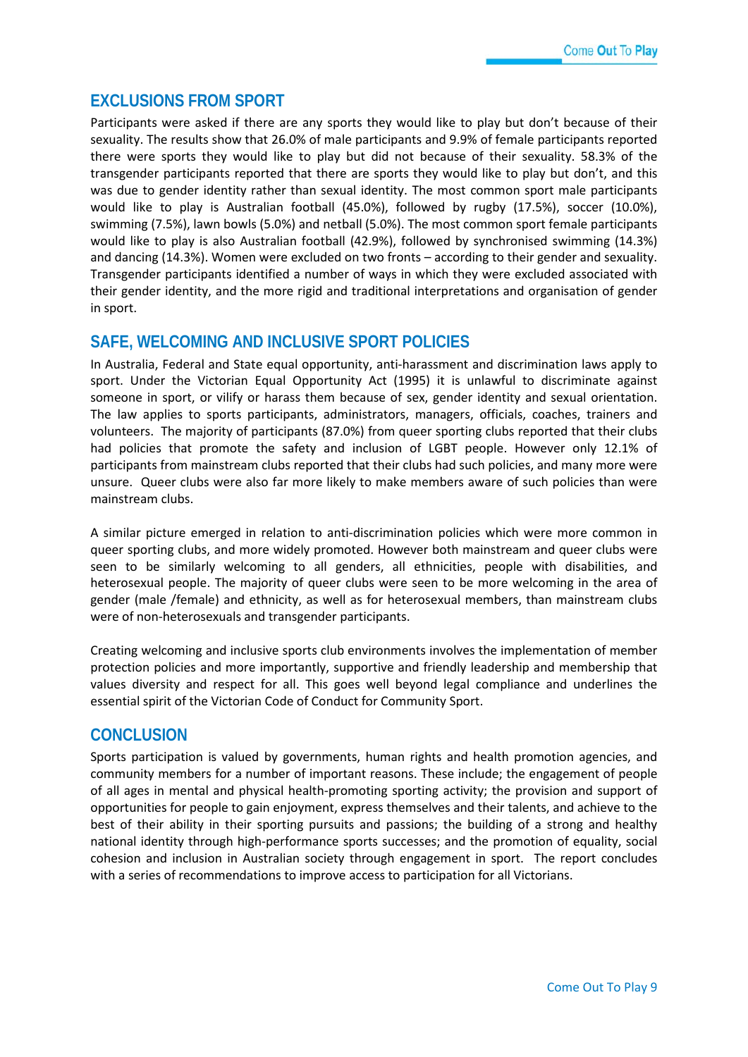## EXCLUSIONS FROM SPORT

Participants were asked if there are any sports they would like to play but don't because of their sexuality. The results show that 26.0% of male participants and 9.9% of female participants reported there were sports they would like to play but did not because of their sexuality. 58.3% of the transgender participants reported that there are sports they would like to play but don't, and this was due to gender identity rather than sexual identity. The most common sport male participants would like to play is Australian football (45.0%), followed by rugby (17.5%), soccer (10.0%), swimming (7.5%), lawn bowls (5.0%) and netball (5.0%). The most common sport female participants would like to play is also Australian football (42.9%), followed by synchronised swimming (14.3%) and dancing (14.3%). Women were excluded on two fronts – according to their gender and sexuality. Transgender participants identified a number of ways in which they were excluded associated with their gender identity, and the more rigid and traditional interpretations and organisation of gender in sport.

## SAFE, WELCOMING AND INCLUSIVE SPORT POLICIES

In Australia, Federal and State equal opportunity, anti-harassment and discrimination laws apply to sport. Under the Victorian Equal Opportunity Act (1995) it is unlawful to discriminate against someone in sport, or vilify or harass them because of sex, gender identity and sexual orientation. The law applies to sports participants, administrators, managers, officials, coaches, trainers and volunteers. The majority of participants (87.0%) from queer sporting clubs reported that their clubs had policies that promote the safety and inclusion of LGBT people. However only 12.1% of participants from mainstream clubs reported that their clubs had such policies, and many more were unsure. Queer clubs were also far more likely to make members aware of such policies than were mainstream clubs.

A similar picture emerged in relation to anti-discrimination policies which were more common in queer sporting clubs, and more widely promoted. However both mainstream and queer clubs were seen to be similarly welcoming to all genders, all ethnicities, people with disabilities, and heterosexual people. The majority of queer clubs were seen to be more welcoming in the area of gender (male /female) and ethnicity, as well as for heterosexual members, than mainstream clubs were of non-heterosexuals and transgender participants.

Creating welcoming and inclusive sports club environments involves the implementation of member protection policies and more importantly, supportive and friendly leadership and membership that values diversity and respect for all. This goes well beyond legal compliance and underlines the essential spirit of the Victorian Code of Conduct for Community Sport.

## CONCLUSION

Sports participation is valued by governments, human rights and health promotion agencies, and community members for a number of important reasons. These include; the engagement of people of all ages in mental and physical health-promoting sporting activity; the provision and support of opportunities for people to gain enjoyment, express themselves and their talents, and achieve to the best of their ability in their sporting pursuits and passions; the building of a strong and healthy national identity through high-performance sports successes; and the promotion of equality, social cohesion and inclusion in Australian society through engagement in sport. The report concludes with a series of recommendations to improve access to participation for all Victorians.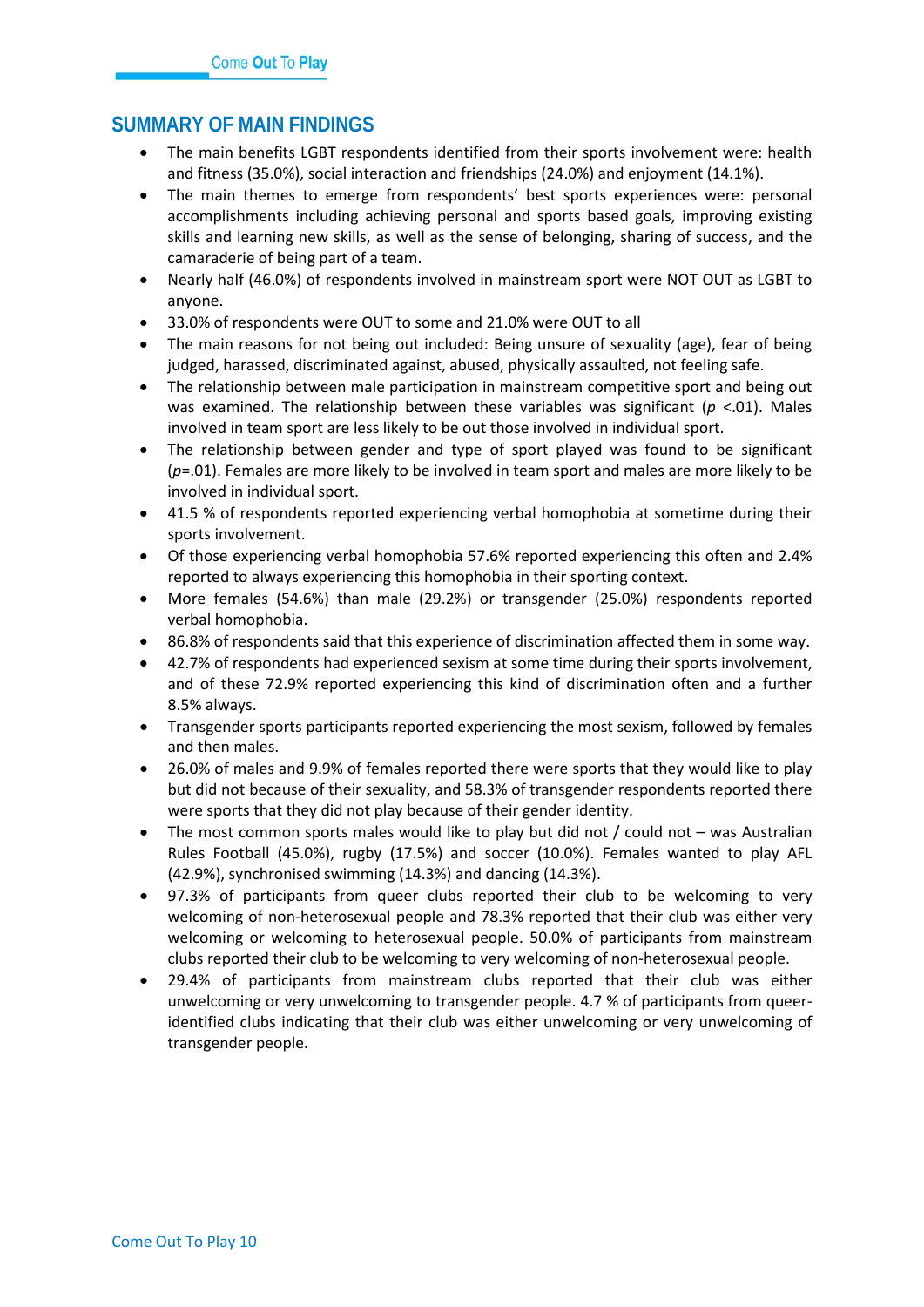## SUMMARY OF MAIN FINDINGS

- The main benefits LGBT respondents identified from their sports involvement were: health and fitness (35.0%), social interaction and friendships (24.0%) and enjoyment (14.1%).
- The main themes to emerge from respondents' best sports experiences were: personal accomplishments including achieving personal and sports based goals, improving existing skills and learning new skills, as well as the sense of belonging, sharing of success, and the camaraderie of being part of a team.
- Nearly half (46.0%) of respondents involved in mainstream sport were NOT OUT as LGBT to anyone.
- 33.0% of respondents were OUT to some and 21.0% were OUT to all
- The main reasons for not being out included: Being unsure of sexuality (age), fear of being judged, harassed, discriminated against, abused, physically assaulted, not feeling safe.
- The relationship between male participation in mainstream competitive sport and being out was examined. The relationship between these variables was significant ($p < .01$). Males involved in team sport are less likely to be out those involved in individual sport.
- The relationship between gender and type of sport played was found to be significant ($p = .01$). Females are more likely to be involved in team sport and males are more likely to be involved in individual sport.
- 41.5 % of respondents reported experiencing verbal homophobia at sometime during their sports involvement.
- Of those experiencing verbal homophobia 57.6% reported experiencing this often and 2.4% reported to always experiencing this homophobia in their sporting context.
- More females (54.6%) than male (29.2%) or transgender (25.0%) respondents reported verbal homophobia.
- 86.8% of respondents said that this experience of discrimination affected them in some way.
- 42.7% of respondents had experienced sexism at some time during their sports involvement, and of these 72.9% reported experiencing this kind of discrimination often and a further 8.5% always.
- Transgender sports participants reported experiencing the most sexism, followed by females and then males.
- 26.0% of males and 9.9% of females reported there were sports that they would like to play but did not because of their sexuality, and 58.3% of transgender respondents reported there were sports that they did not play because of their gender identity.
- The most common sports males would like to play but did not / could not – was Australian Rules Football (45.0%), rugby (17.5%) and soccer (10.0%). Females wanted to play AFL (42.9%), synchronised swimming (14.3%) and dancing (14.3%).
- 97.3% of participants from queer clubs reported their club to be welcoming to very welcoming of non-heterosexual people and 78.3% reported that their club was either very welcoming or welcoming to heterosexual people. 50.0% of participants from mainstream clubs reported their club to be welcoming to very welcoming of non-heterosexual people.
- 29.4% of participants from mainstream clubs reported that their club was either unwelcoming or very unwelcoming to transgender people. 4.7 % of participants from queer-identified clubs indicating that their club was either unwelcoming or very unwelcoming of transgender people.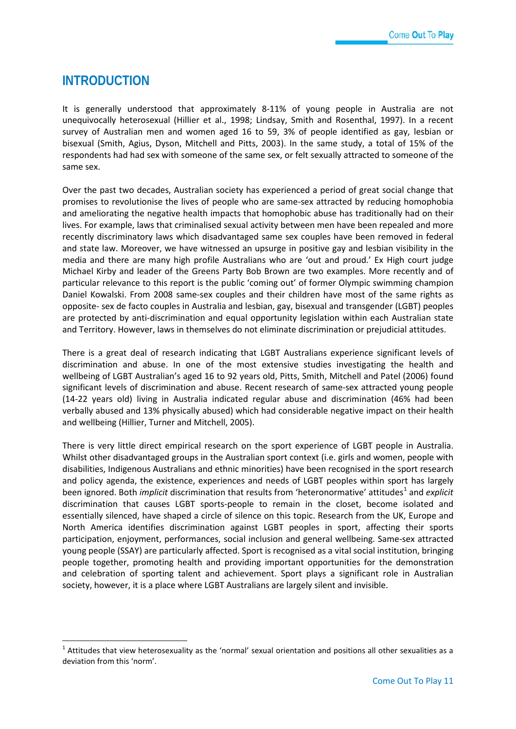# INTRODUCTION

It is generally understood that approximately 8-11% of young people in Australia are not unequivocally heterosexual (Hillier et al., 1998; Lindsay, Smith and Rosenthal, 1997). In a recent survey of Australian men and women aged 16 to 59, 3% of people identified as gay, lesbian or bisexual (Smith, Agius, Dyson, Mitchell and Pitts, 2003). In the same study, a total of 15% of the respondents had had sex with someone of the same sex, or felt sexually attracted to someone of the same sex.

Over the past two decades, Australian society has experienced a period of great social change that promises to revolutionise the lives of people who are same-sex attracted by reducing homophobia and ameliorating the negative health impacts that homophobic abuse has traditionally had on their lives. For example, laws that criminalised sexual activity between men have been repealed and more recently discriminatory laws which disadvantaged same sex couples have been removed in federal and state law. Moreover, we have witnessed an upsurge in positive gay and lesbian visibility in the media and there are many high profile Australians who are 'out and proud.' Ex High court judge Michael Kirby and leader of the Greens Party Bob Brown are two examples. More recently and of particular relevance to this report is the public 'coming out' of former Olympic swimming champion Daniel Kowalski. From 2008 same-sex couples and their children have most of the same rights as opposite- sex de facto couples in Australia and lesbian, gay, bisexual and transgender (LGBT) peoples are protected by anti-discrimination and equal opportunity legislation within each Australian state and Territory. However, laws in themselves do not eliminate discrimination or prejudicial attitudes.

There is a great deal of research indicating that LGBT Australians experience significant levels of discrimination and abuse. In one of the most extensive studies investigating the health and wellbeing of LGBT Australian's aged 16 to 92 years old, Pitts, Smith, Mitchell and Patel (2006) found significant levels of discrimination and abuse. Recent research of same-sex attracted young people (14-22 years old) living in Australia indicated regular abuse and discrimination (46% had been verbally abused and 13% physically abused) which had considerable negative impact on their health and wellbeing (Hillier, Turner and Mitchell, 2005).

There is very little direct empirical research on the sport experience of LGBT people in Australia. Whilst other disadvantaged groups in the Australian sport context (i.e. girls and women, people with disabilities, Indigenous Australians and ethnic minorities) have been recognised in the sport research and policy agenda, the existence, experiences and needs of LGBT peoples within sport has largely been ignored. Both *implicit* discrimination that results from 'heteronormative' attitudes[1] and *explicit* discrimination that causes LGBT sports-people to remain in the closet, become isolated and essentially silenced, have shaped a circle of silence on this topic. Research from the UK, Europe and North America identifies discrimination against LGBT peoples in sport, affecting their sports participation, enjoyment, performances, social inclusion and general wellbeing. Same-sex attracted young people (SSAY) are particularly affected. Sport is recognised as a vital social institution, bringing people together, promoting health and providing important opportunities for the demonstration and celebration of sporting talent and achievement. Sport plays a significant role in Australian society, however, it is a place where LGBT Australians are largely silent and invisible.

[1] Attitudes that view heterosexuality as the 'normal' sexual orientation and positions all other sexualities as a deviation from this 'norm'.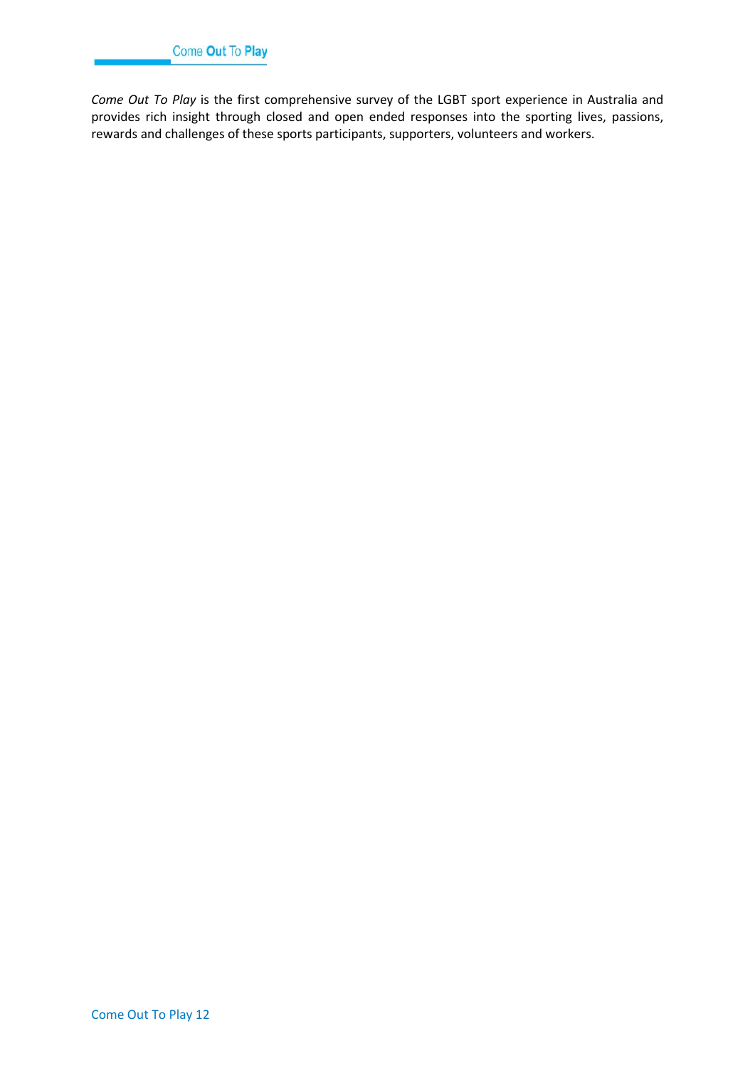*Come Out To Play* is the first comprehensive survey of the LGBT sport experience in Australia and provides rich insight through closed and open ended responses into the sporting lives, passions, rewards and challenges of these sports participants, supporters, volunteers and workers.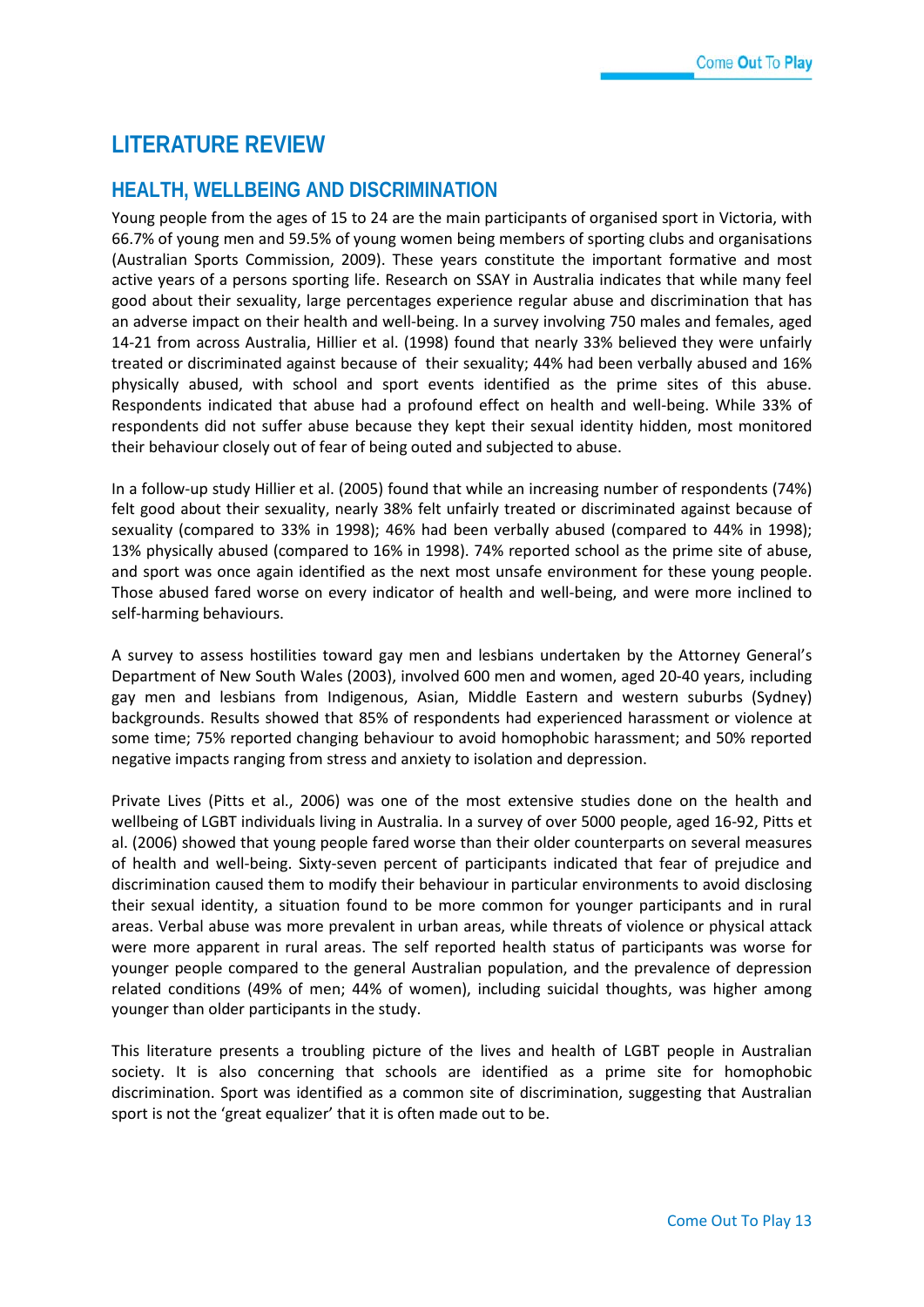# LITERATURE REVIEW

## HEALTH, WELLBEING AND DISCRIMINATION

Young people from the ages of 15 to 24 are the main participants of organised sport in Victoria, with 66.7% of young men and 59.5% of young women being members of sporting clubs and organisations (Australian Sports Commission, 2009). These years constitute the important formative and most active years of a persons sporting life. Research on SSAY in Australia indicates that while many feel good about their sexuality, large percentages experience regular abuse and discrimination that has an adverse impact on their health and well-being. In a survey involving 750 males and females, aged 14-21 from across Australia, Hillier et al. (1998) found that nearly 33% believed they were unfairly treated or discriminated against because of their sexuality; 44% had been verbally abused and 16% physically abused, with school and sport events identified as the prime sites of this abuse. Respondents indicated that abuse had a profound effect on health and well-being. While 33% of respondents did not suffer abuse because they kept their sexual identity hidden, most monitored their behaviour closely out of fear of being outed and subjected to abuse.

In a follow-up study Hillier et al. (2005) found that while an increasing number of respondents (74%) felt good about their sexuality, nearly 38% felt unfairly treated or discriminated against because of sexuality (compared to 33% in 1998); 46% had been verbally abused (compared to 44% in 1998); 13% physically abused (compared to 16% in 1998). 74% reported school as the prime site of abuse, and sport was once again identified as the next most unsafe environment for these young people. Those abused fared worse on every indicator of health and well-being, and were more inclined to self-harming behaviours.

A survey to assess hostilities toward gay men and lesbians undertaken by the Attorney General's Department of New South Wales (2003), involved 600 men and women, aged 20-40 years, including gay men and lesbians from Indigenous, Asian, Middle Eastern and western suburbs (Sydney) backgrounds. Results showed that 85% of respondents had experienced harassment or violence at some time; 75% reported changing behaviour to avoid homophobic harassment; and 50% reported negative impacts ranging from stress and anxiety to isolation and depression.

Private Lives (Pitts et al., 2006) was one of the most extensive studies done on the health and wellbeing of LGBT individuals living in Australia. In a survey of over 5000 people, aged 16-92, Pitts et al. (2006) showed that young people fared worse than their older counterparts on several measures of health and well-being. Sixty-seven percent of participants indicated that fear of prejudice and discrimination caused them to modify their behaviour in particular environments to avoid disclosing their sexual identity, a situation found to be more common for younger participants and in rural areas. Verbal abuse was more prevalent in urban areas, while threats of violence or physical attack were more apparent in rural areas. The self reported health status of participants was worse for younger people compared to the general Australian population, and the prevalence of depression related conditions (49% of men; 44% of women), including suicidal thoughts, was higher among younger than older participants in the study.

This literature presents a troubling picture of the lives and health of LGBT people in Australian society. It is also concerning that schools are identified as a prime site for homophobic discrimination. Sport was identified as a common site of discrimination, suggesting that Australian sport is not the 'great equalizer' that it is often made out to be.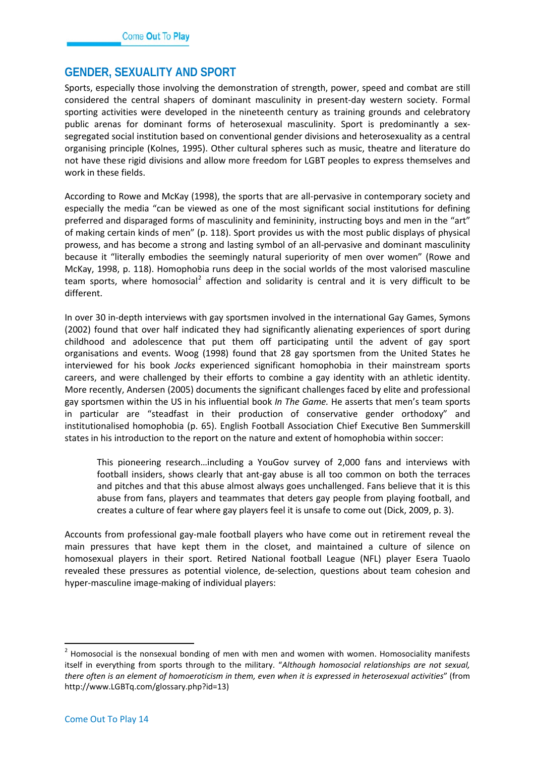## GENDER, SEXUALITY AND SPORT

Sports, especially those involving the demonstration of strength, power, speed and combat are still considered the central shapers of dominant masculinity in present-day western society. Formal sporting activities were developed in the nineteenth century as training grounds and celebratory public arenas for dominant forms of heterosexual masculinity. Sport is predominantly a sex-segregated social institution based on conventional gender divisions and heterosexuality as a central organising principle (Kolnes, 1995). Other cultural spheres such as music, theatre and literature do not have these rigid divisions and allow more freedom for LGBT peoples to express themselves and work in these fields.

According to Rowe and McKay (1998), the sports that are all-pervasive in contemporary society and especially the media "can be viewed as one of the most significant social institutions for defining preferred and disparaged forms of masculinity and femininity, instructing boys and men in the "art" of making certain kinds of men" (p. 118). Sport provides us with the most public displays of physical prowess, and has become a strong and lasting symbol of an all-pervasive and dominant masculinity because it "literally embodies the seemingly natural superiority of men over women" (Rowe and McKay, 1998, p. 118). Homophobia runs deep in the social worlds of the most valorised masculine team sports, where homosocial[2] affection and solidarity is central and it is very difficult to be different.

In over 30 in-depth interviews with gay sportsmen involved in the international Gay Games, Symons (2002) found that over half indicated they had significantly alienating experiences of sport during childhood and adolescence that put them off participating until the advent of gay sport organisations and events. Woog (1998) found that 28 gay sportsmen from the United States he interviewed for his book *Jocks* experienced significant homophobia in their mainstream sports careers, and were challenged by their efforts to combine a gay identity with an athletic identity. More recently, Andersen (2005) documents the significant challenges faced by elite and professional gay sportsmen within the US in his influential book *In The Game.* He asserts that men's team sports in particular are "steadfast in their production of conservative gender orthodoxy" and institutionalised homophobia (p. 65). English Football Association Chief Executive Ben Summerskill states in his introduction to the report on the nature and extent of homophobia within soccer:

> This pioneering research…including a YouGov survey of 2,000 fans and interviews with football insiders, shows clearly that ant-gay abuse is all too common on both the terraces and pitches and that this abuse almost always goes unchallenged. Fans believe that it is this abuse from fans, players and teammates that deters gay people from playing football, and creates a culture of fear where gay players feel it is unsafe to come out (Dick, 2009, p. 3).

Accounts from professional gay-male football players who have come out in retirement reveal the main pressures that have kept them in the closet, and maintained a culture of silence on homosexual players in their sport. Retired National football League (NFL) player Esera Tuaolo revealed these pressures as potential violence, de-selection, questions about team cohesion and hyper-masculine image-making of individual players:

---

[2] Homosocial is the nonsexual bonding of men with men and women with women. Homosociality manifests itself in everything from sports through to the military. "*Although homosocial relationships are not sexual, there often is an element of homoeroticism in them, even when it is expressed in heterosexual activities*" (from http://www.LGBTq.com/glossary.php?id=13)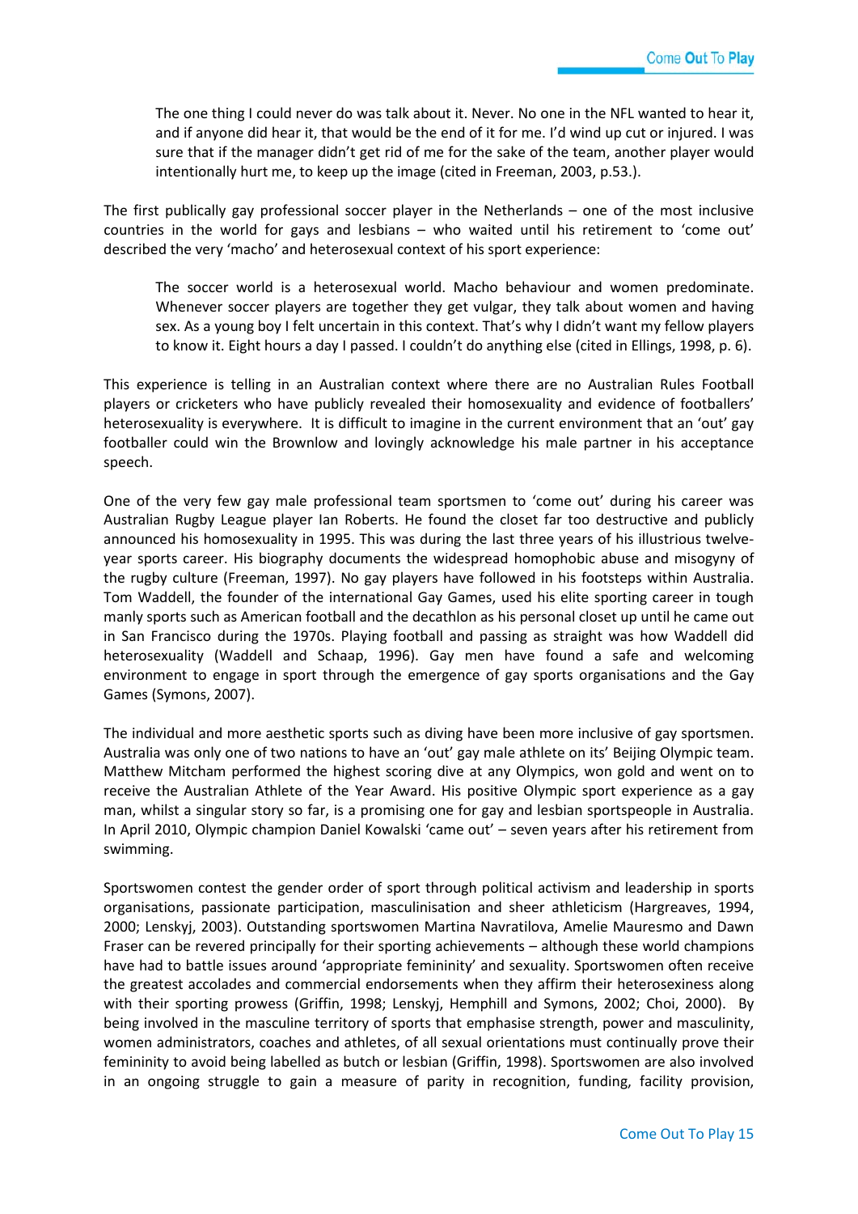> The one thing I could never do was talk about it. Never. No one in the NFL wanted to hear it, and if anyone did hear it, that would be the end of it for me. I'd wind up cut or injured. I was sure that if the manager didn't get rid of me for the sake of the team, another player would intentionally hurt me, to keep up the image (cited in Freeman, 2003, p.53.).

The first publically gay professional soccer player in the Netherlands – one of the most inclusive countries in the world for gays and lesbians – who waited until his retirement to 'come out' described the very 'macho' and heterosexual context of his sport experience:

> The soccer world is a heterosexual world. Macho behaviour and women predominate. Whenever soccer players are together they get vulgar, they talk about women and having sex. As a young boy I felt uncertain in this context. That's why I didn't want my fellow players to know it. Eight hours a day I passed. I couldn't do anything else (cited in Ellings, 1998, p. 6).

This experience is telling in an Australian context where there are no Australian Rules Football players or cricketers who have publicly revealed their homosexuality and evidence of footballers' heterosexuality is everywhere. It is difficult to imagine in the current environment that an 'out' gay footballer could win the Brownlow and lovingly acknowledge his male partner in his acceptance speech.

One of the very few gay male professional team sportsmen to 'come out' during his career was Australian Rugby League player Ian Roberts. He found the closet far too destructive and publicly announced his homosexuality in 1995. This was during the last three years of his illustrious twelve-year sports career. His biography documents the widespread homophobic abuse and misogyny of the rugby culture (Freeman, 1997). No gay players have followed in his footsteps within Australia. Tom Waddell, the founder of the international Gay Games, used his elite sporting career in tough manly sports such as American football and the decathlon as his personal closet up until he came out in San Francisco during the 1970s. Playing football and passing as straight was how Waddell did heterosexuality (Waddell and Schaap, 1996). Gay men have found a safe and welcoming environment to engage in sport through the emergence of gay sports organisations and the Gay Games (Symons, 2007).

The individual and more aesthetic sports such as diving have been more inclusive of gay sportsmen. Australia was only one of two nations to have an 'out' gay male athlete on its' Beijing Olympic team. Matthew Mitcham performed the highest scoring dive at any Olympics, won gold and went on to receive the Australian Athlete of the Year Award. His positive Olympic sport experience as a gay man, whilst a singular story so far, is a promising one for gay and lesbian sportspeople in Australia. In April 2010, Olympic champion Daniel Kowalski 'came out' – seven years after his retirement from swimming.

Sportswomen contest the gender order of sport through political activism and leadership in sports organisations, passionate participation, masculinisation and sheer athleticism (Hargreaves, 1994, 2000; Lenskyj, 2003). Outstanding sportswomen Martina Navratilova, Amelie Mauresmo and Dawn Fraser can be revered principally for their sporting achievements – although these world champions have had to battle issues around 'appropriate femininity' and sexuality. Sportswomen often receive the greatest accolades and commercial endorsements when they affirm their heterosexiness along with their sporting prowess (Griffin, 1998; Lenskyj, Hemphill and Symons, 2002; Choi, 2000). By being involved in the masculine territory of sports that emphasise strength, power and masculinity, women administrators, coaches and athletes, of all sexual orientations must continually prove their femininity to avoid being labelled as butch or lesbian (Griffin, 1998). Sportswomen are also involved in an ongoing struggle to gain a measure of parity in recognition, funding, facility provision,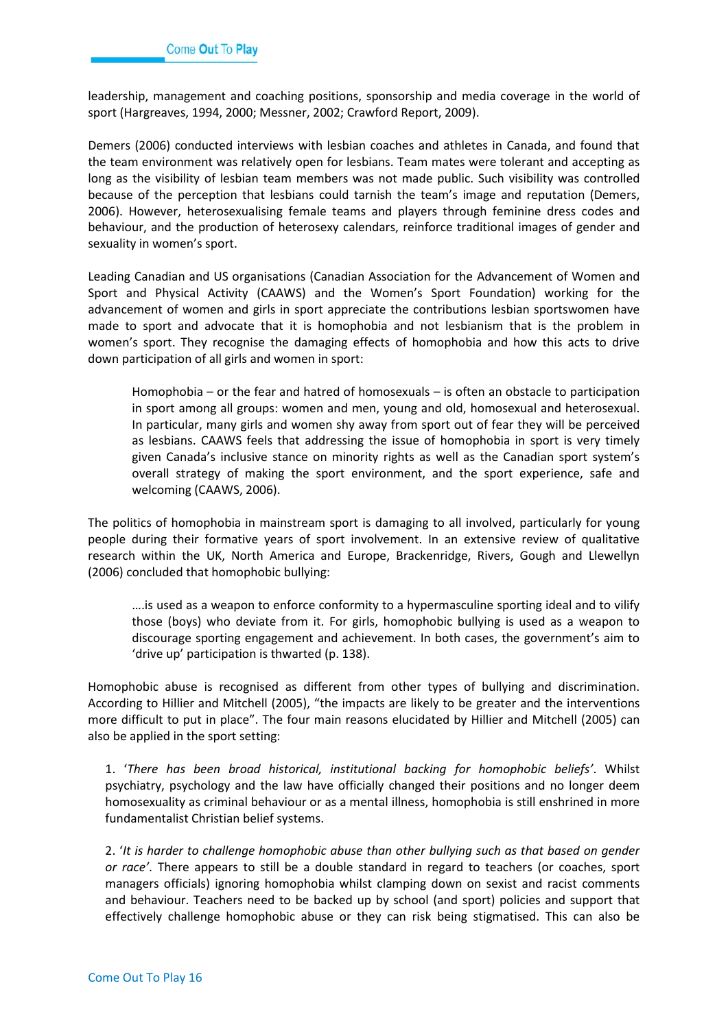leadership, management and coaching positions, sponsorship and media coverage in the world of sport (Hargreaves, 1994, 2000; Messner, 2002; Crawford Report, 2009).

Demers (2006) conducted interviews with lesbian coaches and athletes in Canada, and found that the team environment was relatively open for lesbians. Team mates were tolerant and accepting as long as the visibility of lesbian team members was not made public. Such visibility was controlled because of the perception that lesbians could tarnish the team's image and reputation (Demers, 2006). However, heterosexualising female teams and players through feminine dress codes and behaviour, and the production of heterosexy calendars, reinforce traditional images of gender and sexuality in women's sport.

Leading Canadian and US organisations (Canadian Association for the Advancement of Women and Sport and Physical Activity (CAAWS) and the Women's Sport Foundation) working for the advancement of women and girls in sport appreciate the contributions lesbian sportswomen have made to sport and advocate that it is homophobia and not lesbianism that is the problem in women's sport. They recognise the damaging effects of homophobia and how this acts to drive down participation of all girls and women in sport:

> Homophobia – or the fear and hatred of homosexuals – is often an obstacle to participation in sport among all groups: women and men, young and old, homosexual and heterosexual. In particular, many girls and women shy away from sport out of fear they will be perceived as lesbians. CAAWS feels that addressing the issue of homophobia in sport is very timely given Canada's inclusive stance on minority rights as well as the Canadian sport system's overall strategy of making the sport environment, and the sport experience, safe and welcoming (CAAWS, 2006).

The politics of homophobia in mainstream sport is damaging to all involved, particularly for young people during their formative years of sport involvement. In an extensive review of qualitative research within the UK, North America and Europe, Brackenridge, Rivers, Gough and Llewellyn (2006) concluded that homophobic bullying:

> ….is used as a weapon to enforce conformity to a hypermasculine sporting ideal and to vilify those (boys) who deviate from it. For girls, homophobic bullying is used as a weapon to discourage sporting engagement and achievement. In both cases, the government's aim to 'drive up' participation is thwarted (p. 138).

Homophobic abuse is recognised as different from other types of bullying and discrimination. According to Hillier and Mitchell (2005), "the impacts are likely to be greater and the interventions more difficult to put in place". The four main reasons elucidated by Hillier and Mitchell (2005) can also be applied in the sport setting:

1. '*There has been broad historical, institutional backing for homophobic beliefs'*. Whilst psychiatry, psychology and the law have officially changed their positions and no longer deem homosexuality as criminal behaviour or as a mental illness, homophobia is still enshrined in more fundamentalist Christian belief systems.

2. '*It is harder to challenge homophobic abuse than other bullying such as that based on gender or race'*. There appears to still be a double standard in regard to teachers (or coaches, sport managers officials) ignoring homophobia whilst clamping down on sexist and racist comments and behaviour. Teachers need to be backed up by school (and sport) policies and support that effectively challenge homophobic abuse or they can risk being stigmatised. This can also be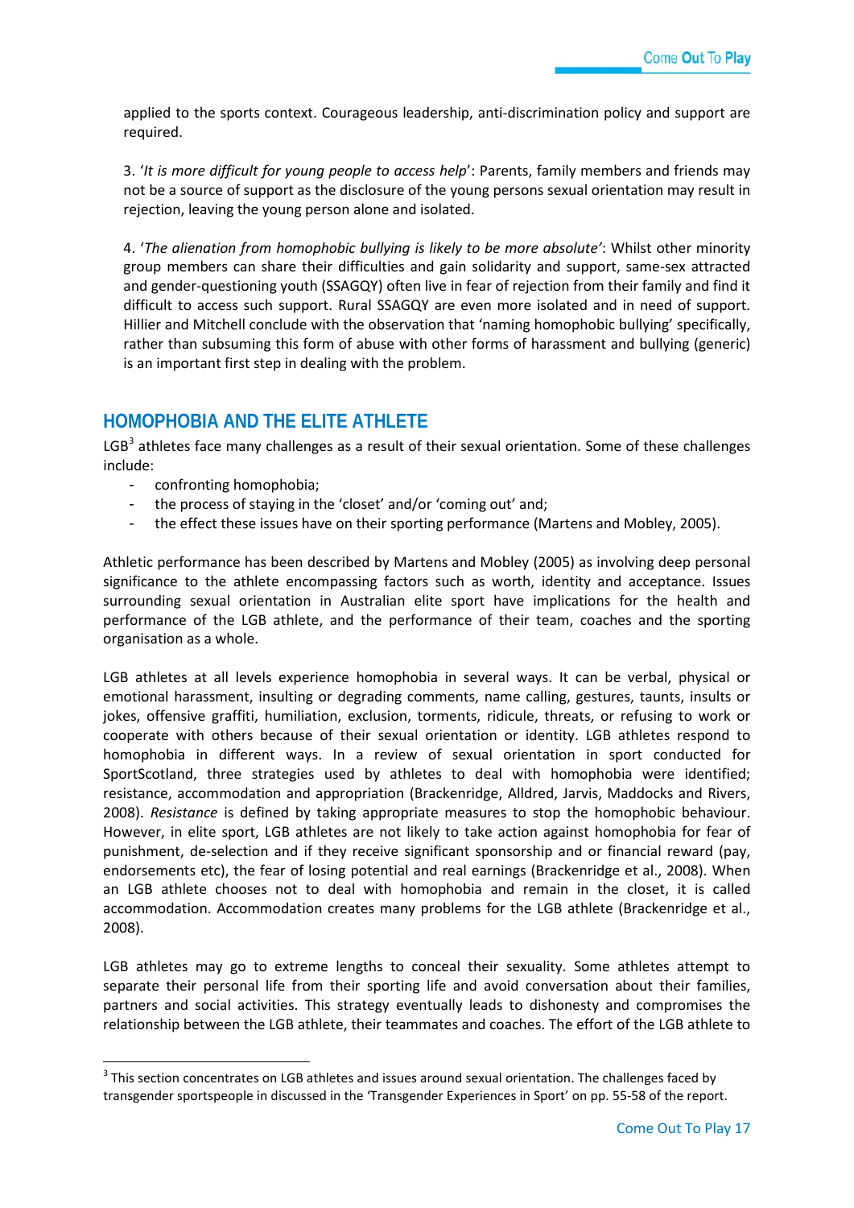applied to the sports context. Courageous leadership, anti-discrimination policy and support are required.

3. '*It is more difficult for young people to access help*': Parents, family members and friends may not be a source of support as the disclosure of the young persons sexual orientation may result in rejection, leaving the young person alone and isolated.

4. '*The alienation from homophobic bullying is likely to be more absolute'*: Whilst other minority group members can share their difficulties and gain solidarity and support, same-sex attracted and gender-questioning youth (SSAGQY) often live in fear of rejection from their family and find it difficult to access such support. Rural SSAGQY are even more isolated and in need of support. Hillier and Mitchell conclude with the observation that 'naming homophobic bullying' specifically, rather than subsuming this form of abuse with other forms of harassment and bullying (generic) is an important first step in dealing with the problem.

## HOMOPHOBIA AND THE ELITE ATHLETE

LGB[3] athletes face many challenges as a result of their sexual orientation. Some of these challenges include:

- confronting homophobia;
- the process of staying in the 'closet' and/or 'coming out' and;
- the effect these issues have on their sporting performance (Martens and Mobley, 2005).

Athletic performance has been described by Martens and Mobley (2005) as involving deep personal significance to the athlete encompassing factors such as worth, identity and acceptance. Issues surrounding sexual orientation in Australian elite sport have implications for the health and performance of the LGB athlete, and the performance of their team, coaches and the sporting organisation as a whole.

LGB athletes at all levels experience homophobia in several ways. It can be verbal, physical or emotional harassment, insulting or degrading comments, name calling, gestures, taunts, insults or jokes, offensive graffiti, humiliation, exclusion, torments, ridicule, threats, or refusing to work or cooperate with others because of their sexual orientation or identity. LGB athletes respond to homophobia in different ways. In a review of sexual orientation in sport conducted for SportScotland, three strategies used by athletes to deal with homophobia were identified; resistance, accommodation and appropriation (Brackenridge, Alldred, Jarvis, Maddocks and Rivers, 2008). *Resistance* is defined by taking appropriate measures to stop the homophobic behaviour. However, in elite sport, LGB athletes are not likely to take action against homophobia for fear of punishment, de-selection and if they receive significant sponsorship and or financial reward (pay, endorsements etc), the fear of losing potential and real earnings (Brackenridge et al., 2008). When an LGB athlete chooses not to deal with homophobia and remain in the closet, it is called accommodation. Accommodation creates many problems for the LGB athlete (Brackenridge et al., 2008).

LGB athletes may go to extreme lengths to conceal their sexuality. Some athletes attempt to separate their personal life from their sporting life and avoid conversation about their families, partners and social activities. This strategy eventually leads to dishonesty and compromises the relationship between the LGB athlete, their teammates and coaches. The effort of the LGB athlete to

[3] This section concentrates on LGB athletes and issues around sexual orientation. The challenges faced by transgender sportspeople in discussed in the 'Transgender Experiences in Sport' on pp. 55-58 of the report.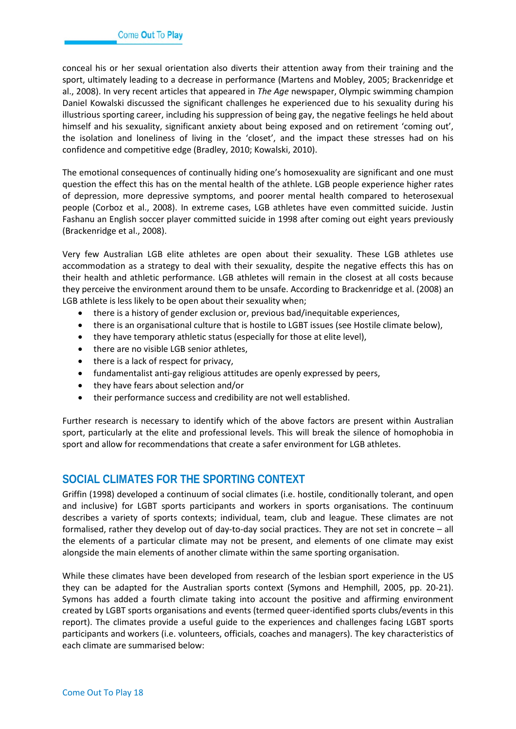conceal his or her sexual orientation also diverts their attention away from their training and the sport, ultimately leading to a decrease in performance (Martens and Mobley, 2005; Brackenridge et al., 2008). In very recent articles that appeared in *The Age* newspaper, Olympic swimming champion Daniel Kowalski discussed the significant challenges he experienced due to his sexuality during his illustrious sporting career, including his suppression of being gay, the negative feelings he held about himself and his sexuality, significant anxiety about being exposed and on retirement 'coming out', the isolation and loneliness of living in the 'closet', and the impact these stresses had on his confidence and competitive edge (Bradley, 2010; Kowalski, 2010).

The emotional consequences of continually hiding one's homosexuality are significant and one must question the effect this has on the mental health of the athlete. LGB people experience higher rates of depression, more depressive symptoms, and poorer mental health compared to heterosexual people (Corboz et al., 2008). In extreme cases, LGB athletes have even committed suicide. Justin Fashanu an English soccer player committed suicide in 1998 after coming out eight years previously (Brackenridge et al., 2008).

Very few Australian LGB elite athletes are open about their sexuality. These LGB athletes use accommodation as a strategy to deal with their sexuality, despite the negative effects this has on their health and athletic performance. LGB athletes will remain in the closest at all costs because they perceive the environment around them to be unsafe. According to Brackenridge et al. (2008) an LGB athlete is less likely to be open about their sexuality when;

- there is a history of gender exclusion or, previous bad/inequitable experiences,
- there is an organisational culture that is hostile to LGBT issues (see Hostile climate below),
- they have temporary athletic status (especially for those at elite level),
- there are no visible LGB senior athletes,
- there is a lack of respect for privacy,
- fundamentalist anti-gay religious attitudes are openly expressed by peers,
- they have fears about selection and/or
- their performance success and credibility are not well established.

Further research is necessary to identify which of the above factors are present within Australian sport, particularly at the elite and professional levels. This will break the silence of homophobia in sport and allow for recommendations that create a safer environment for LGB athletes.

## SOCIAL CLIMATES FOR THE SPORTING CONTEXT

Griffin (1998) developed a continuum of social climates (i.e. hostile, conditionally tolerant, and open and inclusive) for LGBT sports participants and workers in sports organisations. The continuum describes a variety of sports contexts; individual, team, club and league. These climates are not formalised, rather they develop out of day-to-day social practices. They are not set in concrete – all the elements of a particular climate may not be present, and elements of one climate may exist alongside the main elements of another climate within the same sporting organisation.

While these climates have been developed from research of the lesbian sport experience in the US they can be adapted for the Australian sports context (Symons and Hemphill, 2005, pp. 20-21). Symons has added a fourth climate taking into account the positive and affirming environment created by LGBT sports organisations and events (termed queer-identified sports clubs/events in this report). The climates provide a useful guide to the experiences and challenges facing LGBT sports participants and workers (i.e. volunteers, officials, coaches and managers). The key characteristics of each climate are summarised below: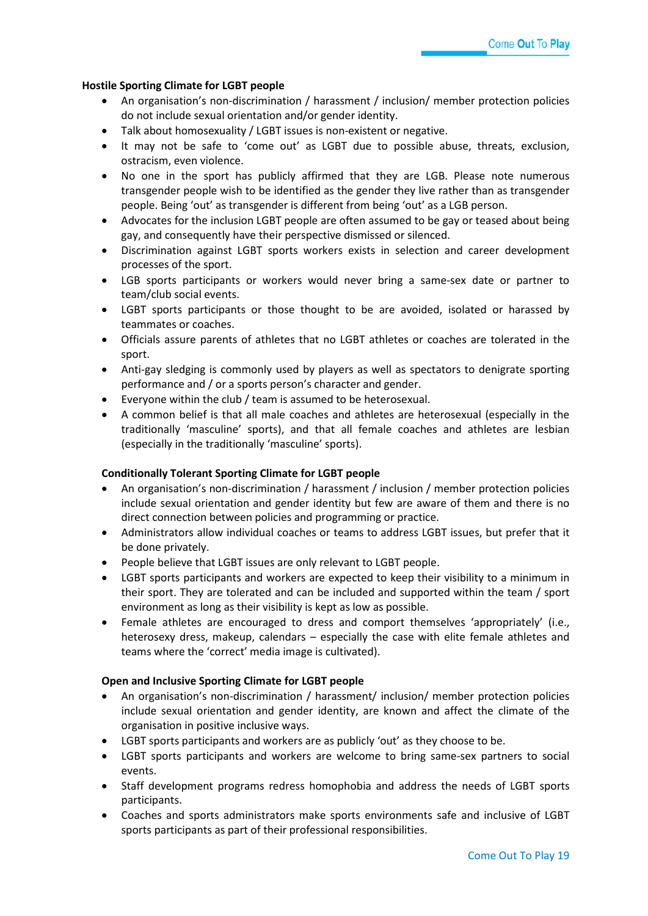**Hostile Sporting Climate for LGBT people**

- An organisation's non-discrimination / harassment / inclusion/ member protection policies do not include sexual orientation and/or gender identity.
- Talk about homosexuality / LGBT issues is non-existent or negative.
- It may not be safe to 'come out' as LGBT due to possible abuse, threats, exclusion, ostracism, even violence.
- No one in the sport has publicly affirmed that they are LGB. Please note numerous transgender people wish to be identified as the gender they live rather than as transgender people. Being 'out' as transgender is different from being 'out' as a LGB person.
- Advocates for the inclusion LGBT people are often assumed to be gay or teased about being gay, and consequently have their perspective dismissed or silenced.
- Discrimination against LGBT sports workers exists in selection and career development processes of the sport.
- LGB sports participants or workers would never bring a same-sex date or partner to team/club social events.
- LGBT sports participants or those thought to be are avoided, isolated or harassed by teammates or coaches.
- Officials assure parents of athletes that no LGBT athletes or coaches are tolerated in the sport.
- Anti-gay sledging is commonly used by players as well as spectators to denigrate sporting performance and / or a sports person's character and gender.
- Everyone within the club / team is assumed to be heterosexual.
- A common belief is that all male coaches and athletes are heterosexual (especially in the traditionally 'masculine' sports), and that all female coaches and athletes are lesbian (especially in the traditionally 'masculine' sports).

**Conditionally Tolerant Sporting Climate for LGBT people**

- An organisation's non-discrimination / harassment / inclusion / member protection policies include sexual orientation and gender identity but few are aware of them and there is no direct connection between policies and programming or practice.
- Administrators allow individual coaches or teams to address LGBT issues, but prefer that it be done privately.
- People believe that LGBT issues are only relevant to LGBT people.
- LGBT sports participants and workers are expected to keep their visibility to a minimum in their sport. They are tolerated and can be included and supported within the team / sport environment as long as their visibility is kept as low as possible.
- Female athletes are encouraged to dress and comport themselves 'appropriately' (i.e., heterosexy dress, makeup, calendars – especially the case with elite female athletes and teams where the 'correct' media image is cultivated).

**Open and Inclusive Sporting Climate for LGBT people**

- An organisation's non-discrimination / harassment/ inclusion/ member protection policies include sexual orientation and gender identity, are known and affect the climate of the organisation in positive inclusive ways.
- LGBT sports participants and workers are as publicly 'out' as they choose to be.
- LGBT sports participants and workers are welcome to bring same-sex partners to social events.
- Staff development programs redress homophobia and address the needs of LGBT sports participants.
- Coaches and sports administrators make sports environments safe and inclusive of LGBT sports participants as part of their professional responsibilities.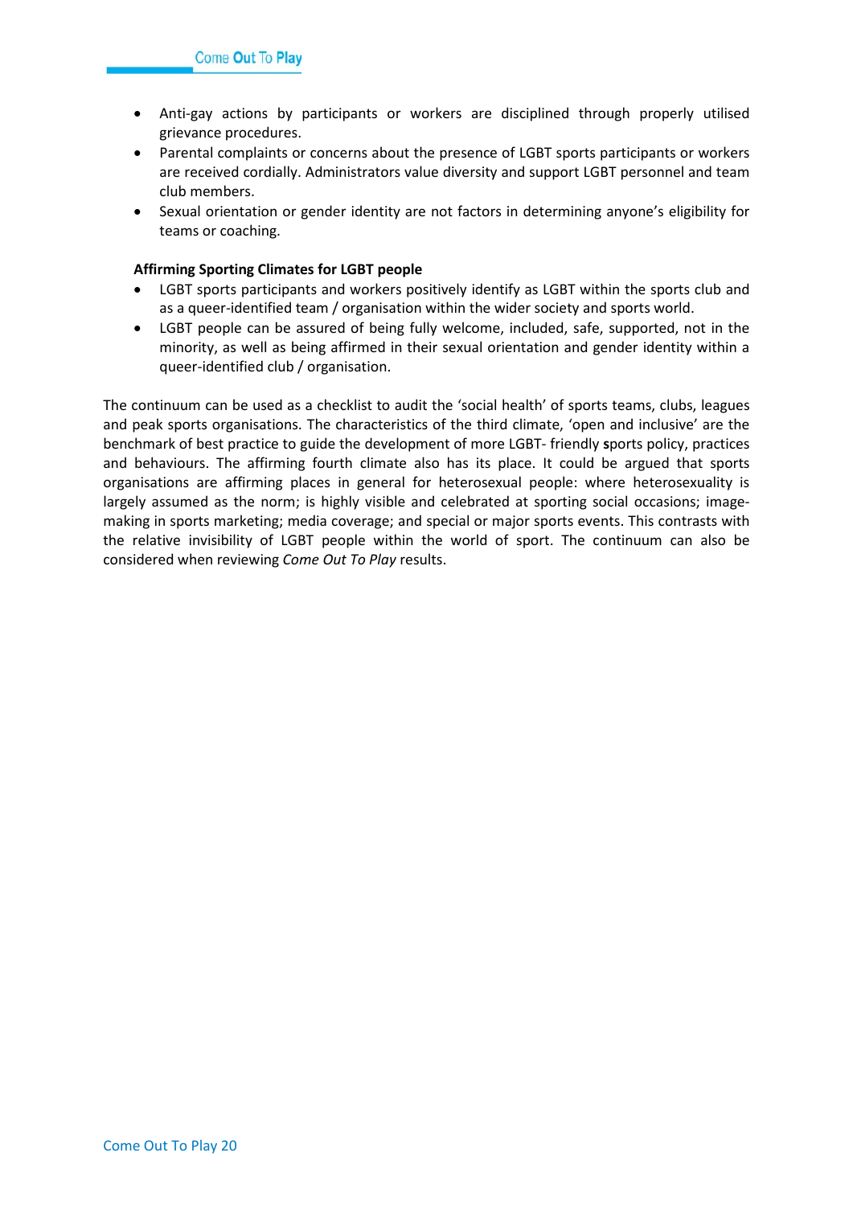- Anti-gay actions by participants or workers are disciplined through properly utilised grievance procedures.
- Parental complaints or concerns about the presence of LGBT sports participants or workers are received cordially. Administrators value diversity and support LGBT personnel and team club members.
- Sexual orientation or gender identity are not factors in determining anyone's eligibility for teams or coaching.

**Affirming Sporting Climates for LGBT people**

- LGBT sports participants and workers positively identify as LGBT within the sports club and as a queer-identified team / organisation within the wider society and sports world.
- LGBT people can be assured of being fully welcome, included, safe, supported, not in the minority, as well as being affirmed in their sexual orientation and gender identity within a queer-identified club / organisation.

The continuum can be used as a checklist to audit the 'social health' of sports teams, clubs, leagues and peak sports organisations. The characteristics of the third climate, 'open and inclusive' are the benchmark of best practice to guide the development of more LGBT- friendly sports policy, practices and behaviours. The affirming fourth climate also has its place. It could be argued that sports organisations are affirming places in general for heterosexual people: where heterosexuality is largely assumed as the norm; is highly visible and celebrated at sporting social occasions; image-making in sports marketing; media coverage; and special or major sports events. This contrasts with the relative invisibility of LGBT people within the world of sport. The continuum can also be considered when reviewing *Come Out To Play* results.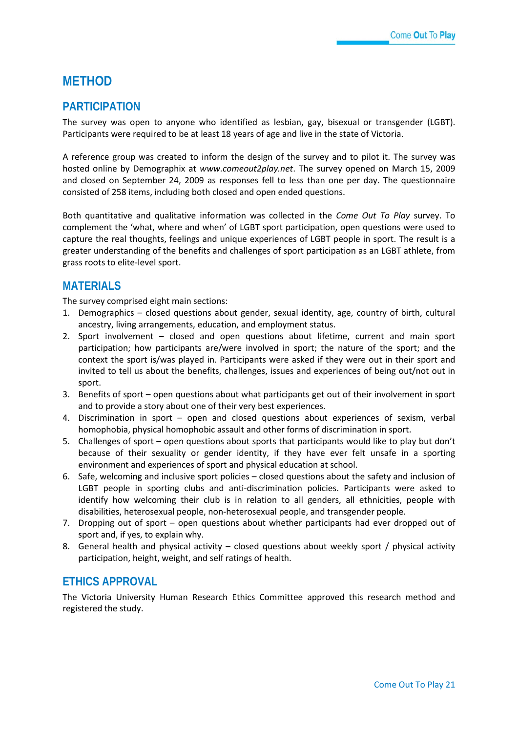# METHOD

## PARTICIPATION

The survey was open to anyone who identified as lesbian, gay, bisexual or transgender (LGBT). Participants were required to be at least 18 years of age and live in the state of Victoria.

A reference group was created to inform the design of the survey and to pilot it. The survey was hosted online by Demographix at *www.comeout2play.net*. The survey opened on March 15, 2009 and closed on September 24, 2009 as responses fell to less than one per day. The questionnaire consisted of 258 items, including both closed and open ended questions.

Both quantitative and qualitative information was collected in the *Come Out To Play* survey. To complement the 'what, where and when' of LGBT sport participation, open questions were used to capture the real thoughts, feelings and unique experiences of LGBT people in sport. The result is a greater understanding of the benefits and challenges of sport participation as an LGBT athlete, from grass roots to elite-level sport.

## MATERIALS

The survey comprised eight main sections:

1. Demographics – closed questions about gender, sexual identity, age, country of birth, cultural ancestry, living arrangements, education, and employment status.
2. Sport involvement – closed and open questions about lifetime, current and main sport participation; how participants are/were involved in sport; the nature of the sport; and the context the sport is/was played in. Participants were asked if they were out in their sport and invited to tell us about the benefits, challenges, issues and experiences of being out/not out in sport.
3. Benefits of sport – open questions about what participants get out of their involvement in sport and to provide a story about one of their very best experiences.
4. Discrimination in sport – open and closed questions about experiences of sexism, verbal homophobia, physical homophobic assault and other forms of discrimination in sport.
5. Challenges of sport – open questions about sports that participants would like to play but don't because of their sexuality or gender identity, if they have ever felt unsafe in a sporting environment and experiences of sport and physical education at school.
6. Safe, welcoming and inclusive sport policies – closed questions about the safety and inclusion of LGBT people in sporting clubs and anti-discrimination policies. Participants were asked to identify how welcoming their club is in relation to all genders, all ethnicities, people with disabilities, heterosexual people, non-heterosexual people, and transgender people.
7. Dropping out of sport – open questions about whether participants had ever dropped out of sport and, if yes, to explain why.
8. General health and physical activity – closed questions about weekly sport / physical activity participation, height, weight, and self ratings of health.

## ETHICS APPROVAL

The Victoria University Human Research Ethics Committee approved this research method and registered the study.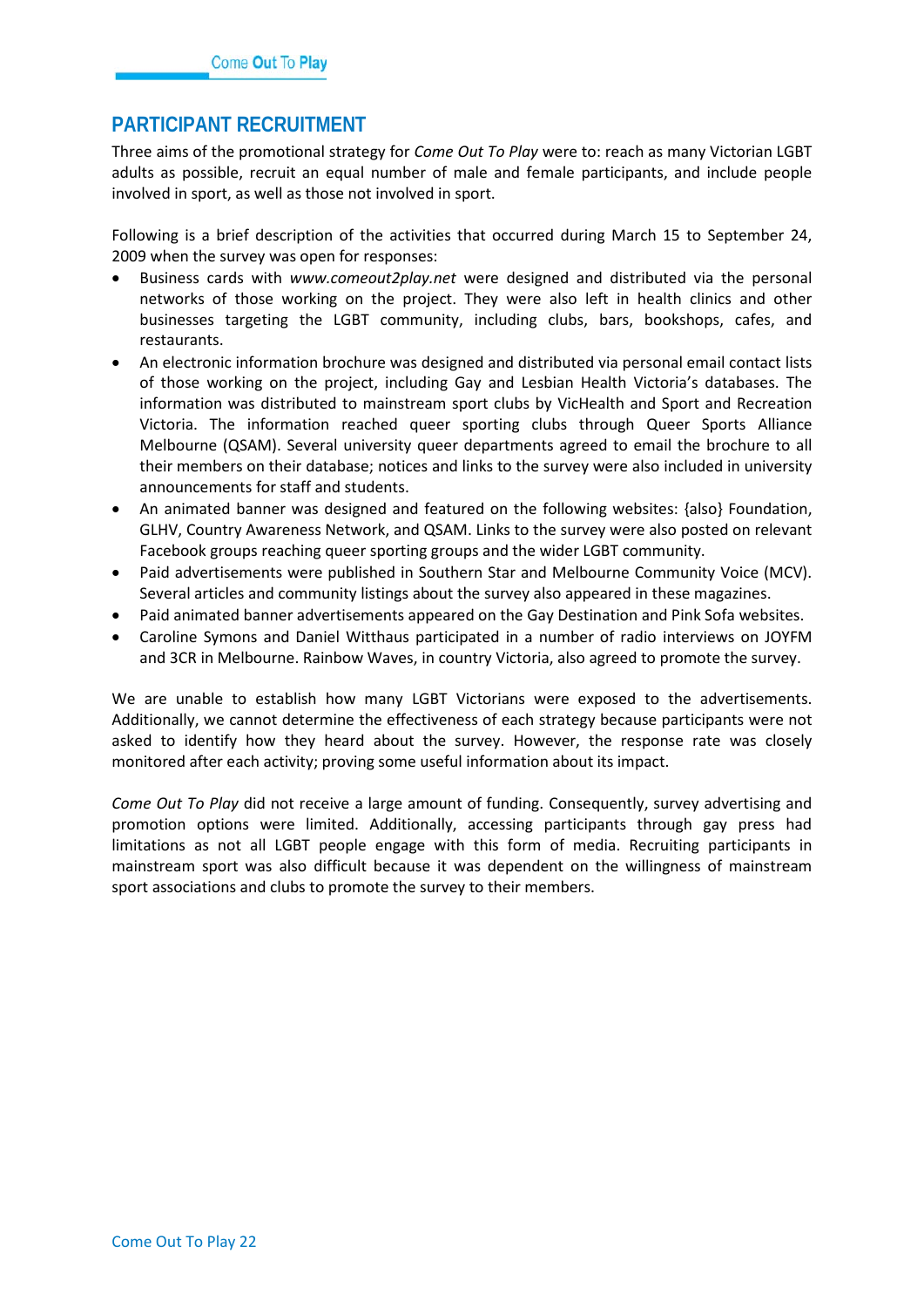## PARTICIPANT RECRUITMENT

Three aims of the promotional strategy for *Come Out To Play* were to: reach as many Victorian LGBT adults as possible, recruit an equal number of male and female participants, and include people involved in sport, as well as those not involved in sport.

Following is a brief description of the activities that occurred during March 15 to September 24, 2009 when the survey was open for responses:

- Business cards with *www.comeout2play.net* were designed and distributed via the personal networks of those working on the project. They were also left in health clinics and other businesses targeting the LGBT community, including clubs, bars, bookshops, cafes, and restaurants.
- An electronic information brochure was designed and distributed via personal email contact lists of those working on the project, including Gay and Lesbian Health Victoria's databases. The information was distributed to mainstream sport clubs by VicHealth and Sport and Recreation Victoria. The information reached queer sporting clubs through Queer Sports Alliance Melbourne (QSAM). Several university queer departments agreed to email the brochure to all their members on their database; notices and links to the survey were also included in university announcements for staff and students.
- An animated banner was designed and featured on the following websites: {also} Foundation, GLHV, Country Awareness Network, and QSAM. Links to the survey were also posted on relevant Facebook groups reaching queer sporting groups and the wider LGBT community.
- Paid advertisements were published in Southern Star and Melbourne Community Voice (MCV). Several articles and community listings about the survey also appeared in these magazines.
- Paid animated banner advertisements appeared on the Gay Destination and Pink Sofa websites.
- Caroline Symons and Daniel Witthaus participated in a number of radio interviews on JOYFM and 3CR in Melbourne. Rainbow Waves, in country Victoria, also agreed to promote the survey.

We are unable to establish how many LGBT Victorians were exposed to the advertisements. Additionally, we cannot determine the effectiveness of each strategy because participants were not asked to identify how they heard about the survey. However, the response rate was closely monitored after each activity; proving some useful information about its impact.

*Come Out To Play* did not receive a large amount of funding. Consequently, survey advertising and promotion options were limited. Additionally, accessing participants through gay press had limitations as not all LGBT people engage with this form of media. Recruiting participants in mainstream sport was also difficult because it was dependent on the willingness of mainstream sport associations and clubs to promote the survey to their members.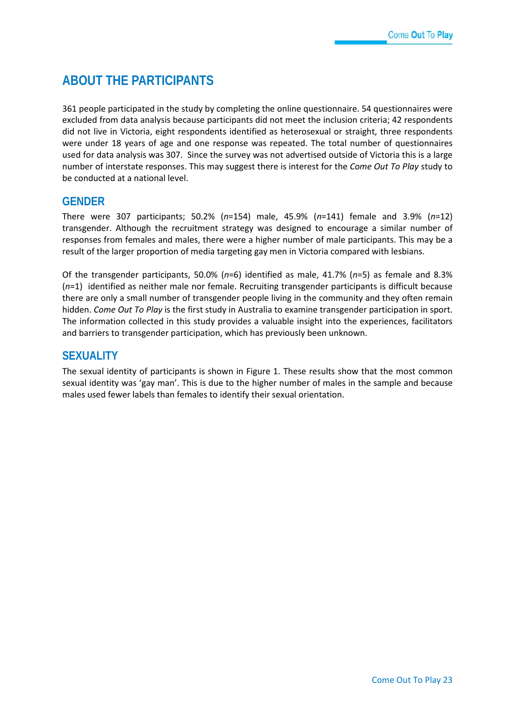# ABOUT THE PARTICIPANTS

361 people participated in the study by completing the online questionnaire. 54 questionnaires were excluded from data analysis because participants did not meet the inclusion criteria; 42 respondents did not live in Victoria, eight respondents identified as heterosexual or straight, three respondents were under 18 years of age and one response was repeated. The total number of questionnaires used for data analysis was 307. Since the survey was not advertised outside of Victoria this is a large number of interstate responses. This may suggest there is interest for the *Come Out To Play* study to be conducted at a national level.

## GENDER

There were 307 participants; 50.2% (*n*=154) male, 45.9% (*n*=141) female and 3.9% (*n*=12) transgender. Although the recruitment strategy was designed to encourage a similar number of responses from females and males, there were a higher number of male participants. This may be a result of the larger proportion of media targeting gay men in Victoria compared with lesbians.

Of the transgender participants, 50.0% (*n*=6) identified as male, 41.7% (*n*=5) as female and 8.3% (*n*=1) identified as neither male nor female. Recruiting transgender participants is difficult because there are only a small number of transgender people living in the community and they often remain hidden. *Come Out To Play* is the first study in Australia to examine transgender participation in sport. The information collected in this study provides a valuable insight into the experiences, facilitators and barriers to transgender participation, which has previously been unknown.

## SEXUALITY

The sexual identity of participants is shown in Figure 1. These results show that the most common sexual identity was 'gay man'. This is due to the higher number of males in the sample and because males used fewer labels than females to identify their sexual orientation.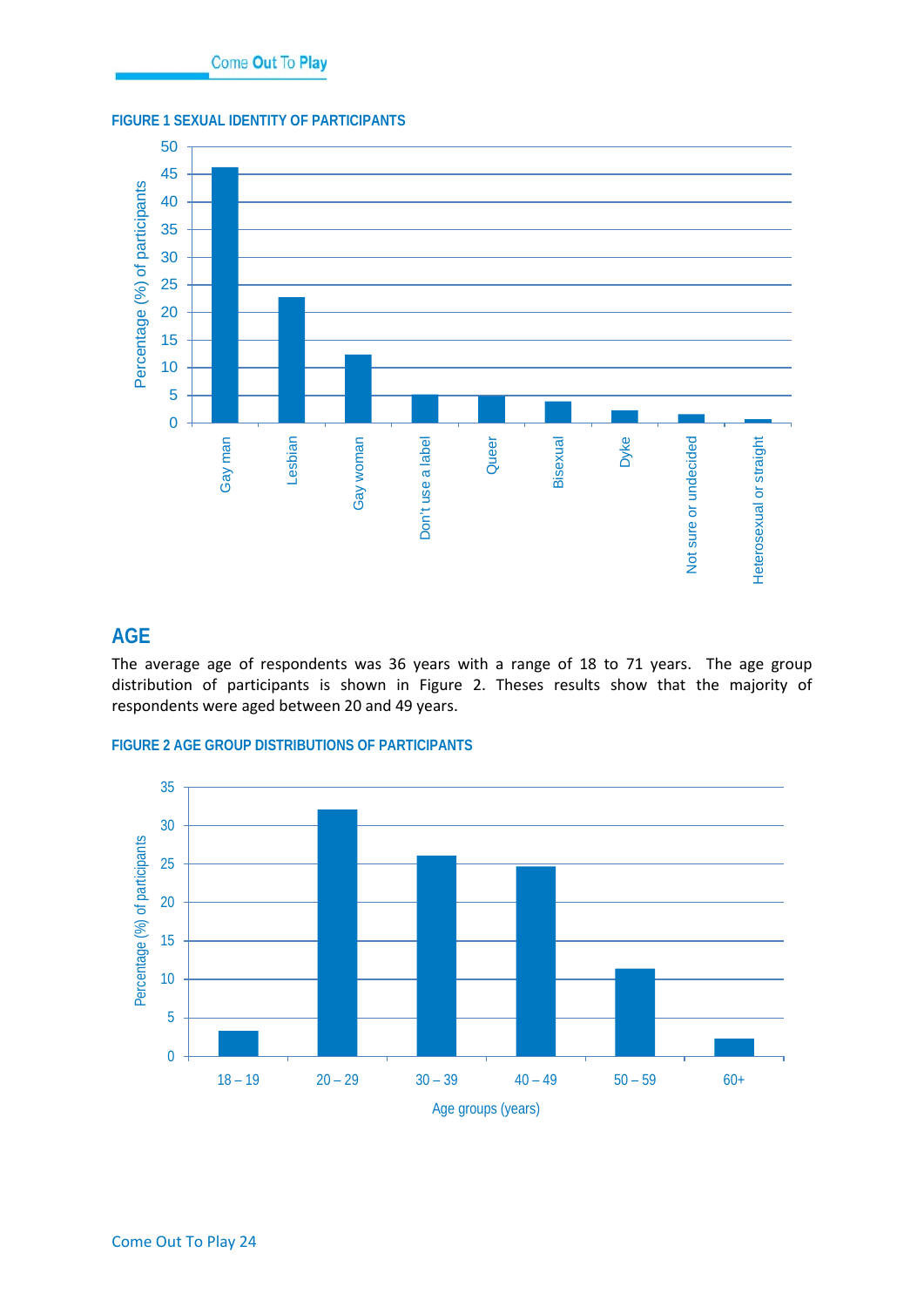**FIGURE 1 SEXUAL IDENTITY OF PARTICIPANTS**

## AGE

The average age of respondents was 36 years with a range of 18 to 71 years. The age group distribution of participants is shown in Figure 2. Theses results show that the majority of respondents were aged between 20 and 49 years.

**FIGURE 2 AGE GROUP DISTRIBUTIONS OF PARTICIPANTS**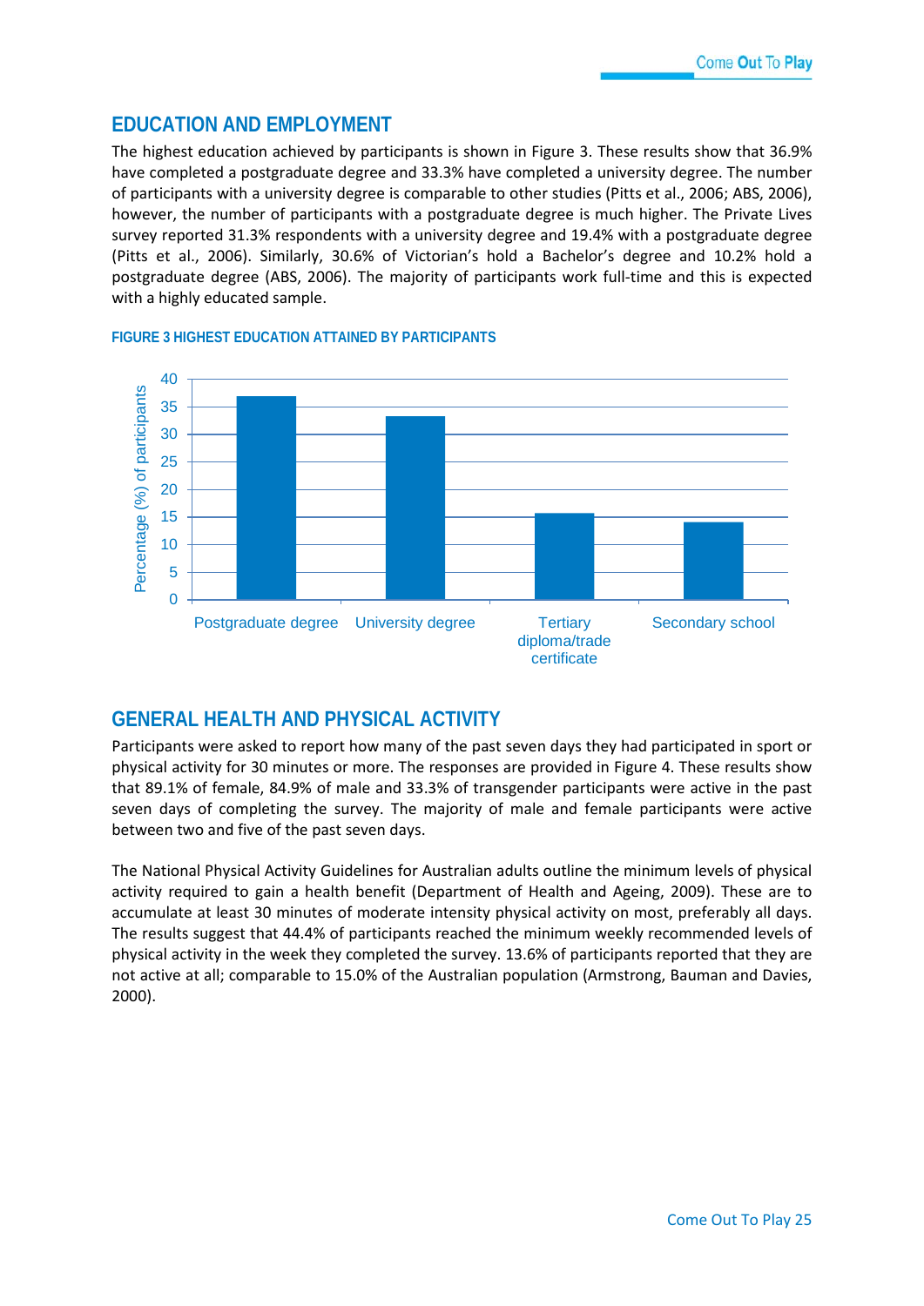## EDUCATION AND EMPLOYMENT

The highest education achieved by participants is shown in Figure 3. These results show that 36.9% have completed a postgraduate degree and 33.3% have completed a university degree. The number of participants with a university degree is comparable to other studies (Pitts et al., 2006; ABS, 2006), however, the number of participants with a postgraduate degree is much higher. The Private Lives survey reported 31.3% respondents with a university degree and 19.4% with a postgraduate degree (Pitts et al., 2006). Similarly, 30.6% of Victorian's hold a Bachelor's degree and 10.2% hold a postgraduate degree (ABS, 2006). The majority of participants work full-time and this is expected with a highly educated sample.

**FIGURE 3 HIGHEST EDUCATION ATTAINED BY PARTICIPANTS**

## GENERAL HEALTH AND PHYSICAL ACTIVITY

Participants were asked to report how many of the past seven days they had participated in sport or physical activity for 30 minutes or more. The responses are provided in Figure 4. These results show that 89.1% of female, 84.9% of male and 33.3% of transgender participants were active in the past seven days of completing the survey. The majority of male and female participants were active between two and five of the past seven days.

The National Physical Activity Guidelines for Australian adults outline the minimum levels of physical activity required to gain a health benefit (Department of Health and Ageing, 2009). These are to accumulate at least 30 minutes of moderate intensity physical activity on most, preferably all days. The results suggest that 44.4% of participants reached the minimum weekly recommended levels of physical activity in the week they completed the survey. 13.6% of participants reported that they are not active at all; comparable to 15.0% of the Australian population (Armstrong, Bauman and Davies, 2000).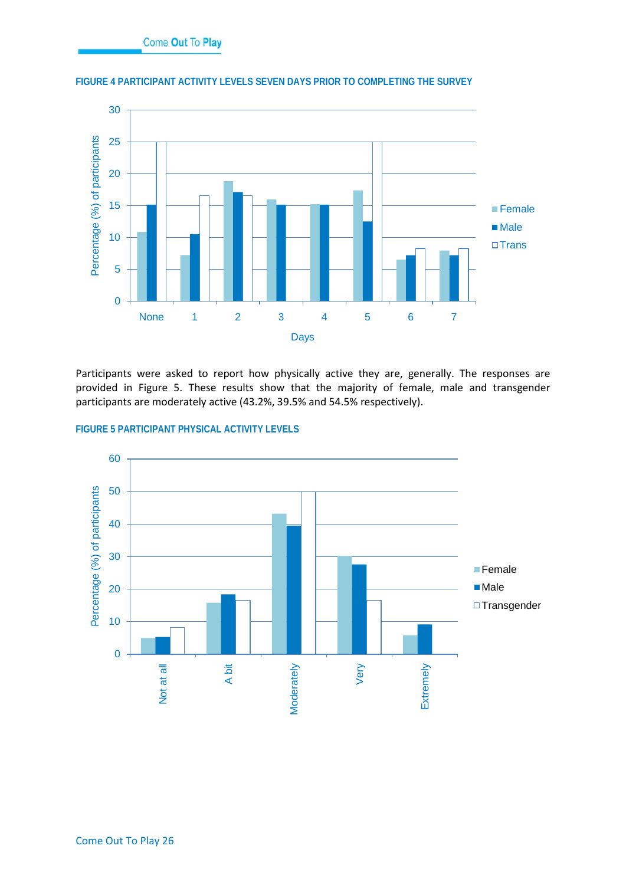FIGURE 4 PARTICIPANT ACTIVITY LEVELS SEVEN DAYS PRIOR TO COMPLETING THE SURVEY

Participants were asked to report how physically active they are, generally. The responses are provided in Figure 5. These results show that the majority of female, male and transgender participants are moderately active (43.2%, 39.5% and 54.5% respectively).

FIGURE 5 PARTICIPANT PHYSICAL ACTIVITY LEVELS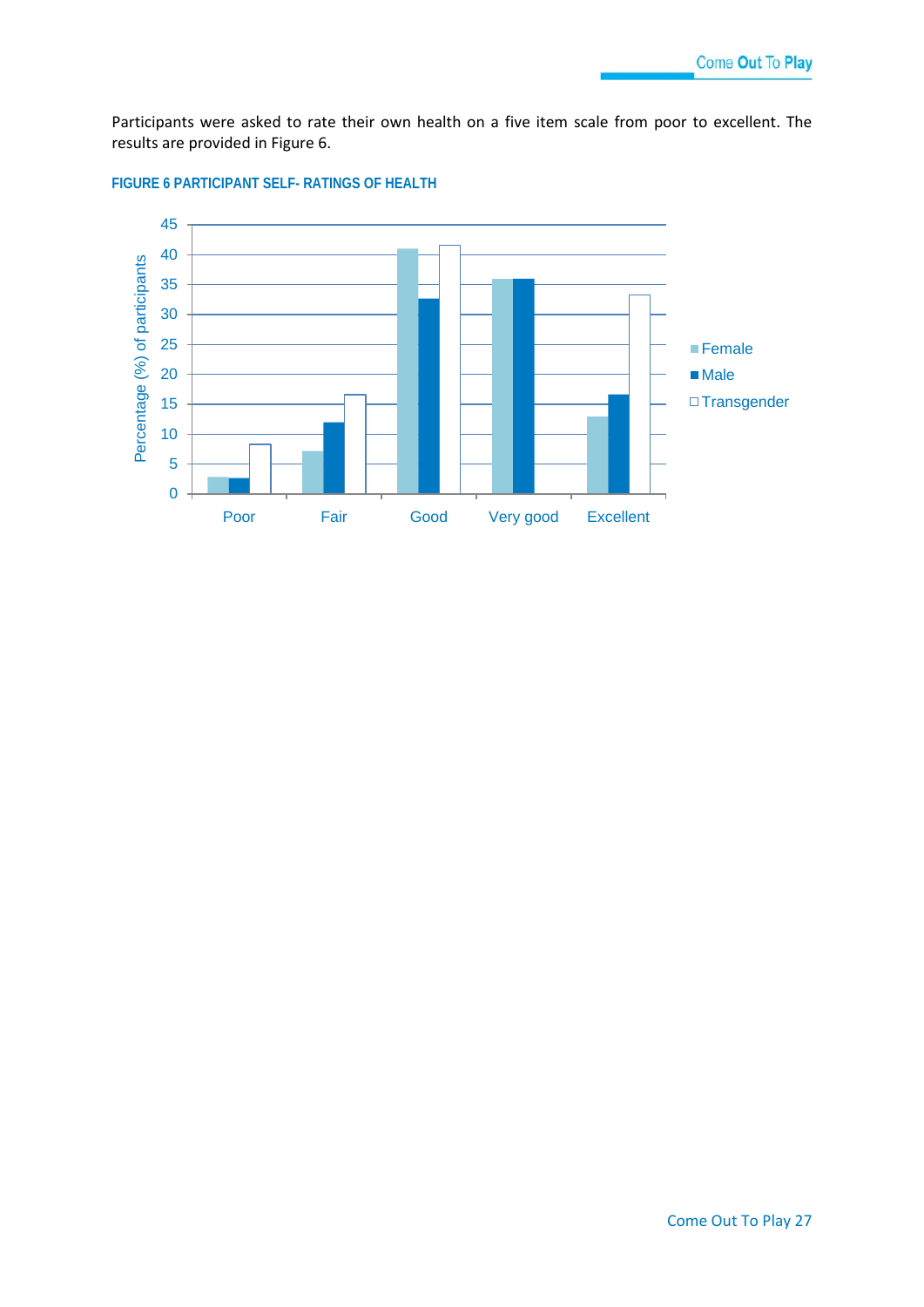Participants were asked to rate their own health on a five item scale from poor to excellent. The results are provided in Figure 6.

**FIGURE 6 PARTICIPANT SELF- RATINGS OF HEALTH**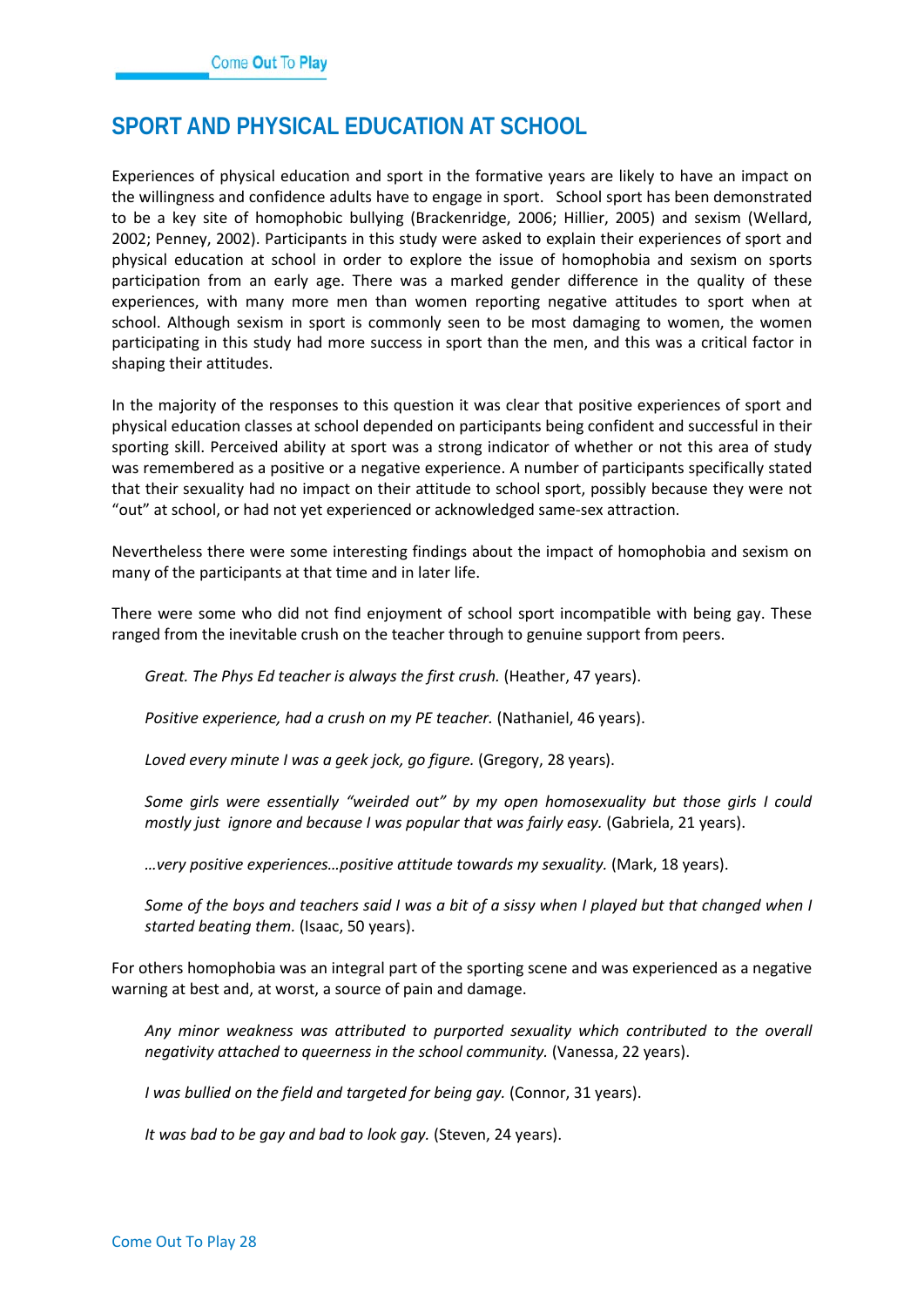## SPORT AND PHYSICAL EDUCATION AT SCHOOL

Experiences of physical education and sport in the formative years are likely to have an impact on the willingness and confidence adults have to engage in sport. School sport has been demonstrated to be a key site of homophobic bullying (Brackenridge, 2006; Hillier, 2005) and sexism (Wellard, 2002; Penney, 2002). Participants in this study were asked to explain their experiences of sport and physical education at school in order to explore the issue of homophobia and sexism on sports participation from an early age. There was a marked gender difference in the quality of these experiences, with many more men than women reporting negative attitudes to sport when at school. Although sexism in sport is commonly seen to be most damaging to women, the women participating in this study had more success in sport than the men, and this was a critical factor in shaping their attitudes.

In the majority of the responses to this question it was clear that positive experiences of sport and physical education classes at school depended on participants being confident and successful in their sporting skill. Perceived ability at sport was a strong indicator of whether or not this area of study was remembered as a positive or a negative experience. A number of participants specifically stated that their sexuality had no impact on their attitude to school sport, possibly because they were not "out" at school, or had not yet experienced or acknowledged same-sex attraction.

Nevertheless there were some interesting findings about the impact of homophobia and sexism on many of the participants at that time and in later life.

There were some who did not find enjoyment of school sport incompatible with being gay. These ranged from the inevitable crush on the teacher through to genuine support from peers.

> *Great. The Phys Ed teacher is always the first crush.* (Heather, 47 years).

> *Positive experience, had a crush on my PE teacher.* (Nathaniel, 46 years).

> *Loved every minute I was a geek jock, go figure.* (Gregory, 28 years).

> *Some girls were essentially "weirded out" by my open homosexuality but those girls I could mostly just ignore and because I was popular that was fairly easy.* (Gabriela, 21 years).

> *…very positive experiences…positive attitude towards my sexuality.* (Mark, 18 years).

> *Some of the boys and teachers said I was a bit of a sissy when I played but that changed when I started beating them.* (Isaac, 50 years).

For others homophobia was an integral part of the sporting scene and was experienced as a negative warning at best and, at worst, a source of pain and damage.

> *Any minor weakness was attributed to purported sexuality which contributed to the overall negativity attached to queerness in the school community.* (Vanessa, 22 years).

> *I was bullied on the field and targeted for being gay.* (Connor, 31 years).

> *It was bad to be gay and bad to look gay.* (Steven, 24 years).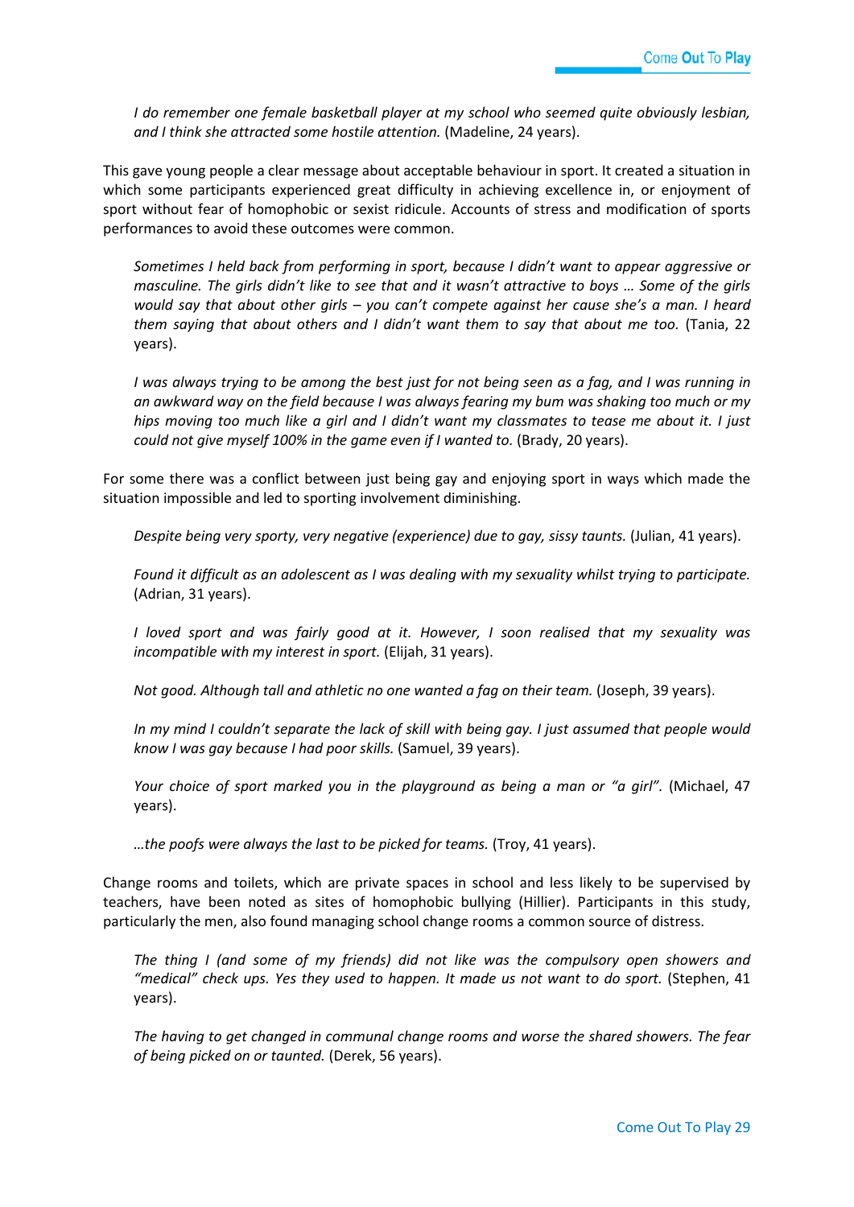*I do remember one female basketball player at my school who seemed quite obviously lesbian, and I think she attracted some hostile attention.* (Madeline, 24 years).

This gave young people a clear message about acceptable behaviour in sport. It created a situation in which some participants experienced great difficulty in achieving excellence in, or enjoyment of sport without fear of homophobic or sexist ridicule. Accounts of stress and modification of sports performances to avoid these outcomes were common.

*Sometimes I held back from performing in sport, because I didn't want to appear aggressive or masculine. The girls didn't like to see that and it wasn't attractive to boys … Some of the girls would say that about other girls – you can't compete against her cause she's a man. I heard them saying that about others and I didn't want them to say that about me too.* (Tania, 22 years).

*I was always trying to be among the best just for not being seen as a fag, and I was running in an awkward way on the field because I was always fearing my bum was shaking too much or my hips moving too much like a girl and I didn't want my classmates to tease me about it. I just could not give myself 100% in the game even if I wanted to.* (Brady, 20 years).

For some there was a conflict between just being gay and enjoying sport in ways which made the situation impossible and led to sporting involvement diminishing.

*Despite being very sporty, very negative (experience) due to gay, sissy taunts.* (Julian, 41 years).

*Found it difficult as an adolescent as I was dealing with my sexuality whilst trying to participate.* (Adrian, 31 years).

*I loved sport and was fairly good at it. However, I soon realised that my sexuality was incompatible with my interest in sport.* (Elijah, 31 years).

*Not good. Although tall and athletic no one wanted a fag on their team.* (Joseph, 39 years).

*In my mind I couldn't separate the lack of skill with being gay. I just assumed that people would know I was gay because I had poor skills.* (Samuel, 39 years).

*Your choice of sport marked you in the playground as being a man or "a girl".* (Michael, 47 years).

*…the poofs were always the last to be picked for teams.* (Troy, 41 years).

Change rooms and toilets, which are private spaces in school and less likely to be supervised by teachers, have been noted as sites of homophobic bullying (Hillier). Participants in this study, particularly the men, also found managing school change rooms a common source of distress.

*The thing I (and some of my friends) did not like was the compulsory open showers and "medical" check ups. Yes they used to happen. It made us not want to do sport.* (Stephen, 41 years).

*The having to get changed in communal change rooms and worse the shared showers. The fear of being picked on or taunted.* (Derek, 56 years).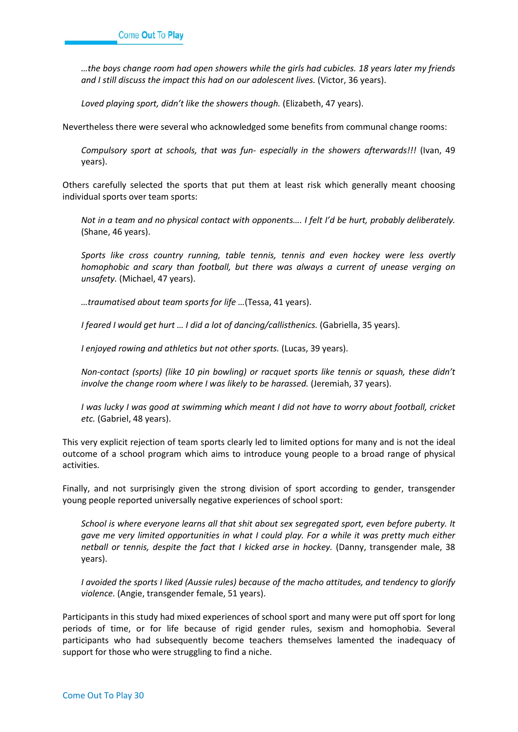*…the boys change room had open showers while the girls had cubicles. 18 years later my friends and I still discuss the impact this had on our adolescent lives.* (Victor, 36 years).

*Loved playing sport, didn't like the showers though.* (Elizabeth, 47 years).

Nevertheless there were several who acknowledged some benefits from communal change rooms:

*Compulsory sport at schools, that was fun- especially in the showers afterwards!!!* (Ivan, 49 years).

Others carefully selected the sports that put them at least risk which generally meant choosing individual sports over team sports:

*Not in a team and no physical contact with opponents…. I felt I'd be hurt, probably deliberately.* (Shane, 46 years).

*Sports like cross country running, table tennis, tennis and even hockey were less overtly homophobic and scary than football, but there was always a current of unease verging on unsafety.* (Michael, 47 years).

*…traumatised about team sports for life …*(Tessa, 41 years).

*I feared I would get hurt … I did a lot of dancing/callisthenics.* (Gabriella, 35 years).

*I enjoyed rowing and athletics but not other sports.* (Lucas, 39 years).

*Non-contact (sports) (like 10 pin bowling) or racquet sports like tennis or squash, these didn't involve the change room where I was likely to be harassed.* (Jeremiah, 37 years).

*I was lucky I was good at swimming which meant I did not have to worry about football, cricket etc.* (Gabriel, 48 years).

This very explicit rejection of team sports clearly led to limited options for many and is not the ideal outcome of a school program which aims to introduce young people to a broad range of physical activities.

Finally, and not surprisingly given the strong division of sport according to gender, transgender young people reported universally negative experiences of school sport:

*School is where everyone learns all that shit about sex segregated sport, even before puberty. It gave me very limited opportunities in what I could play. For a while it was pretty much either netball or tennis, despite the fact that I kicked arse in hockey.* (Danny, transgender male, 38 years).

*I avoided the sports I liked (Aussie rules) because of the macho attitudes, and tendency to glorify violence.* (Angie, transgender female, 51 years).

Participants in this study had mixed experiences of school sport and many were put off sport for long periods of time, or for life because of rigid gender rules, sexism and homophobia. Several participants who had subsequently become teachers themselves lamented the inadequacy of support for those who were struggling to find a niche.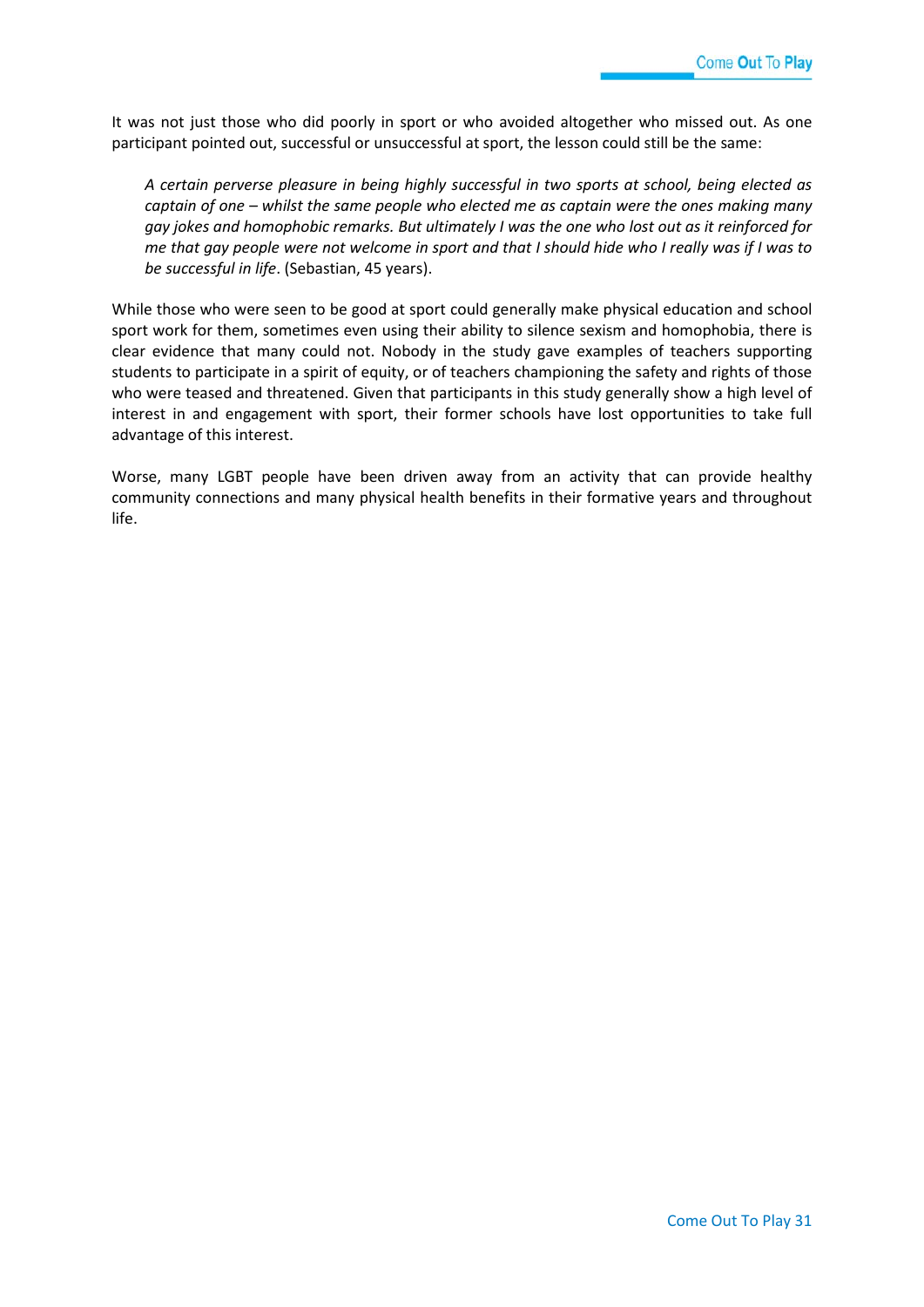It was not just those who did poorly in sport or who avoided altogether who missed out. As one participant pointed out, successful or unsuccessful at sport, the lesson could still be the same:

> *A certain perverse pleasure in being highly successful in two sports at school, being elected as captain of one – whilst the same people who elected me as captain were the ones making many gay jokes and homophobic remarks. But ultimately I was the one who lost out as it reinforced for me that gay people were not welcome in sport and that I should hide who I really was if I was to be successful in life*. (Sebastian, 45 years).

While those who were seen to be good at sport could generally make physical education and school sport work for them, sometimes even using their ability to silence sexism and homophobia, there is clear evidence that many could not. Nobody in the study gave examples of teachers supporting students to participate in a spirit of equity, or of teachers championing the safety and rights of those who were teased and threatened. Given that participants in this study generally show a high level of interest in and engagement with sport, their former schools have lost opportunities to take full advantage of this interest.

Worse, many LGBT people have been driven away from an activity that can provide healthy community connections and many physical health benefits in their formative years and throughout life.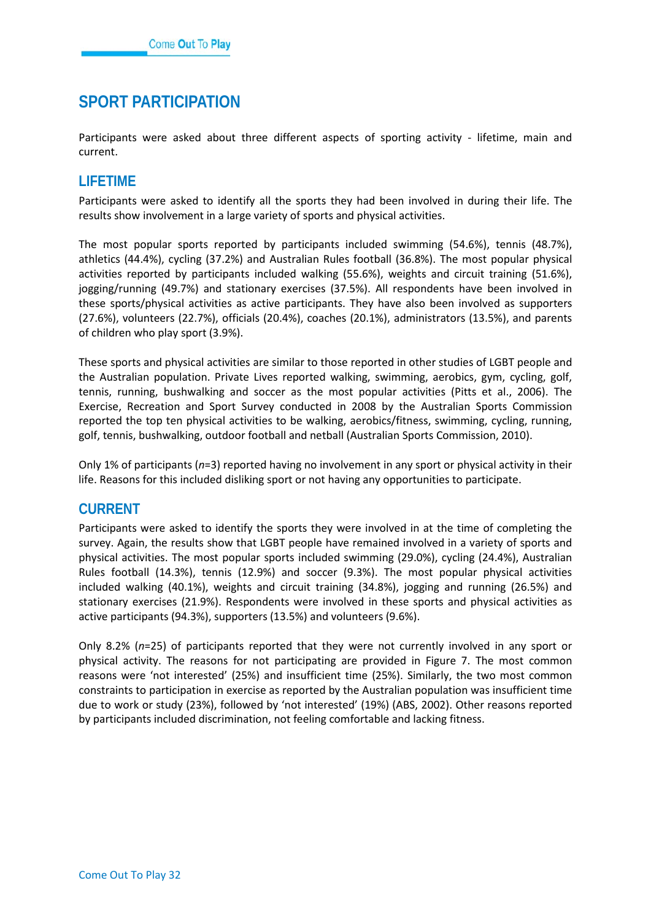# SPORT PARTICIPATION

Participants were asked about three different aspects of sporting activity - lifetime, main and current.

## LIFETIME

Participants were asked to identify all the sports they had been involved in during their life. The results show involvement in a large variety of sports and physical activities.

The most popular sports reported by participants included swimming (54.6%), tennis (48.7%), athletics (44.4%), cycling (37.2%) and Australian Rules football (36.8%). The most popular physical activities reported by participants included walking (55.6%), weights and circuit training (51.6%), jogging/running (49.7%) and stationary exercises (37.5%). All respondents have been involved in these sports/physical activities as active participants. They have also been involved as supporters (27.6%), volunteers (22.7%), officials (20.4%), coaches (20.1%), administrators (13.5%), and parents of children who play sport (3.9%).

These sports and physical activities are similar to those reported in other studies of LGBT people and the Australian population. Private Lives reported walking, swimming, aerobics, gym, cycling, golf, tennis, running, bushwalking and soccer as the most popular activities (Pitts et al., 2006). The Exercise, Recreation and Sport Survey conducted in 2008 by the Australian Sports Commission reported the top ten physical activities to be walking, aerobics/fitness, swimming, cycling, running, golf, tennis, bushwalking, outdoor football and netball (Australian Sports Commission, 2010).

Only 1% of participants (*n*=3) reported having no involvement in any sport or physical activity in their life. Reasons for this included disliking sport or not having any opportunities to participate.

## CURRENT

Participants were asked to identify the sports they were involved in at the time of completing the survey. Again, the results show that LGBT people have remained involved in a variety of sports and physical activities. The most popular sports included swimming (29.0%), cycling (24.4%), Australian Rules football (14.3%), tennis (12.9%) and soccer (9.3%). The most popular physical activities included walking (40.1%), weights and circuit training (34.8%), jogging and running (26.5%) and stationary exercises (21.9%). Respondents were involved in these sports and physical activities as active participants (94.3%), supporters (13.5%) and volunteers (9.6%).

Only 8.2% (*n*=25) of participants reported that they were not currently involved in any sport or physical activity. The reasons for not participating are provided in Figure 7. The most common reasons were 'not interested' (25%) and insufficient time (25%). Similarly, the two most common constraints to participation in exercise as reported by the Australian population was insufficient time due to work or study (23%), followed by 'not interested' (19%) (ABS, 2002). Other reasons reported by participants included discrimination, not feeling comfortable and lacking fitness.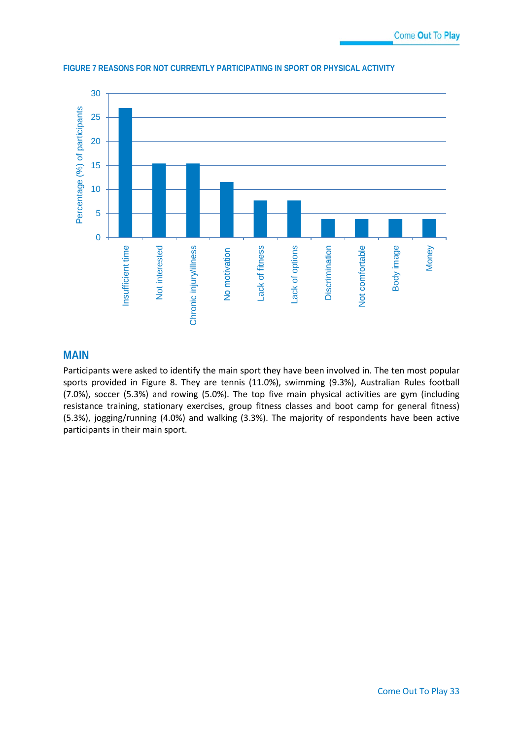FIGURE 7 REASONS FOR NOT CURRENTLY PARTICIPATING IN SPORT OR PHYSICAL ACTIVITY

## MAIN

Participants were asked to identify the main sport they have been involved in. The ten most popular sports provided in Figure 8. They are tennis (11.0%), swimming (9.3%), Australian Rules football (7.0%), soccer (5.3%) and rowing (5.0%). The top five main physical activities are gym (including resistance training, stationary exercises, group fitness classes and boot camp for general fitness) (5.3%), jogging/running (4.0%) and walking (3.3%). The majority of respondents have been active participants in their main sport.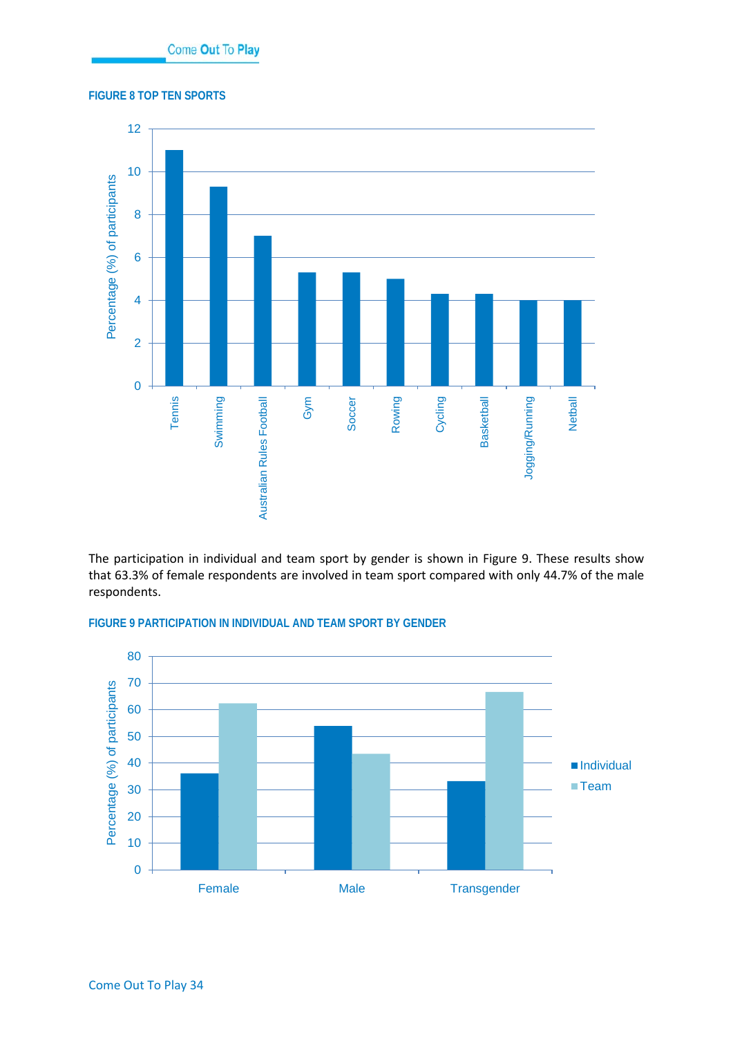FIGURE 8 TOP TEN SPORTS

The participation in individual and team sport by gender is shown in Figure 9. These results show that 63.3% of female respondents are involved in team sport compared with only 44.7% of the male respondents.

FIGURE 9 PARTICIPATION IN INDIVIDUAL AND TEAM SPORT BY GENDER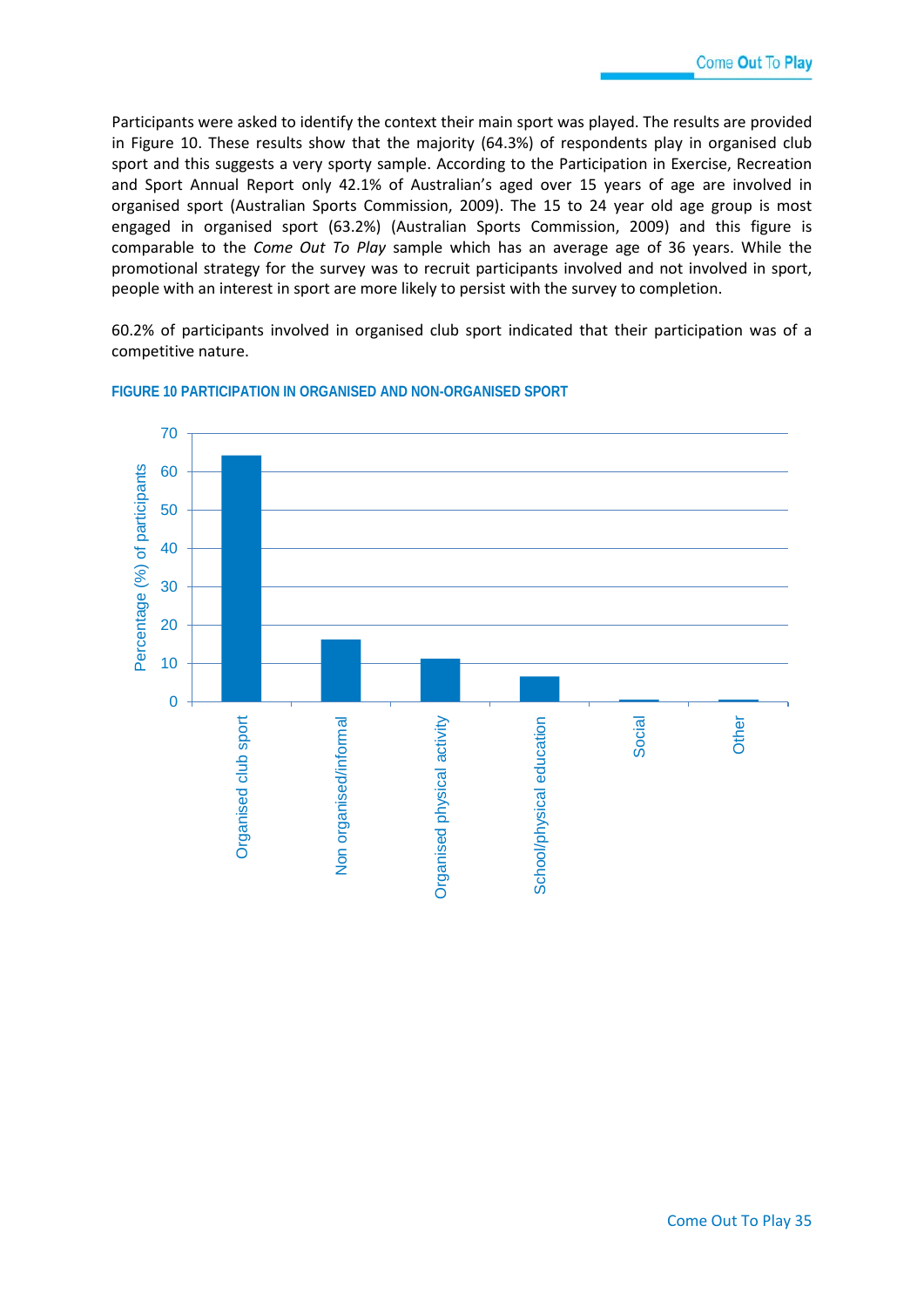Participants were asked to identify the context their main sport was played. The results are provided in Figure 10. These results show that the majority (64.3%) of respondents play in organised club sport and this suggests a very sporty sample. According to the Participation in Exercise, Recreation and Sport Annual Report only 42.1% of Australian's aged over 15 years of age are involved in organised sport (Australian Sports Commission, 2009). The 15 to 24 year old age group is most engaged in organised sport (63.2%) (Australian Sports Commission, 2009) and this figure is comparable to the *Come Out To Play* sample which has an average age of 36 years. While the promotional strategy for the survey was to recruit participants involved and not involved in sport, people with an interest in sport are more likely to persist with the survey to completion.

60.2% of participants involved in organised club sport indicated that their participation was of a competitive nature.

**FIGURE 10 PARTICIPATION IN ORGANISED AND NON-ORGANISED SPORT**

Percentage (%) of participants: 0, 10, 20, 30, 40, 50, 60, 70

Organised club sport | Non organised/informal | Organised physical activity | School/physical education | Social | Other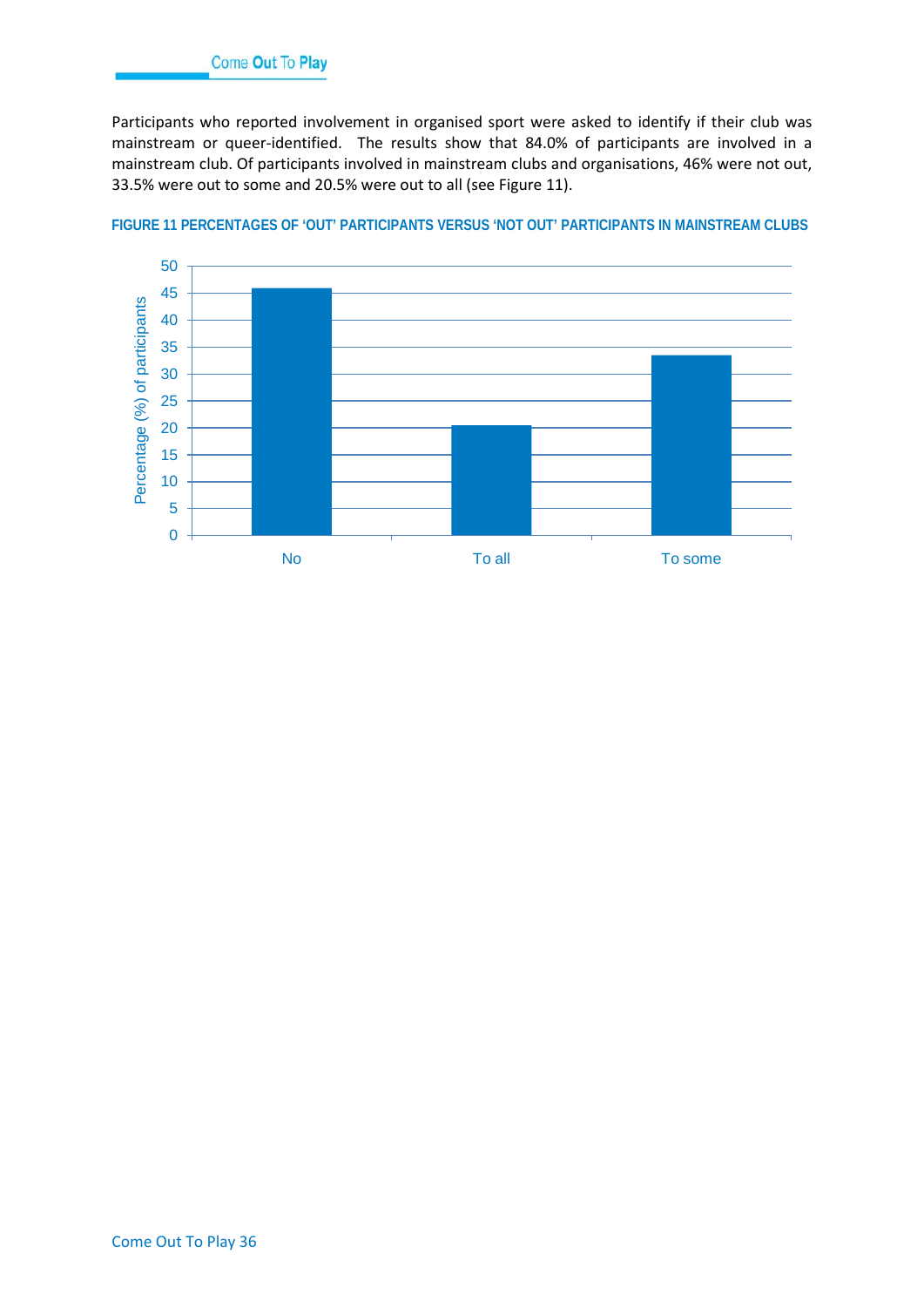Participants who reported involvement in organised sport were asked to identify if their club was mainstream or queer-identified. The results show that 84.0% of participants are involved in a mainstream club. Of participants involved in mainstream clubs and organisations, 46% were not out, 33.5% were out to some and 20.5% were out to all (see Figure 11).

**FIGURE 11 PERCENTAGES OF 'OUT' PARTICIPANTS VERSUS 'NOT OUT' PARTICIPANTS IN MAINSTREAM CLUBS**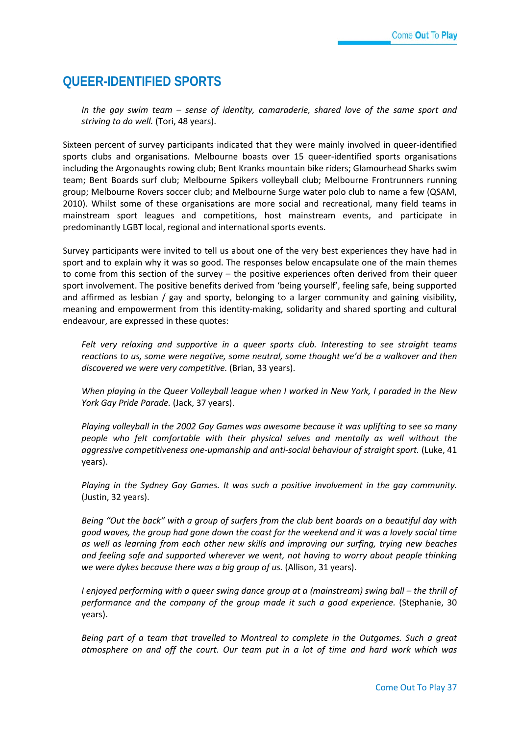## QUEER-IDENTIFIED SPORTS

> *In the gay swim team – sense of identity, camaraderie, shared love of the same sport and striving to do well.* (Tori, 48 years).

Sixteen percent of survey participants indicated that they were mainly involved in queer-identified sports clubs and organisations. Melbourne boasts over 15 queer-identified sports organisations including the Argonaughts rowing club; Bent Kranks mountain bike riders; Glamourhead Sharks swim team; Bent Boards surf club; Melbourne Spikers volleyball club; Melbourne Frontrunners running group; Melbourne Rovers soccer club; and Melbourne Surge water polo club to name a few (QSAM, 2010). Whilst some of these organisations are more social and recreational, many field teams in mainstream sport leagues and competitions, host mainstream events, and participate in predominantly LGBT local, regional and international sports events.

Survey participants were invited to tell us about one of the very best experiences they have had in sport and to explain why it was so good. The responses below encapsulate one of the main themes to come from this section of the survey – the positive experiences often derived from their queer sport involvement. The positive benefits derived from 'being yourself', feeling safe, being supported and affirmed as lesbian / gay and sporty, belonging to a larger community and gaining visibility, meaning and empowerment from this identity-making, solidarity and shared sporting and cultural endeavour, are expressed in these quotes:

> *Felt very relaxing and supportive in a queer sports club. Interesting to see straight teams reactions to us, some were negative, some neutral, some thought we'd be a walkover and then discovered we were very competitive.* (Brian, 33 years).

> *When playing in the Queer Volleyball league when I worked in New York, I paraded in the New York Gay Pride Parade.* (Jack, 37 years).

> *Playing volleyball in the 2002 Gay Games was awesome because it was uplifting to see so many people who felt comfortable with their physical selves and mentally as well without the aggressive competitiveness one-upmanship and anti-social behaviour of straight sport.* (Luke, 41 years).

> *Playing in the Sydney Gay Games. It was such a positive involvement in the gay community.* (Justin, 32 years).

> *Being "Out the back" with a group of surfers from the club bent boards on a beautiful day with good waves, the group had gone down the coast for the weekend and it was a lovely social time as well as learning from each other new skills and improving our surfing, trying new beaches and feeling safe and supported wherever we went, not having to worry about people thinking we were dykes because there was a big group of us.* (Allison, 31 years).

> *I enjoyed performing with a queer swing dance group at a (mainstream) swing ball – the thrill of performance and the company of the group made it such a good experience.* (Stephanie, 30 years).

> *Being part of a team that travelled to Montreal to complete in the Outgames. Such a great atmosphere on and off the court. Our team put in a lot of time and hard work which was*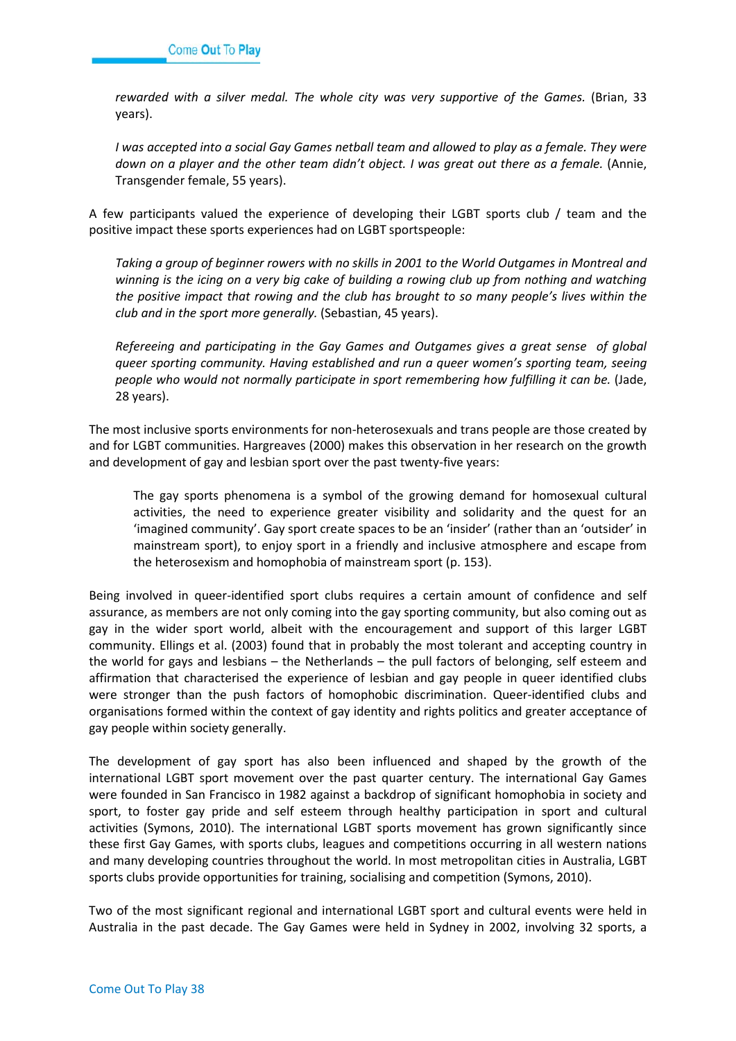*rewarded with a silver medal. The whole city was very supportive of the Games.* (Brian, 33 years).

*I was accepted into a social Gay Games netball team and allowed to play as a female. They were down on a player and the other team didn't object. I was great out there as a female.* (Annie, Transgender female, 55 years).

A few participants valued the experience of developing their LGBT sports club / team and the positive impact these sports experiences had on LGBT sportspeople:

*Taking a group of beginner rowers with no skills in 2001 to the World Outgames in Montreal and winning is the icing on a very big cake of building a rowing club up from nothing and watching the positive impact that rowing and the club has brought to so many people's lives within the club and in the sport more generally.* (Sebastian, 45 years).

*Refereeing and participating in the Gay Games and Outgames gives a great sense of global queer sporting community. Having established and run a queer women's sporting team, seeing people who would not normally participate in sport remembering how fulfilling it can be.* (Jade, 28 years).

The most inclusive sports environments for non-heterosexuals and trans people are those created by and for LGBT communities. Hargreaves (2000) makes this observation in her research on the growth and development of gay and lesbian sport over the past twenty-five years:

> The gay sports phenomena is a symbol of the growing demand for homosexual cultural activities, the need to experience greater visibility and solidarity and the quest for an 'imagined community'. Gay sport create spaces to be an 'insider' (rather than an 'outsider' in mainstream sport), to enjoy sport in a friendly and inclusive atmosphere and escape from the heterosexism and homophobia of mainstream sport (p. 153).

Being involved in queer-identified sport clubs requires a certain amount of confidence and self assurance, as members are not only coming into the gay sporting community, but also coming out as gay in the wider sport world, albeit with the encouragement and support of this larger LGBT community. Ellings et al. (2003) found that in probably the most tolerant and accepting country in the world for gays and lesbians – the Netherlands – the pull factors of belonging, self esteem and affirmation that characterised the experience of lesbian and gay people in queer identified clubs were stronger than the push factors of homophobic discrimination. Queer-identified clubs and organisations formed within the context of gay identity and rights politics and greater acceptance of gay people within society generally.

The development of gay sport has also been influenced and shaped by the growth of the international LGBT sport movement over the past quarter century. The international Gay Games were founded in San Francisco in 1982 against a backdrop of significant homophobia in society and sport, to foster gay pride and self esteem through healthy participation in sport and cultural activities (Symons, 2010). The international LGBT sports movement has grown significantly since these first Gay Games, with sports clubs, leagues and competitions occurring in all western nations and many developing countries throughout the world. In most metropolitan cities in Australia, LGBT sports clubs provide opportunities for training, socialising and competition (Symons, 2010).

Two of the most significant regional and international LGBT sport and cultural events were held in Australia in the past decade. The Gay Games were held in Sydney in 2002, involving 32 sports, a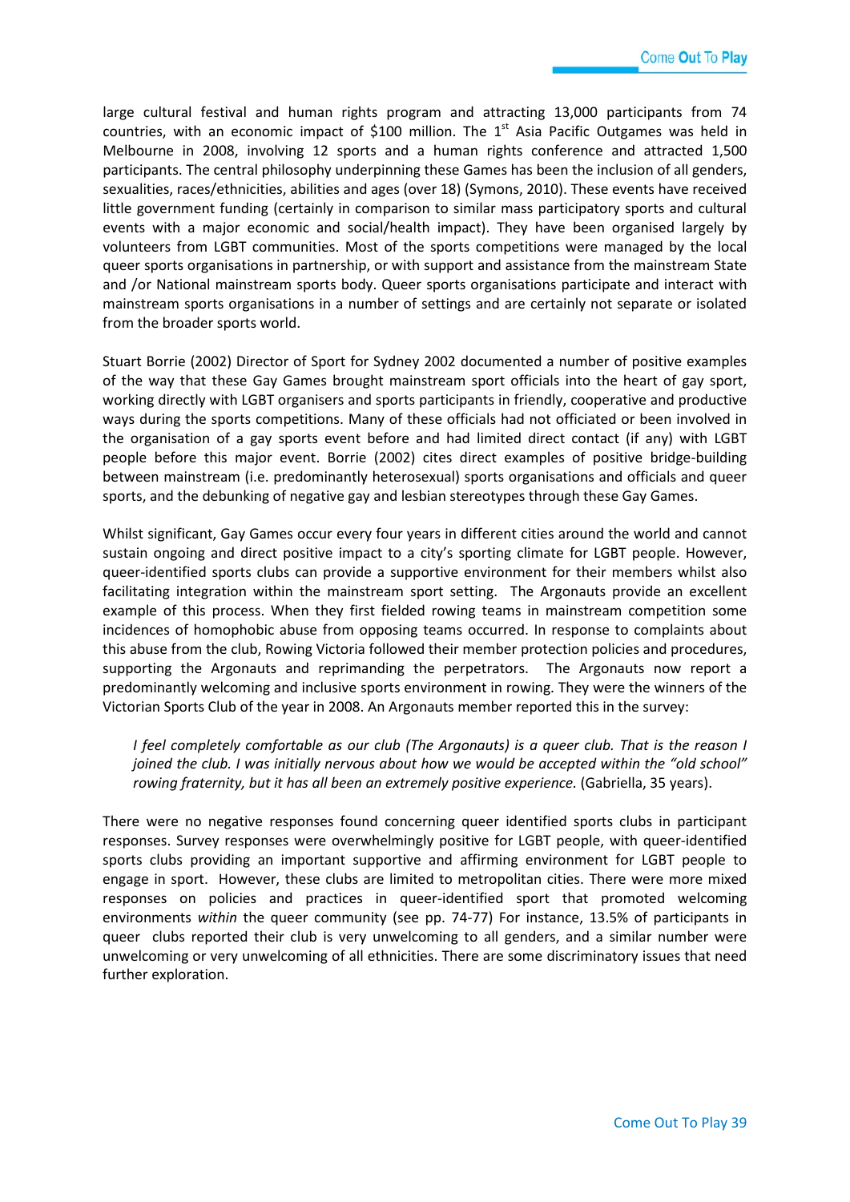large cultural festival and human rights program and attracting 13,000 participants from 74 countries, with an economic impact of $100 million. The 1st Asia Pacific Outgames was held in Melbourne in 2008, involving 12 sports and a human rights conference and attracted 1,500 participants. The central philosophy underpinning these Games has been the inclusion of all genders, sexualities, races/ethnicities, abilities and ages (over 18) (Symons, 2010). These events have received little government funding (certainly in comparison to similar mass participatory sports and cultural events with a major economic and social/health impact). They have been organised largely by volunteers from LGBT communities. Most of the sports competitions were managed by the local queer sports organisations in partnership, or with support and assistance from the mainstream State and /or National mainstream sports body. Queer sports organisations participate and interact with mainstream sports organisations in a number of settings and are certainly not separate or isolated from the broader sports world.

Stuart Borrie (2002) Director of Sport for Sydney 2002 documented a number of positive examples of the way that these Gay Games brought mainstream sport officials into the heart of gay sport, working directly with LGBT organisers and sports participants in friendly, cooperative and productive ways during the sports competitions. Many of these officials had not officiated or been involved in the organisation of a gay sports event before and had limited direct contact (if any) with LGBT people before this major event. Borrie (2002) cites direct examples of positive bridge-building between mainstream (i.e. predominantly heterosexual) sports organisations and officials and queer sports, and the debunking of negative gay and lesbian stereotypes through these Gay Games.

Whilst significant, Gay Games occur every four years in different cities around the world and cannot sustain ongoing and direct positive impact to a city's sporting climate for LGBT people. However, queer-identified sports clubs can provide a supportive environment for their members whilst also facilitating integration within the mainstream sport setting. The Argonauts provide an excellent example of this process. When they first fielded rowing teams in mainstream competition some incidences of homophobic abuse from opposing teams occurred. In response to complaints about this abuse from the club, Rowing Victoria followed their member protection policies and procedures, supporting the Argonauts and reprimanding the perpetrators. The Argonauts now report a predominantly welcoming and inclusive sports environment in rowing. They were the winners of the Victorian Sports Club of the year in 2008. An Argonauts member reported this in the survey:

> *I feel completely comfortable as our club (The Argonauts) is a queer club. That is the reason I joined the club. I was initially nervous about how we would be accepted within the "old school" rowing fraternity, but it has all been an extremely positive experience.* (Gabriella, 35 years).

There were no negative responses found concerning queer identified sports clubs in participant responses. Survey responses were overwhelmingly positive for LGBT people, with queer-identified sports clubs providing an important supportive and affirming environment for LGBT people to engage in sport. However, these clubs are limited to metropolitan cities. There were more mixed responses on policies and practices in queer-identified sport that promoted welcoming environments *within* the queer community (see pp. 74-77) For instance, 13.5% of participants in queer clubs reported their club is very unwelcoming to all genders, and a similar number were unwelcoming or very unwelcoming of all ethnicities. There are some discriminatory issues that need further exploration.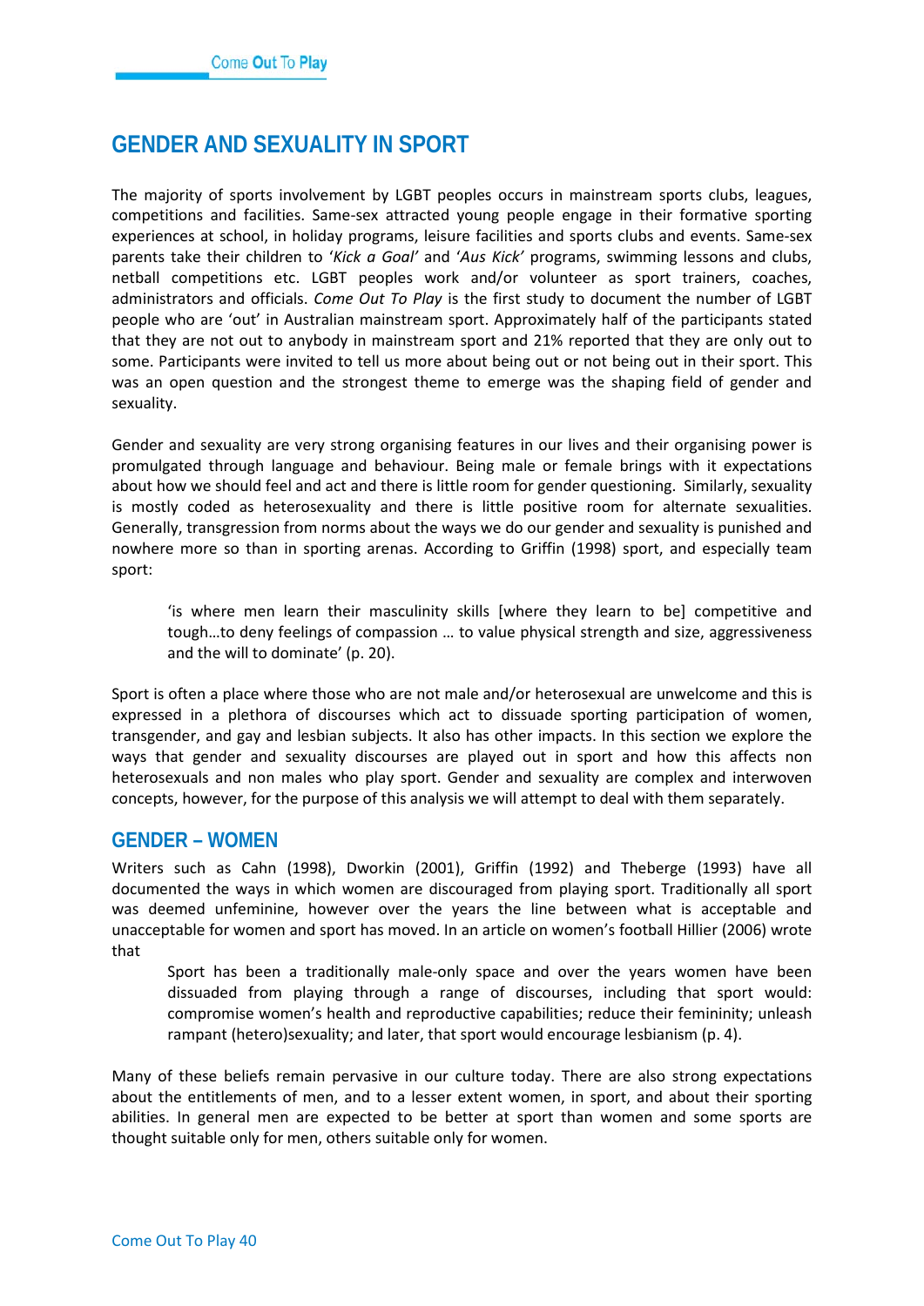## GENDER AND SEXUALITY IN SPORT

The majority of sports involvement by LGBT peoples occurs in mainstream sports clubs, leagues, competitions and facilities. Same-sex attracted young people engage in their formative sporting experiences at school, in holiday programs, leisure facilities and sports clubs and events. Same-sex parents take their children to '*Kick a Goal*' and '*Aus Kick*' programs, swimming lessons and clubs, netball competitions etc. LGBT peoples work and/or volunteer as sport trainers, coaches, administrators and officials. *Come Out To Play* is the first study to document the number of LGBT people who are 'out' in Australian mainstream sport. Approximately half of the participants stated that they are not out to anybody in mainstream sport and 21% reported that they are only out to some. Participants were invited to tell us more about being out or not being out in their sport. This was an open question and the strongest theme to emerge was the shaping field of gender and sexuality.

Gender and sexuality are very strong organising features in our lives and their organising power is promulgated through language and behaviour. Being male or female brings with it expectations about how we should feel and act and there is little room for gender questioning. Similarly, sexuality is mostly coded as heterosexuality and there is little positive room for alternate sexualities. Generally, transgression from norms about the ways we do our gender and sexuality is punished and nowhere more so than in sporting arenas. According to Griffin (1998) sport, and especially team sport:

> 'is where men learn their masculinity skills [where they learn to be] competitive and tough…to deny feelings of compassion … to value physical strength and size, aggressiveness and the will to dominate' (p. 20).

Sport is often a place where those who are not male and/or heterosexual are unwelcome and this is expressed in a plethora of discourses which act to dissuade sporting participation of women, transgender, and gay and lesbian subjects. It also has other impacts. In this section we explore the ways that gender and sexuality discourses are played out in sport and how this affects non heterosexuals and non males who play sport. Gender and sexuality are complex and interwoven concepts, however, for the purpose of this analysis we will attempt to deal with them separately.

### GENDER – WOMEN

Writers such as Cahn (1998), Dworkin (2001), Griffin (1992) and Theberge (1993) have all documented the ways in which women are discouraged from playing sport. Traditionally all sport was deemed unfeminine, however over the years the line between what is acceptable and unacceptable for women and sport has moved. In an article on women's football Hillier (2006) wrote that

> Sport has been a traditionally male-only space and over the years women have been dissuaded from playing through a range of discourses, including that sport would: compromise women's health and reproductive capabilities; reduce their femininity; unleash rampant (hetero)sexuality; and later, that sport would encourage lesbianism (p. 4).

Many of these beliefs remain pervasive in our culture today. There are also strong expectations about the entitlements of men, and to a lesser extent women, in sport, and about their sporting abilities. In general men are expected to be better at sport than women and some sports are thought suitable only for men, others suitable only for women.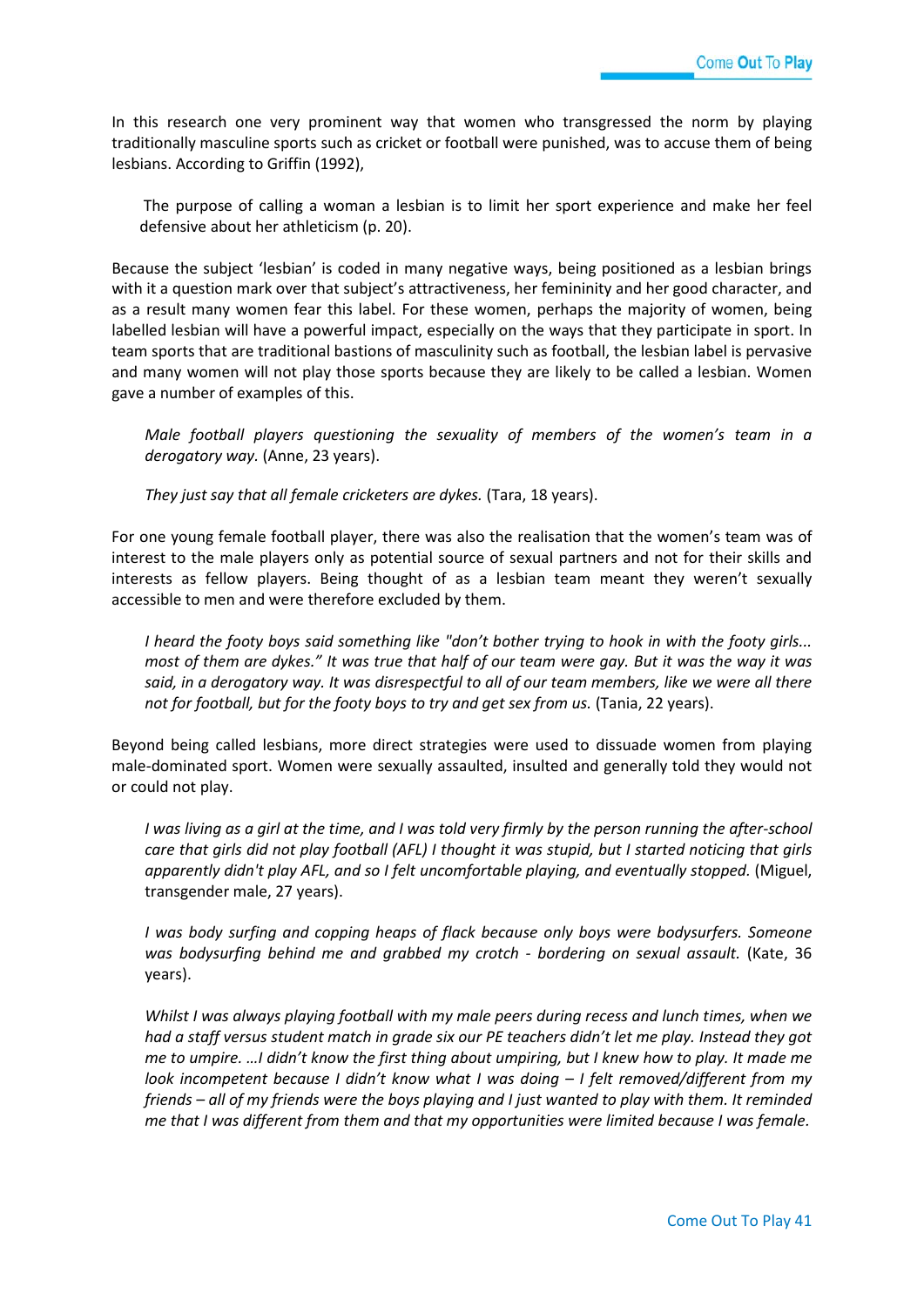In this research one very prominent way that women who transgressed the norm by playing traditionally masculine sports such as cricket or football were punished, was to accuse them of being lesbians. According to Griffin (1992),

> The purpose of calling a woman a lesbian is to limit her sport experience and make her feel defensive about her athleticism (p. 20).

Because the subject 'lesbian' is coded in many negative ways, being positioned as a lesbian brings with it a question mark over that subject's attractiveness, her femininity and her good character, and as a result many women fear this label. For these women, perhaps the majority of women, being labelled lesbian will have a powerful impact, especially on the ways that they participate in sport. In team sports that are traditional bastions of masculinity such as football, the lesbian label is pervasive and many women will not play those sports because they are likely to be called a lesbian. Women gave a number of examples of this.

> *Male football players questioning the sexuality of members of the women's team in a derogatory way.* (Anne, 23 years).

> *They just say that all female cricketers are dykes.* (Tara, 18 years).

For one young female football player, there was also the realisation that the women's team was of interest to the male players only as potential source of sexual partners and not for their skills and interests as fellow players. Being thought of as a lesbian team meant they weren't sexually accessible to men and were therefore excluded by them.

> *I heard the footy boys said something like "don't bother trying to hook in with the footy girls... most of them are dykes." It was true that half of our team were gay. But it was the way it was said, in a derogatory way. It was disrespectful to all of our team members, like we were all there not for football, but for the footy boys to try and get sex from us.* (Tania, 22 years).

Beyond being called lesbians, more direct strategies were used to dissuade women from playing male-dominated sport. Women were sexually assaulted, insulted and generally told they would not or could not play.

> *I was living as a girl at the time, and I was told very firmly by the person running the after-school care that girls did not play football (AFL) I thought it was stupid, but I started noticing that girls apparently didn't play AFL, and so I felt uncomfortable playing, and eventually stopped.* (Miguel, transgender male, 27 years).

> *I was body surfing and copping heaps of flack because only boys were bodysurfers. Someone was bodysurfing behind me and grabbed my crotch - bordering on sexual assault.* (Kate, 36 years).

> *Whilst I was always playing football with my male peers during recess and lunch times, when we had a staff versus student match in grade six our PE teachers didn't let me play. Instead they got me to umpire. …I didn't know the first thing about umpiring, but I knew how to play. It made me look incompetent because I didn't know what I was doing – I felt removed/different from my friends – all of my friends were the boys playing and I just wanted to play with them. It reminded me that I was different from them and that my opportunities were limited because I was female.*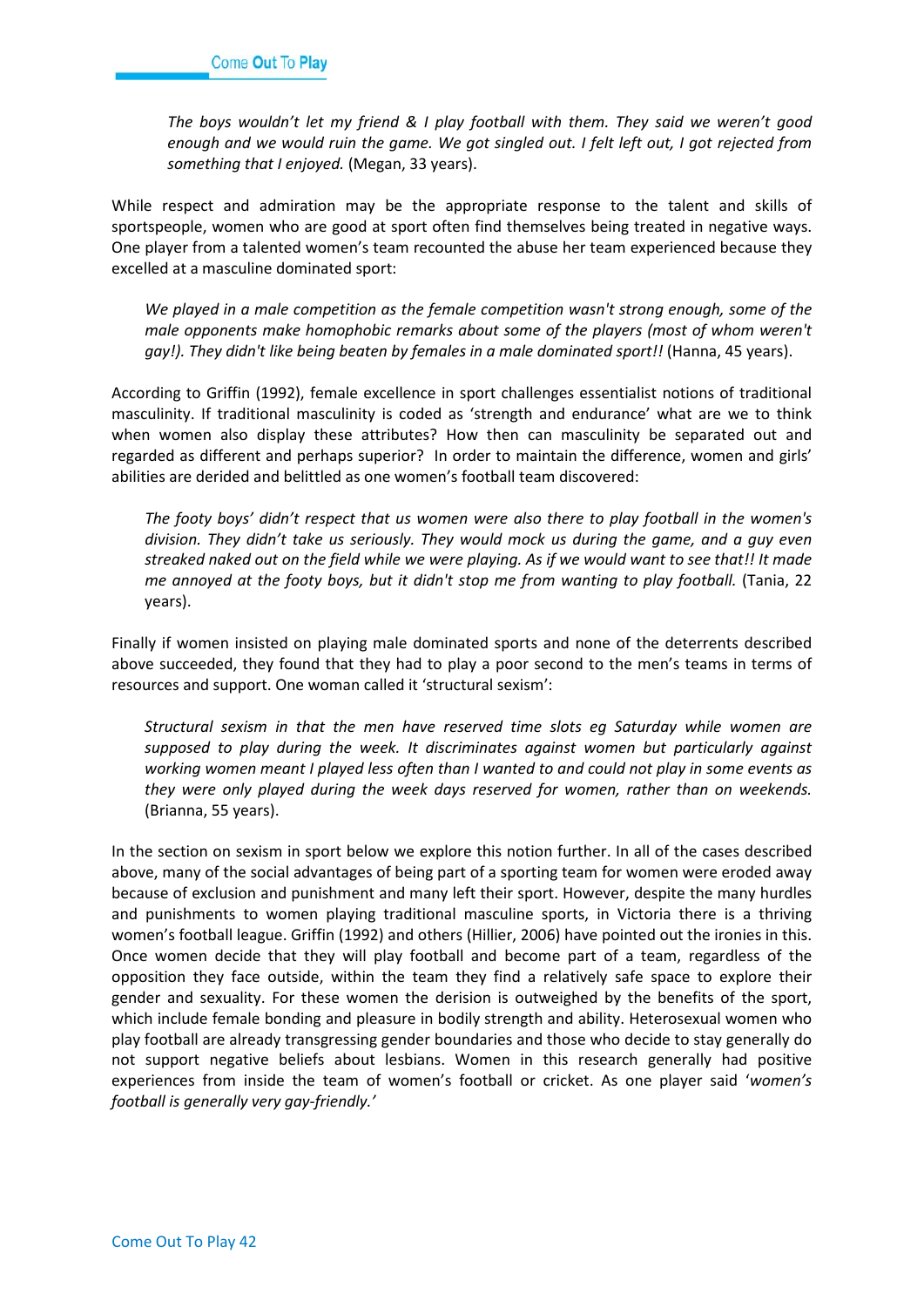> *The boys wouldn't let my friend & I play football with them. They said we weren't good enough and we would ruin the game. We got singled out. I felt left out, I got rejected from something that I enjoyed.* (Megan, 33 years).

While respect and admiration may be the appropriate response to the talent and skills of sportspeople, women who are good at sport often find themselves being treated in negative ways. One player from a talented women's team recounted the abuse her team experienced because they excelled at a masculine dominated sport:

> *We played in a male competition as the female competition wasn't strong enough, some of the male opponents make homophobic remarks about some of the players (most of whom weren't gay!). They didn't like being beaten by females in a male dominated sport!!* (Hanna, 45 years).

According to Griffin (1992), female excellence in sport challenges essentialist notions of traditional masculinity. If traditional masculinity is coded as 'strength and endurance' what are we to think when women also display these attributes? How then can masculinity be separated out and regarded as different and perhaps superior? In order to maintain the difference, women and girls' abilities are derided and belittled as one women's football team discovered:

> *The footy boys' didn't respect that us women were also there to play football in the women's division. They didn't take us seriously. They would mock us during the game, and a guy even streaked naked out on the field while we were playing. As if we would want to see that!! It made me annoyed at the footy boys, but it didn't stop me from wanting to play football.* (Tania, 22 years).

Finally if women insisted on playing male dominated sports and none of the deterrents described above succeeded, they found that they had to play a poor second to the men's teams in terms of resources and support. One woman called it 'structural sexism':

> *Structural sexism in that the men have reserved time slots eg Saturday while women are supposed to play during the week. It discriminates against women but particularly against working women meant I played less often than I wanted to and could not play in some events as they were only played during the week days reserved for women, rather than on weekends.* (Brianna, 55 years).

In the section on sexism in sport below we explore this notion further. In all of the cases described above, many of the social advantages of being part of a sporting team for women were eroded away because of exclusion and punishment and many left their sport. However, despite the many hurdles and punishments to women playing traditional masculine sports, in Victoria there is a thriving women's football league. Griffin (1992) and others (Hillier, 2006) have pointed out the ironies in this. Once women decide that they will play football and become part of a team, regardless of the opposition they face outside, within the team they find a relatively safe space to explore their gender and sexuality. For these women the derision is outweighed by the benefits of the sport, which include female bonding and pleasure in bodily strength and ability. Heterosexual women who play football are already transgressing gender boundaries and those who decide to stay generally do not support negative beliefs about lesbians. Women in this research generally had positive experiences from inside the team of women's football or cricket. As one player said '*women's football is generally very gay-friendly.*'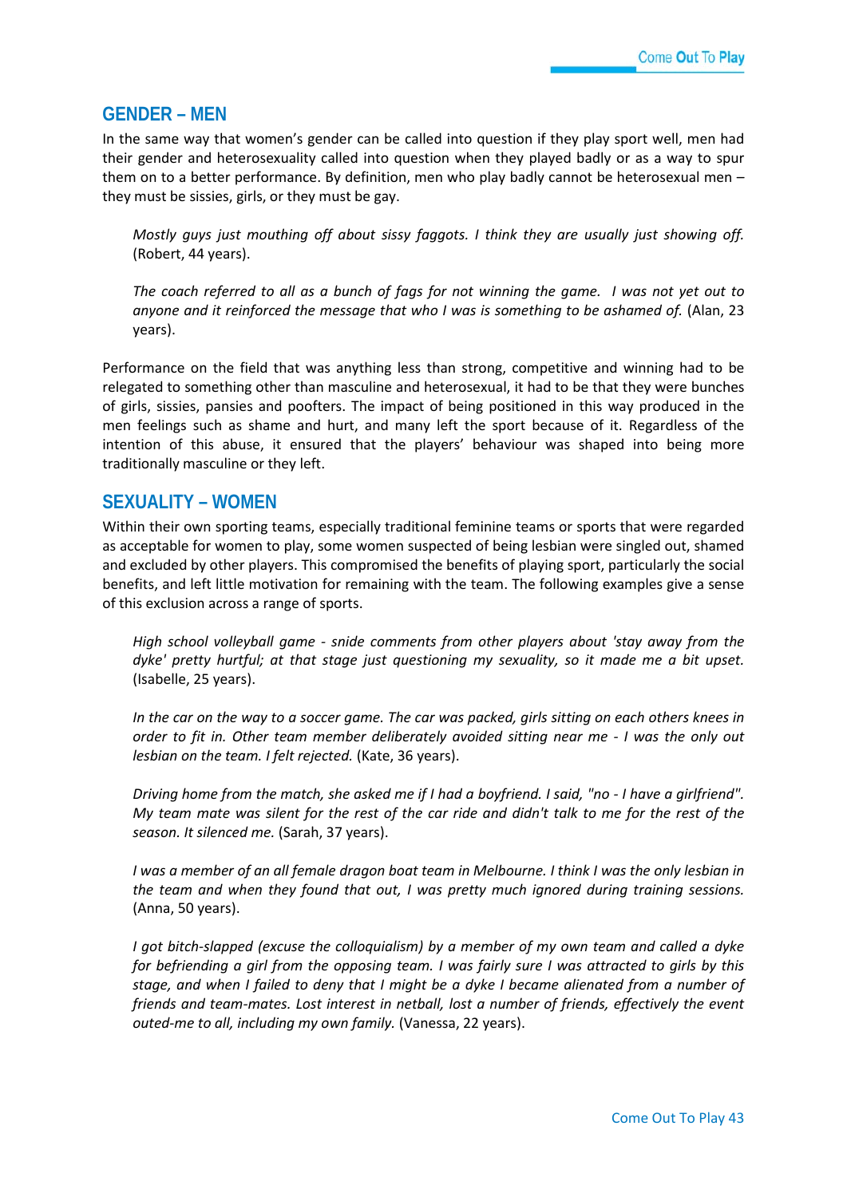## GENDER – MEN

In the same way that women's gender can be called into question if they play sport well, men had their gender and heterosexuality called into question when they played badly or as a way to spur them on to a better performance. By definition, men who play badly cannot be heterosexual men – they must be sissies, girls, or they must be gay.

> *Mostly guys just mouthing off about sissy faggots. I think they are usually just showing off.* (Robert, 44 years).

> *The coach referred to all as a bunch of fags for not winning the game. I was not yet out to anyone and it reinforced the message that who I was is something to be ashamed of.* (Alan, 23 years).

Performance on the field that was anything less than strong, competitive and winning had to be relegated to something other than masculine and heterosexual, it had to be that they were bunches of girls, sissies, pansies and poofters. The impact of being positioned in this way produced in the men feelings such as shame and hurt, and many left the sport because of it. Regardless of the intention of this abuse, it ensured that the players' behaviour was shaped into being more traditionally masculine or they left.

## SEXUALITY – WOMEN

Within their own sporting teams, especially traditional feminine teams or sports that were regarded as acceptable for women to play, some women suspected of being lesbian were singled out, shamed and excluded by other players. This compromised the benefits of playing sport, particularly the social benefits, and left little motivation for remaining with the team. The following examples give a sense of this exclusion across a range of sports.

> *High school volleyball game - snide comments from other players about 'stay away from the dyke' pretty hurtful; at that stage just questioning my sexuality, so it made me a bit upset.* (Isabelle, 25 years).

> *In the car on the way to a soccer game. The car was packed, girls sitting on each others knees in order to fit in. Other team member deliberately avoided sitting near me - I was the only out lesbian on the team. I felt rejected.* (Kate, 36 years).

> *Driving home from the match, she asked me if I had a boyfriend. I said, "no - I have a girlfriend". My team mate was silent for the rest of the car ride and didn't talk to me for the rest of the season. It silenced me.* (Sarah, 37 years).

> *I was a member of an all female dragon boat team in Melbourne. I think I was the only lesbian in the team and when they found that out, I was pretty much ignored during training sessions.* (Anna, 50 years).

> *I got bitch-slapped (excuse the colloquialism) by a member of my own team and called a dyke for befriending a girl from the opposing team. I was fairly sure I was attracted to girls by this stage, and when I failed to deny that I might be a dyke I became alienated from a number of friends and team-mates. Lost interest in netball, lost a number of friends, effectively the event outed-me to all, including my own family.* (Vanessa, 22 years).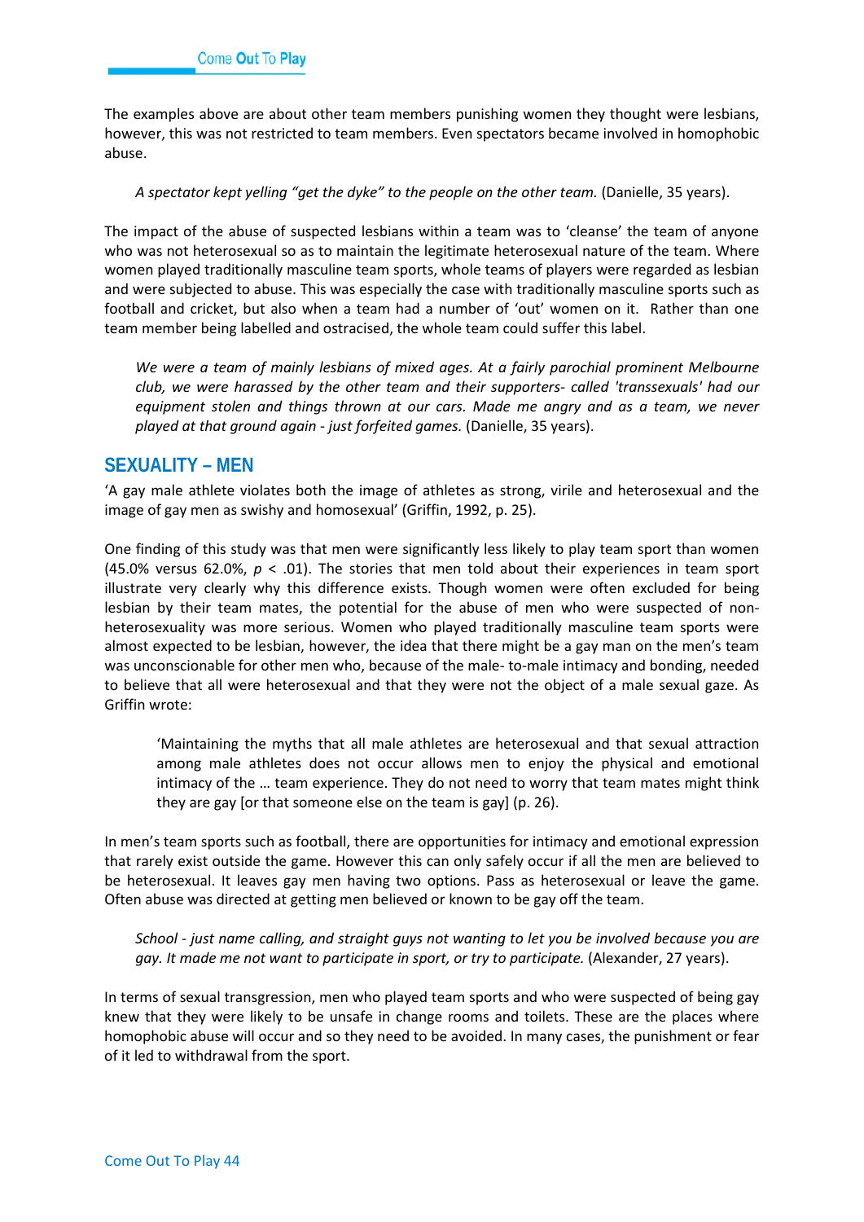The examples above are about other team members punishing women they thought were lesbians, however, this was not restricted to team members. Even spectators became involved in homophobic abuse.

> *A spectator kept yelling "get the dyke" to the people on the other team.* (Danielle, 35 years).

The impact of the abuse of suspected lesbians within a team was to 'cleanse' the team of anyone who was not heterosexual so as to maintain the legitimate heterosexual nature of the team. Where women played traditionally masculine team sports, whole teams of players were regarded as lesbian and were subjected to abuse. This was especially the case with traditionally masculine sports such as football and cricket, but also when a team had a number of 'out' women on it. Rather than one team member being labelled and ostracised, the whole team could suffer this label.

> *We were a team of mainly lesbians of mixed ages. At a fairly parochial prominent Melbourne club, we were harassed by the other team and their supporters- called 'transsexuals' had our equipment stolen and things thrown at our cars. Made me angry and as a team, we never played at that ground again - just forfeited games.* (Danielle, 35 years).

## SEXUALITY – MEN

'A gay male athlete violates both the image of athletes as strong, virile and heterosexual and the image of gay men as swishy and homosexual' (Griffin, 1992, p. 25).

One finding of this study was that men were significantly less likely to play team sport than women (45.0% versus 62.0%, $p < .01$). The stories that men told about their experiences in team sport illustrate very clearly why this difference exists. Though women were often excluded for being lesbian by their team mates, the potential for the abuse of men who were suspected of non-heterosexuality was more serious. Women who played traditionally masculine team sports were almost expected to be lesbian, however, the idea that there might be a gay man on the men's team was unconscionable for other men who, because of the male- to-male intimacy and bonding, needed to believe that all were heterosexual and that they were not the object of a male sexual gaze. As Griffin wrote:

> 'Maintaining the myths that all male athletes are heterosexual and that sexual attraction among male athletes does not occur allows men to enjoy the physical and emotional intimacy of the … team experience. They do not need to worry that team mates might think they are gay [or that someone else on the team is gay] (p. 26).

In men's team sports such as football, there are opportunities for intimacy and emotional expression that rarely exist outside the game. However this can only safely occur if all the men are believed to be heterosexual. It leaves gay men having two options. Pass as heterosexual or leave the game. Often abuse was directed at getting men believed or known to be gay off the team.

> *School - just name calling, and straight guys not wanting to let you be involved because you are gay. It made me not want to participate in sport, or try to participate.* (Alexander, 27 years).

In terms of sexual transgression, men who played team sports and who were suspected of being gay knew that they were likely to be unsafe in change rooms and toilets. These are the places where homophobic abuse will occur and so they need to be avoided. In many cases, the punishment or fear of it led to withdrawal from the sport.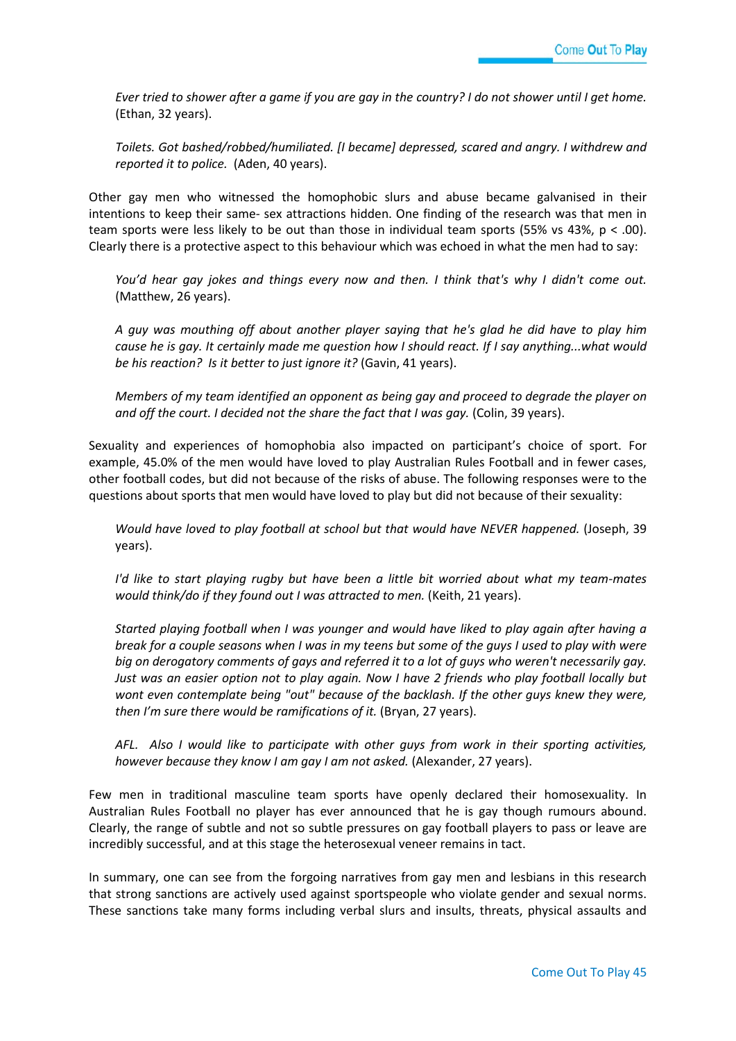*Ever tried to shower after a game if you are gay in the country? I do not shower until I get home.* (Ethan, 32 years).

*Toilets. Got bashed/robbed/humiliated. [I became] depressed, scared and angry. I withdrew and reported it to police.* (Aden, 40 years).

Other gay men who witnessed the homophobic slurs and abuse became galvanised in their intentions to keep their same- sex attractions hidden. One finding of the research was that men in team sports were less likely to be out than those in individual team sports (55% vs 43%, $p < .00$). Clearly there is a protective aspect to this behaviour which was echoed in what the men had to say:

*You'd hear gay jokes and things every now and then. I think that's why I didn't come out.* (Matthew, 26 years).

*A guy was mouthing off about another player saying that he's glad he did have to play him cause he is gay. It certainly made me question how I should react. If I say anything...what would be his reaction? Is it better to just ignore it?* (Gavin, 41 years).

*Members of my team identified an opponent as being gay and proceed to degrade the player on and off the court. I decided not the share the fact that I was gay.* (Colin, 39 years).

Sexuality and experiences of homophobia also impacted on participant's choice of sport. For example, 45.0% of the men would have loved to play Australian Rules Football and in fewer cases, other football codes, but did not because of the risks of abuse. The following responses were to the questions about sports that men would have loved to play but did not because of their sexuality:

*Would have loved to play football at school but that would have NEVER happened.* (Joseph, 39 years).

*I'd like to start playing rugby but have been a little bit worried about what my team-mates would think/do if they found out I was attracted to men.* (Keith, 21 years).

*Started playing football when I was younger and would have liked to play again after having a break for a couple seasons when I was in my teens but some of the guys I used to play with were big on derogatory comments of gays and referred it to a lot of guys who weren't necessarily gay. Just was an easier option not to play again. Now I have 2 friends who play football locally but wont even contemplate being "out" because of the backlash. If the other guys knew they were, then I'm sure there would be ramifications of it.* (Bryan, 27 years).

*AFL. Also I would like to participate with other guys from work in their sporting activities, however because they know I am gay I am not asked.* (Alexander, 27 years).

Few men in traditional masculine team sports have openly declared their homosexuality. In Australian Rules Football no player has ever announced that he is gay though rumours abound. Clearly, the range of subtle and not so subtle pressures on gay football players to pass or leave are incredibly successful, and at this stage the heterosexual veneer remains in tact.

In summary, one can see from the forgoing narratives from gay men and lesbians in this research that strong sanctions are actively used against sportspeople who violate gender and sexual norms. These sanctions take many forms including verbal slurs and insults, threats, physical assaults and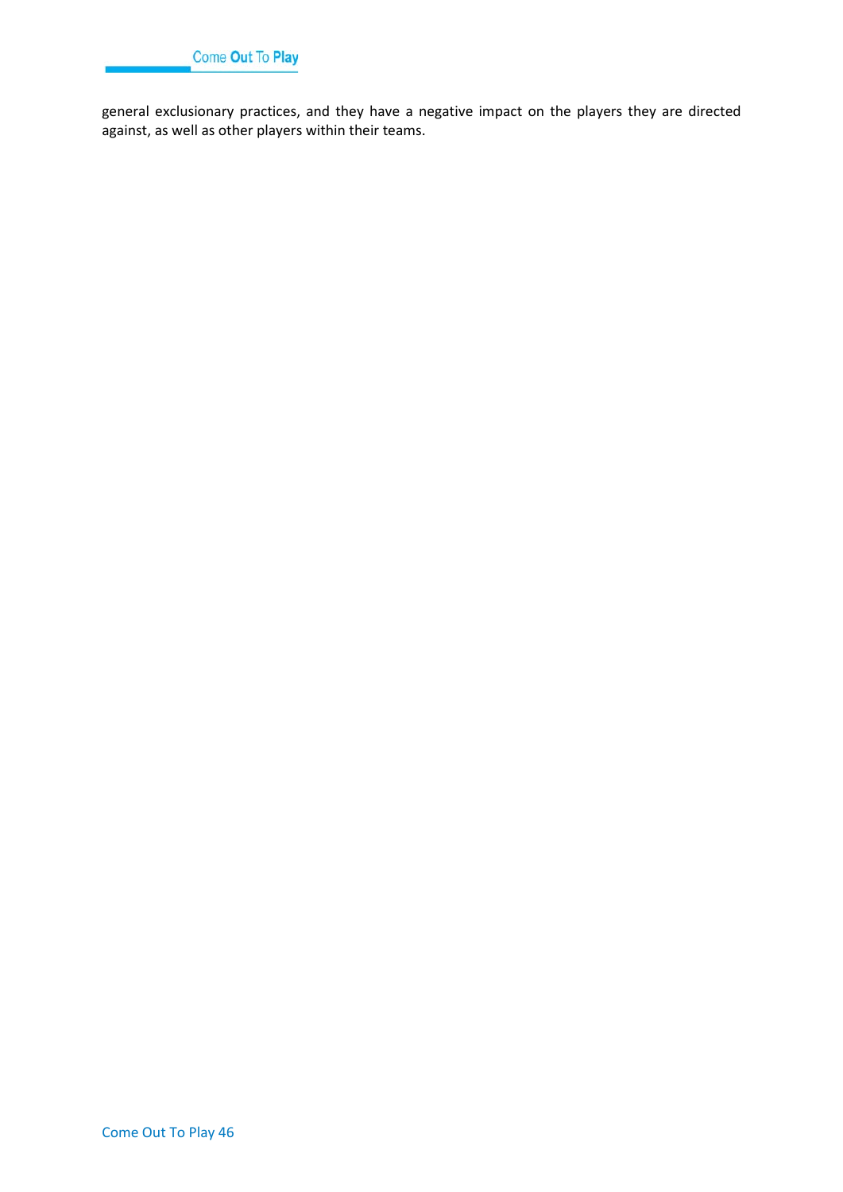general exclusionary practices, and they have a negative impact on the players they are directed against, as well as other players within their teams.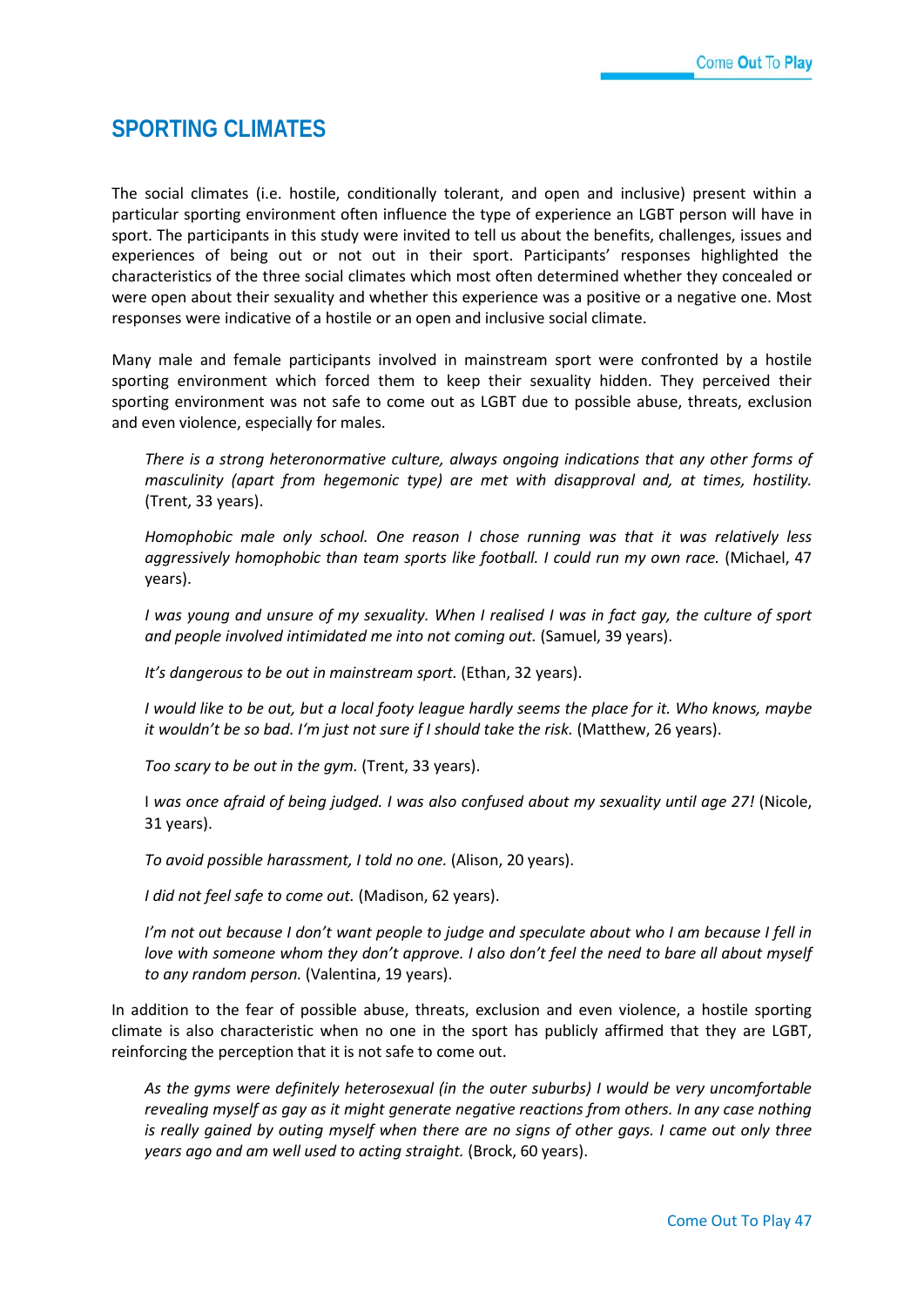## SPORTING CLIMATES

The social climates (i.e. hostile, conditionally tolerant, and open and inclusive) present within a particular sporting environment often influence the type of experience an LGBT person will have in sport. The participants in this study were invited to tell us about the benefits, challenges, issues and experiences of being out or not out in their sport. Participants' responses highlighted the characteristics of the three social climates which most often determined whether they concealed or were open about their sexuality and whether this experience was a positive or a negative one. Most responses were indicative of a hostile or an open and inclusive social climate.

Many male and female participants involved in mainstream sport were confronted by a hostile sporting environment which forced them to keep their sexuality hidden. They perceived their sporting environment was not safe to come out as LGBT due to possible abuse, threats, exclusion and even violence, especially for males.

> *There is a strong heteronormative culture, always ongoing indications that any other forms of masculinity (apart from hegemonic type) are met with disapproval and, at times, hostility.* (Trent, 33 years).
>
> *Homophobic male only school. One reason I chose running was that it was relatively less aggressively homophobic than team sports like football. I could run my own race.* (Michael, 47 years).
>
> *I was young and unsure of my sexuality. When I realised I was in fact gay, the culture of sport and people involved intimidated me into not coming out.* (Samuel, 39 years).
>
> *It's dangerous to be out in mainstream sport.* (Ethan, 32 years).
>
> *I would like to be out, but a local footy league hardly seems the place for it. Who knows, maybe it wouldn't be so bad. I'm just not sure if I should take the risk.* (Matthew, 26 years).
>
> *Too scary to be out in the gym.* (Trent, 33 years).
>
> I *was once afraid of being judged. I was also confused about my sexuality until age 27!* (Nicole, 31 years).
>
> *To avoid possible harassment, I told no one.* (Alison, 20 years).
>
> *I did not feel safe to come out.* (Madison, 62 years).
>
> *I'm not out because I don't want people to judge and speculate about who I am because I fell in love with someone whom they don't approve. I also don't feel the need to bare all about myself to any random person.* (Valentina, 19 years).

In addition to the fear of possible abuse, threats, exclusion and even violence, a hostile sporting climate is also characteristic when no one in the sport has publicly affirmed that they are LGBT, reinforcing the perception that it is not safe to come out.

> *As the gyms were definitely heterosexual (in the outer suburbs) I would be very uncomfortable revealing myself as gay as it might generate negative reactions from others. In any case nothing is really gained by outing myself when there are no signs of other gays. I came out only three years ago and am well used to acting straight.* (Brock, 60 years).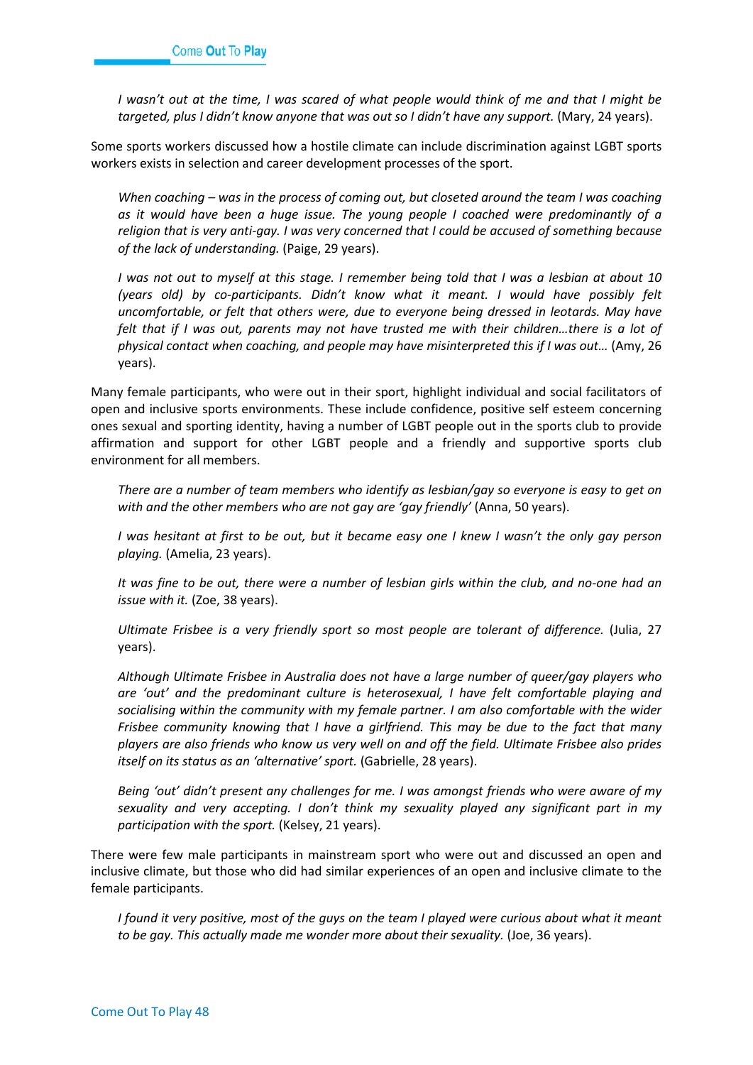*I wasn't out at the time, I was scared of what people would think of me and that I might be targeted, plus I didn't know anyone that was out so I didn't have any support.* (Mary, 24 years).

Some sports workers discussed how a hostile climate can include discrimination against LGBT sports workers exists in selection and career development processes of the sport.

*When coaching – was in the process of coming out, but closeted around the team I was coaching as it would have been a huge issue. The young people I coached were predominantly of a religion that is very anti-gay. I was very concerned that I could be accused of something because of the lack of understanding.* (Paige, 29 years).

*I was not out to myself at this stage. I remember being told that I was a lesbian at about 10 (years old) by co-participants. Didn't know what it meant. I would have possibly felt uncomfortable, or felt that others were, due to everyone being dressed in leotards. May have felt that if I was out, parents may not have trusted me with their children…there is a lot of physical contact when coaching, and people may have misinterpreted this if I was out…* (Amy, 26 years).

Many female participants, who were out in their sport, highlight individual and social facilitators of open and inclusive sports environments. These include confidence, positive self esteem concerning ones sexual and sporting identity, having a number of LGBT people out in the sports club to provide affirmation and support for other LGBT people and a friendly and supportive sports club environment for all members.

*There are a number of team members who identify as lesbian/gay so everyone is easy to get on with and the other members who are not gay are 'gay friendly'* (Anna, 50 years).

*I was hesitant at first to be out, but it became easy one I knew I wasn't the only gay person playing.* (Amelia, 23 years).

*It was fine to be out, there were a number of lesbian girls within the club, and no-one had an issue with it.* (Zoe, 38 years).

*Ultimate Frisbee is a very friendly sport so most people are tolerant of difference.* (Julia, 27 years).

*Although Ultimate Frisbee in Australia does not have a large number of queer/gay players who are 'out' and the predominant culture is heterosexual, I have felt comfortable playing and socialising within the community with my female partner. I am also comfortable with the wider Frisbee community knowing that I have a girlfriend. This may be due to the fact that many players are also friends who know us very well on and off the field. Ultimate Frisbee also prides itself on its status as an 'alternative' sport.* (Gabrielle, 28 years).

*Being 'out' didn't present any challenges for me. I was amongst friends who were aware of my sexuality and very accepting. I don't think my sexuality played any significant part in my participation with the sport.* (Kelsey, 21 years).

There were few male participants in mainstream sport who were out and discussed an open and inclusive climate, but those who did had similar experiences of an open and inclusive climate to the female participants.

*I found it very positive, most of the guys on the team I played were curious about what it meant to be gay. This actually made me wonder more about their sexuality.* (Joe, 36 years).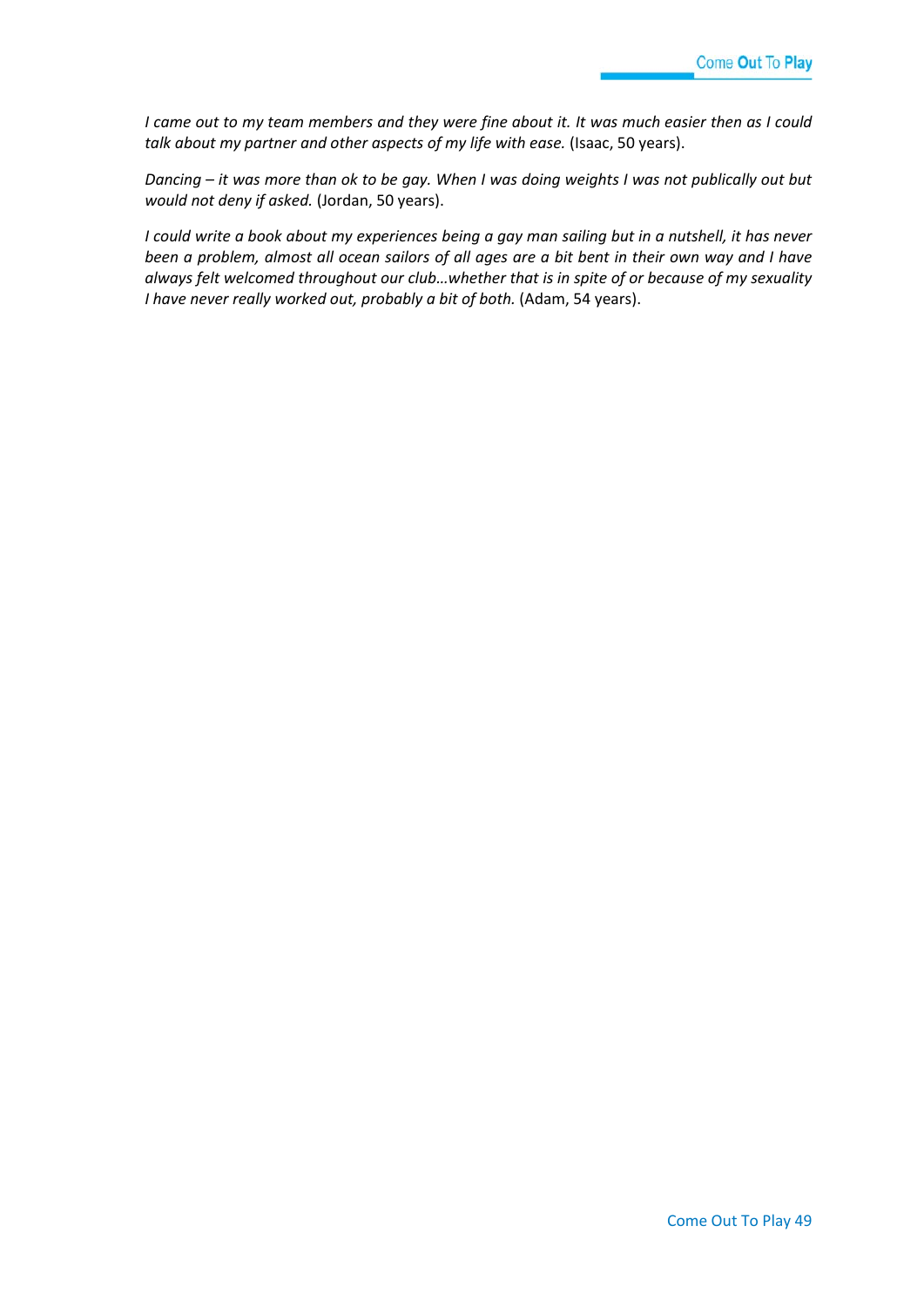*I came out to my team members and they were fine about it. It was much easier then as I could talk about my partner and other aspects of my life with ease.* (Isaac, 50 years).

*Dancing – it was more than ok to be gay. When I was doing weights I was not publically out but would not deny if asked.* (Jordan, 50 years).

*I could write a book about my experiences being a gay man sailing but in a nutshell, it has never been a problem, almost all ocean sailors of all ages are a bit bent in their own way and I have always felt welcomed throughout our club…whether that is in spite of or because of my sexuality I have never really worked out, probably a bit of both.* (Adam, 54 years).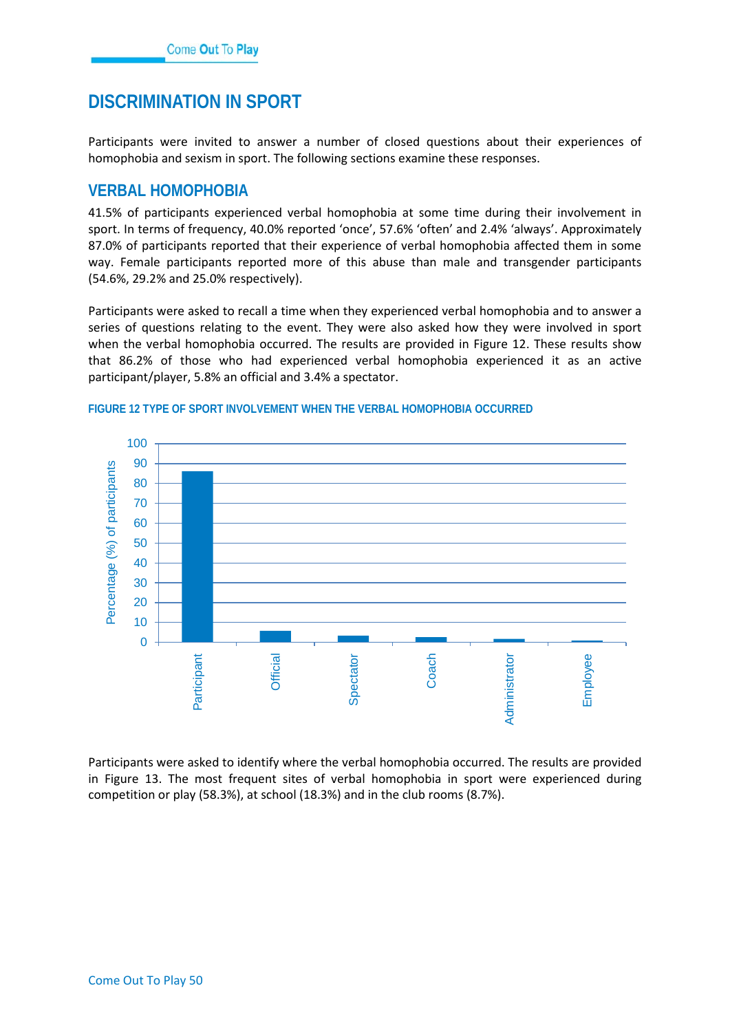# DISCRIMINATION IN SPORT

Participants were invited to answer a number of closed questions about their experiences of homophobia and sexism in sport. The following sections examine these responses.

## VERBAL HOMOPHOBIA

41.5% of participants experienced verbal homophobia at some time during their involvement in sport. In terms of frequency, 40.0% reported 'once', 57.6% 'often' and 2.4% 'always'. Approximately 87.0% of participants reported that their experience of verbal homophobia affected them in some way. Female participants reported more of this abuse than male and transgender participants (54.6%, 29.2% and 25.0% respectively).

Participants were asked to recall a time when they experienced verbal homophobia and to answer a series of questions relating to the event. They were also asked how they were involved in sport when the verbal homophobia occurred. The results are provided in Figure 12. These results show that 86.2% of those who had experienced verbal homophobia experienced it as an active participant/player, 5.8% an official and 3.4% a spectator.

**FIGURE 12 TYPE OF SPORT INVOLVEMENT WHEN THE VERBAL HOMOPHOBIA OCCURRED**

Participants were asked to identify where the verbal homophobia occurred. The results are provided in Figure 13. The most frequent sites of verbal homophobia in sport were experienced during competition or play (58.3%), at school (18.3%) and in the club rooms (8.7%).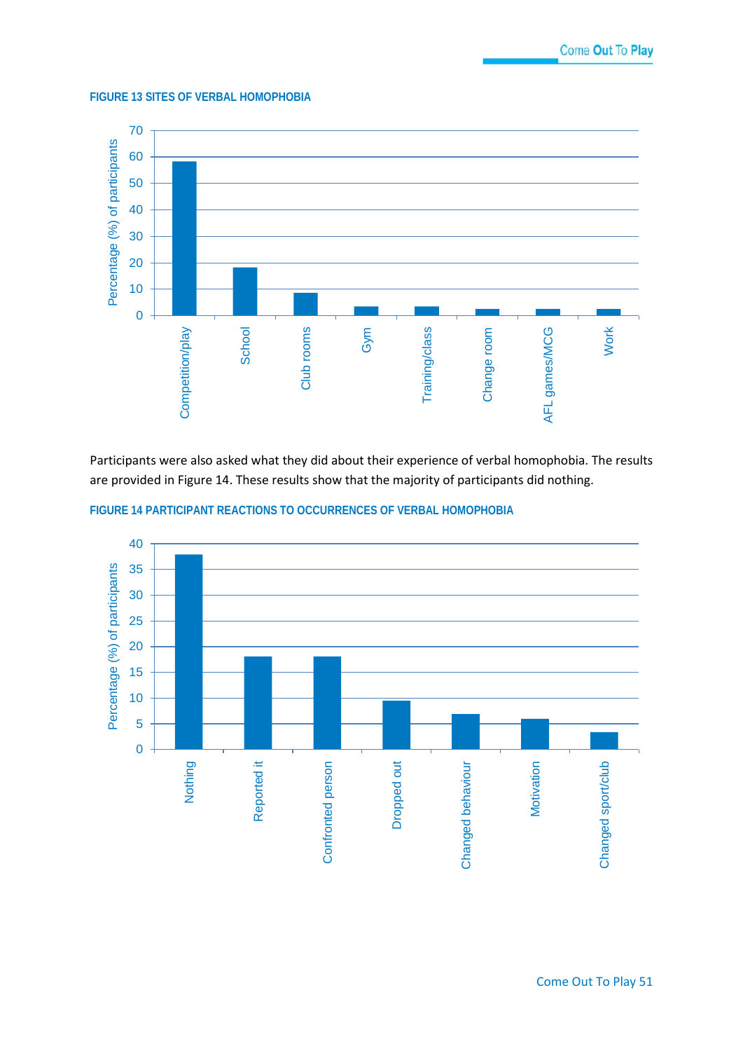**FIGURE 13 SITES OF VERBAL HOMOPHOBIA**

Participants were also asked what they did about their experience of verbal homophobia. The results are provided in Figure 14. These results show that the majority of participants did nothing.

**FIGURE 14 PARTICIPANT REACTIONS TO OCCURRENCES OF VERBAL HOMOPHOBIA**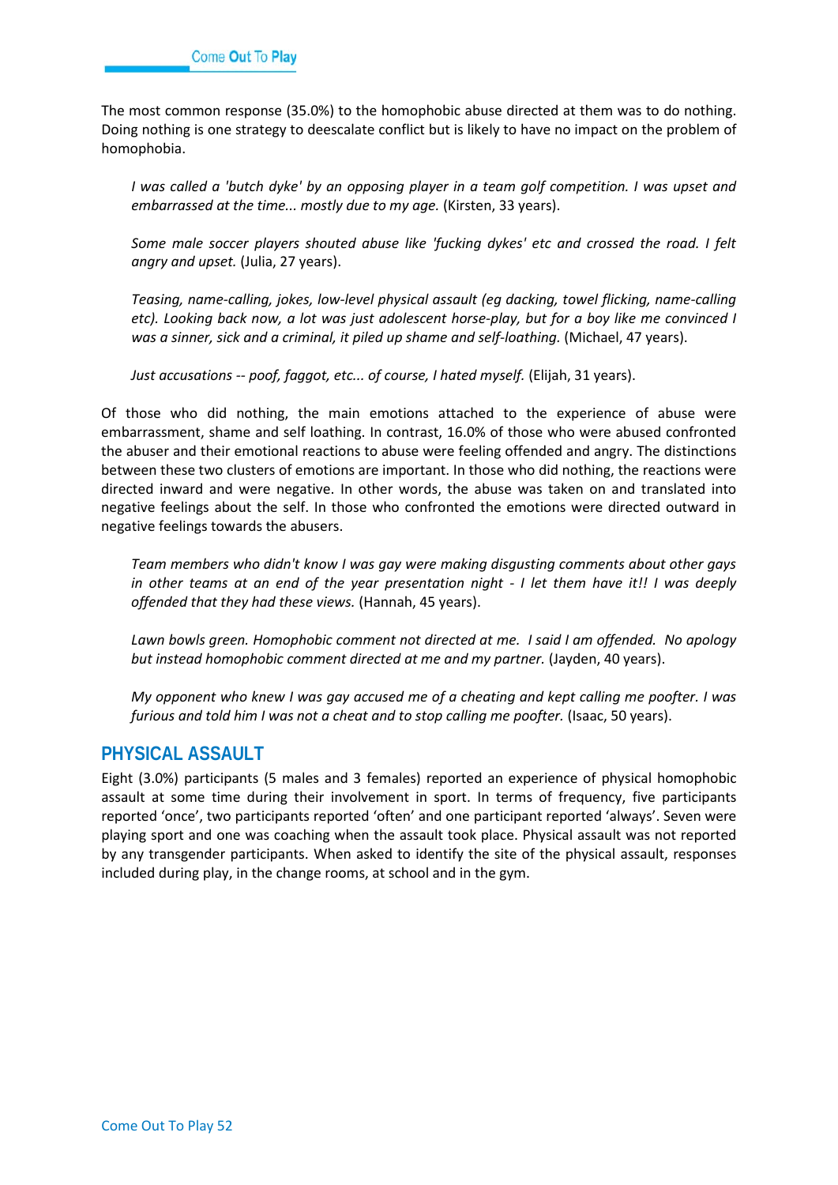The most common response (35.0%) to the homophobic abuse directed at them was to do nothing. Doing nothing is one strategy to deescalate conflict but is likely to have no impact on the problem of homophobia.

> *I was called a 'butch dyke' by an opposing player in a team golf competition. I was upset and embarrassed at the time... mostly due to my age.* (Kirsten, 33 years).

> *Some male soccer players shouted abuse like 'fucking dykes' etc and crossed the road. I felt angry and upset.* (Julia, 27 years).

> *Teasing, name-calling, jokes, low-level physical assault (eg dacking, towel flicking, name-calling etc). Looking back now, a lot was just adolescent horse-play, but for a boy like me convinced I was a sinner, sick and a criminal, it piled up shame and self-loathing.* (Michael, 47 years).

> *Just accusations -- poof, faggot, etc... of course, I hated myself.* (Elijah, 31 years).

Of those who did nothing, the main emotions attached to the experience of abuse were embarrassment, shame and self loathing. In contrast, 16.0% of those who were abused confronted the abuser and their emotional reactions to abuse were feeling offended and angry. The distinctions between these two clusters of emotions are important. In those who did nothing, the reactions were directed inward and were negative. In other words, the abuse was taken on and translated into negative feelings about the self. In those who confronted the emotions were directed outward in negative feelings towards the abusers.

> *Team members who didn't know I was gay were making disgusting comments about other gays in other teams at an end of the year presentation night - I let them have it!! I was deeply offended that they had these views.* (Hannah, 45 years).

> *Lawn bowls green. Homophobic comment not directed at me. I said I am offended. No apology but instead homophobic comment directed at me and my partner.* (Jayden, 40 years).

> *My opponent who knew I was gay accused me of a cheating and kept calling me poofter. I was furious and told him I was not a cheat and to stop calling me poofter.* (Isaac, 50 years).

## PHYSICAL ASSAULT

Eight (3.0%) participants (5 males and 3 females) reported an experience of physical homophobic assault at some time during their involvement in sport. In terms of frequency, five participants reported 'once', two participants reported 'often' and one participant reported 'always'. Seven were playing sport and one was coaching when the assault took place. Physical assault was not reported by any transgender participants. When asked to identify the site of the physical assault, responses included during play, in the change rooms, at school and in the gym.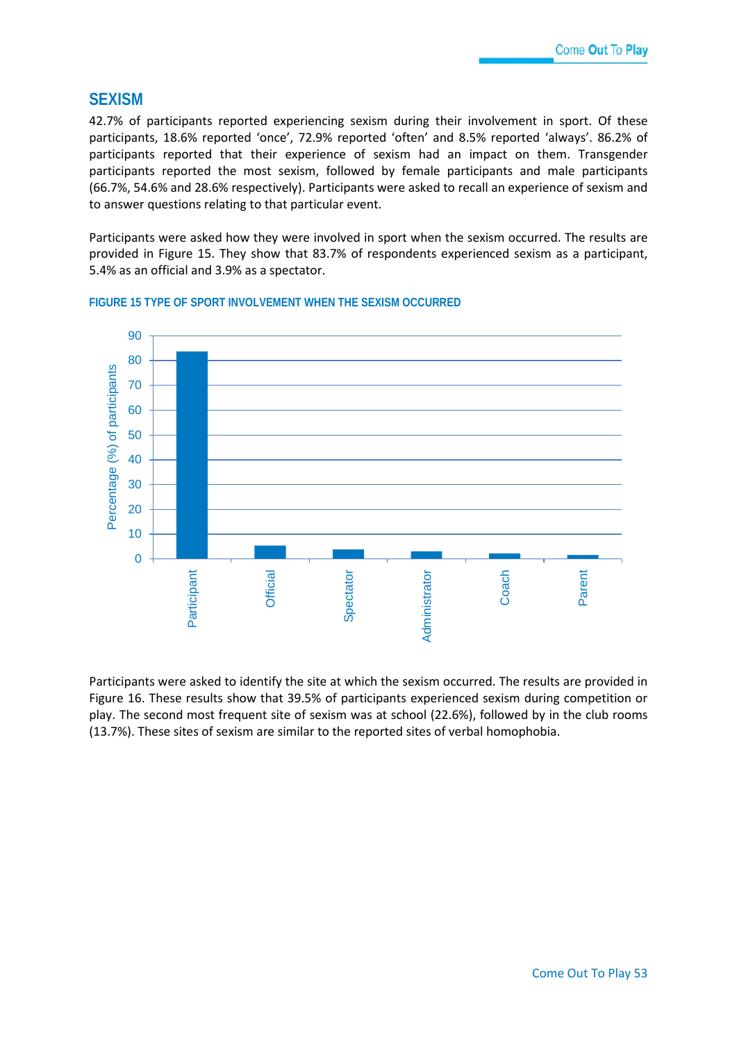## SEXISM

42.7% of participants reported experiencing sexism during their involvement in sport. Of these participants, 18.6% reported 'once', 72.9% reported 'often' and 8.5% reported 'always'. 86.2% of participants reported that their experience of sexism had an impact on them. Transgender participants reported the most sexism, followed by female participants and male participants (66.7%, 54.6% and 28.6% respectively). Participants were asked to recall an experience of sexism and to answer questions relating to that particular event.

Participants were asked how they were involved in sport when the sexism occurred. The results are provided in Figure 15. They show that 83.7% of respondents experienced sexism as a participant, 5.4% as an official and 3.9% as a spectator.

**FIGURE 15 TYPE OF SPORT INVOLVEMENT WHEN THE SEXISM OCCURRED**

Participants were asked to identify the site at which the sexism occurred. The results are provided in Figure 16. These results show that 39.5% of participants experienced sexism during competition or play. The second most frequent site of sexism was at school (22.6%), followed by in the club rooms (13.7%). These sites of sexism are similar to the reported sites of verbal homophobia.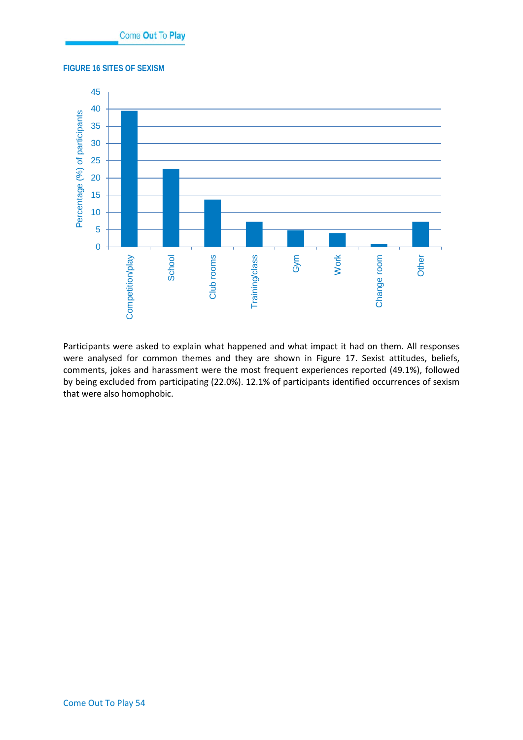**FIGURE 16 SITES OF SEXISM**

Participants were asked to explain what happened and what impact it had on them. All responses were analysed for common themes and they are shown in Figure 17. Sexist attitudes, beliefs, comments, jokes and harassment were the most frequent experiences reported (49.1%), followed by being excluded from participating (22.0%). 12.1% of participants identified occurrences of sexism that were also homophobic.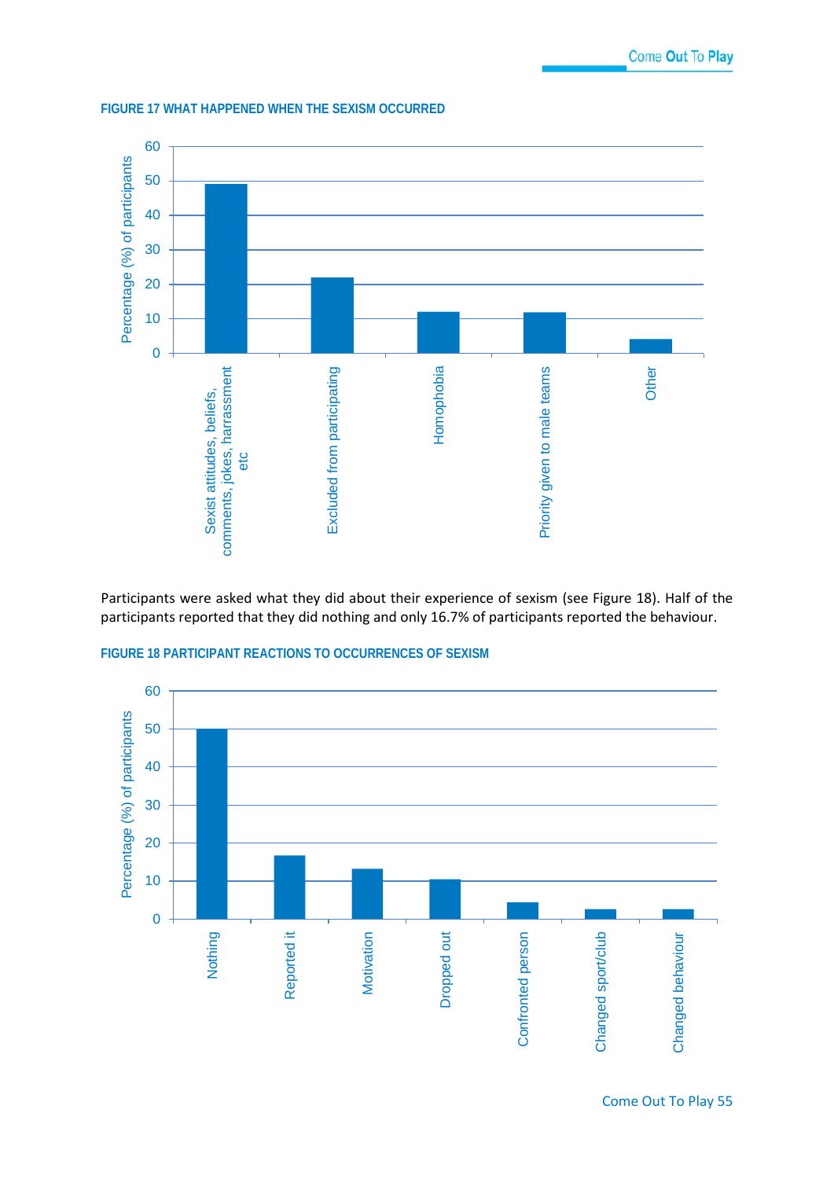**FIGURE 17 WHAT HAPPENED WHEN THE SEXISM OCCURRED**

| Category | Percentage (%) of participants |
|---|---|
| Sexist attitudes, beliefs, comments, jokes, harrassment etc | 49 |
| Excluded from participating | 22 |
| Homophobia | 12 |
| Priority given to male teams | 12 |
| Other | 4 |

Participants were asked what they did about their experience of sexism (see Figure 18). Half of the participants reported that they did nothing and only 16.7% of participants reported the behaviour.

**FIGURE 18 PARTICIPANT REACTIONS TO OCCURRENCES OF SEXISM**

| Reaction | Percentage (%) of participants |
|---|---|
| Nothing | 50 |
| Reported it | 16.7 |
| Motivation | 13 |
| Dropped out | 10 |
| Confronted person | 4 |
| Changed sport/club | 2 |
| Changed behaviour | 2 |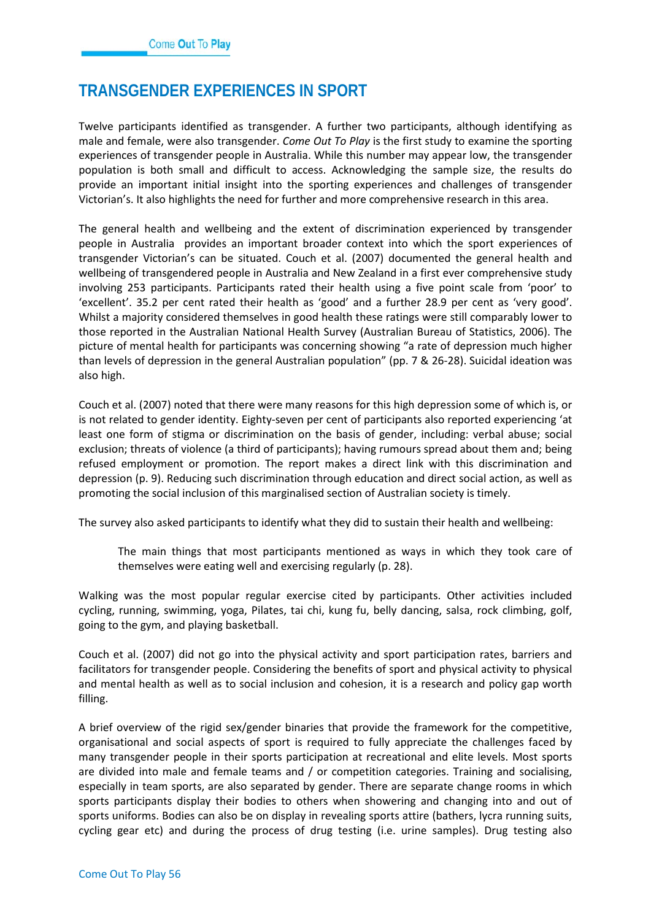# TRANSGENDER EXPERIENCES IN SPORT

Twelve participants identified as transgender. A further two participants, although identifying as male and female, were also transgender. *Come Out To Play* is the first study to examine the sporting experiences of transgender people in Australia. While this number may appear low, the transgender population is both small and difficult to access. Acknowledging the sample size, the results do provide an important initial insight into the sporting experiences and challenges of transgender Victorian's. It also highlights the need for further and more comprehensive research in this area.

The general health and wellbeing and the extent of discrimination experienced by transgender people in Australia provides an important broader context into which the sport experiences of transgender Victorian's can be situated. Couch et al. (2007) documented the general health and wellbeing of transgendered people in Australia and New Zealand in a first ever comprehensive study involving 253 participants. Participants rated their health using a five point scale from 'poor' to 'excellent'. 35.2 per cent rated their health as 'good' and a further 28.9 per cent as 'very good'. Whilst a majority considered themselves in good health these ratings were still comparably lower to those reported in the Australian National Health Survey (Australian Bureau of Statistics, 2006). The picture of mental health for participants was concerning showing "a rate of depression much higher than levels of depression in the general Australian population" (pp. 7 & 26-28). Suicidal ideation was also high.

Couch et al. (2007) noted that there were many reasons for this high depression some of which is, or is not related to gender identity. Eighty-seven per cent of participants also reported experiencing 'at least one form of stigma or discrimination on the basis of gender, including: verbal abuse; social exclusion; threats of violence (a third of participants); having rumours spread about them and; being refused employment or promotion. The report makes a direct link with this discrimination and depression (p. 9). Reducing such discrimination through education and direct social action, as well as promoting the social inclusion of this marginalised section of Australian society is timely.

The survey also asked participants to identify what they did to sustain their health and wellbeing:

> The main things that most participants mentioned as ways in which they took care of themselves were eating well and exercising regularly (p. 28).

Walking was the most popular regular exercise cited by participants. Other activities included cycling, running, swimming, yoga, Pilates, tai chi, kung fu, belly dancing, salsa, rock climbing, golf, going to the gym, and playing basketball.

Couch et al. (2007) did not go into the physical activity and sport participation rates, barriers and facilitators for transgender people. Considering the benefits of sport and physical activity to physical and mental health as well as to social inclusion and cohesion, it is a research and policy gap worth filling.

A brief overview of the rigid sex/gender binaries that provide the framework for the competitive, organisational and social aspects of sport is required to fully appreciate the challenges faced by many transgender people in their sports participation at recreational and elite levels. Most sports are divided into male and female teams and / or competition categories. Training and socialising, especially in team sports, are also separated by gender. There are separate change rooms in which sports participants display their bodies to others when showering and changing into and out of sports uniforms. Bodies can also be on display in revealing sports attire (bathers, lycra running suits, cycling gear etc) and during the process of drug testing (i.e. urine samples). Drug testing also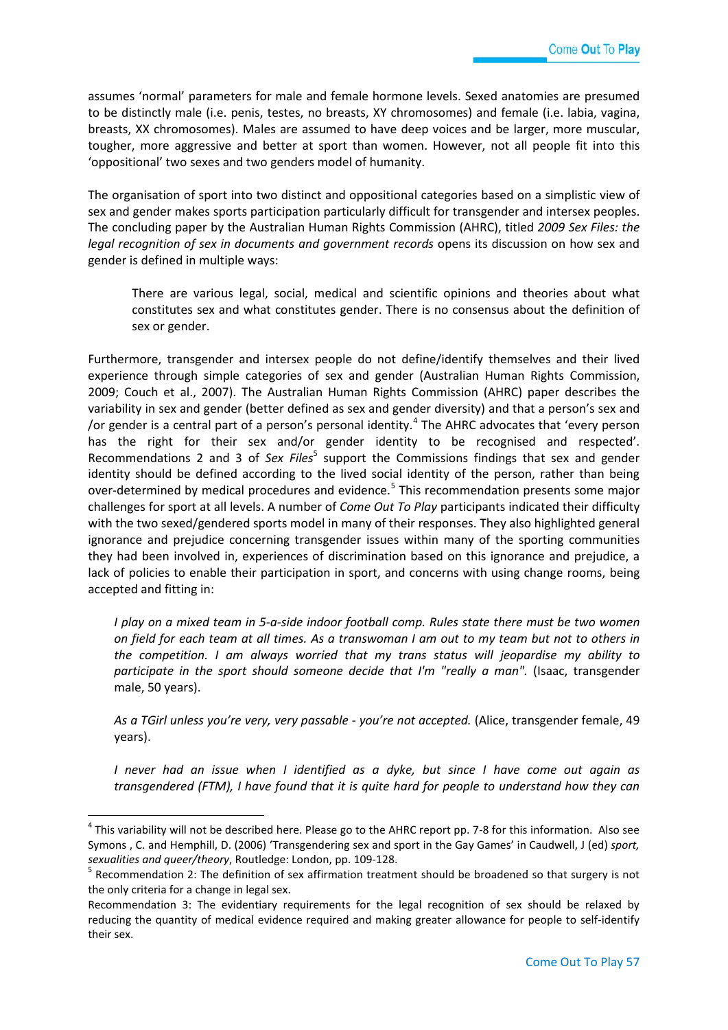assumes 'normal' parameters for male and female hormone levels. Sexed anatomies are presumed to be distinctly male (i.e. penis, testes, no breasts, XY chromosomes) and female (i.e. labia, vagina, breasts, XX chromosomes). Males are assumed to have deep voices and be larger, more muscular, tougher, more aggressive and better at sport than women. However, not all people fit into this 'oppositional' two sexes and two genders model of humanity.

The organisation of sport into two distinct and oppositional categories based on a simplistic view of sex and gender makes sports participation particularly difficult for transgender and intersex peoples. The concluding paper by the Australian Human Rights Commission (AHRC), titled *2009 Sex Files: the legal recognition of sex in documents and government records* opens its discussion on how sex and gender is defined in multiple ways:

> There are various legal, social, medical and scientific opinions and theories about what constitutes sex and what constitutes gender. There is no consensus about the definition of sex or gender.

Furthermore, transgender and intersex people do not define/identify themselves and their lived experience through simple categories of sex and gender (Australian Human Rights Commission, 2009; Couch et al., 2007). The Australian Human Rights Commission (AHRC) paper describes the variability in sex and gender (better defined as sex and gender diversity) and that a person's sex and /or gender is a central part of a person's personal identity.[4] The AHRC advocates that 'every person has the right for their sex and/or gender identity to be recognised and respected'. Recommendations 2 and 3 of *Sex Files*[5] support the Commissions findings that sex and gender identity should be defined according to the lived social identity of the person, rather than being over-determined by medical procedures and evidence.[5] This recommendation presents some major challenges for sport at all levels. A number of *Come Out To Play* participants indicated their difficulty with the two sexed/gendered sports model in many of their responses. They also highlighted general ignorance and prejudice concerning transgender issues within many of the sporting communities they had been involved in, experiences of discrimination based on this ignorance and prejudice, a lack of policies to enable their participation in sport, and concerns with using change rooms, being accepted and fitting in:

> *I play on a mixed team in 5-a-side indoor football comp. Rules state there must be two women on field for each team at all times. As a transwoman I am out to my team but not to others in the competition. I am always worried that my trans status will jeopardise my ability to participate in the sport should someone decide that I'm "really a man".* (Isaac, transgender male, 50 years).

> *As a TGirl unless you're very, very passable - you're not accepted.* (Alice, transgender female, 49 years).

> *I never had an issue when I identified as a dyke, but since I have come out again as transgendered (FTM), I have found that it is quite hard for people to understand how they can*

---

[4] This variability will not be described here. Please go to the AHRC report pp. 7-8 for this information. Also see Symons , C. and Hemphill, D. (2006) 'Transgendering sex and sport in the Gay Games' in Caudwell, J (ed) *sport, sexualities and queer/theory*, Routledge: London, pp. 109-128.

[5] Recommendation 2: The definition of sex affirmation treatment should be broadened so that surgery is not the only criteria for a change in legal sex.

Recommendation 3: The evidentiary requirements for the legal recognition of sex should be relaxed by reducing the quantity of medical evidence required and making greater allowance for people to self-identify their sex.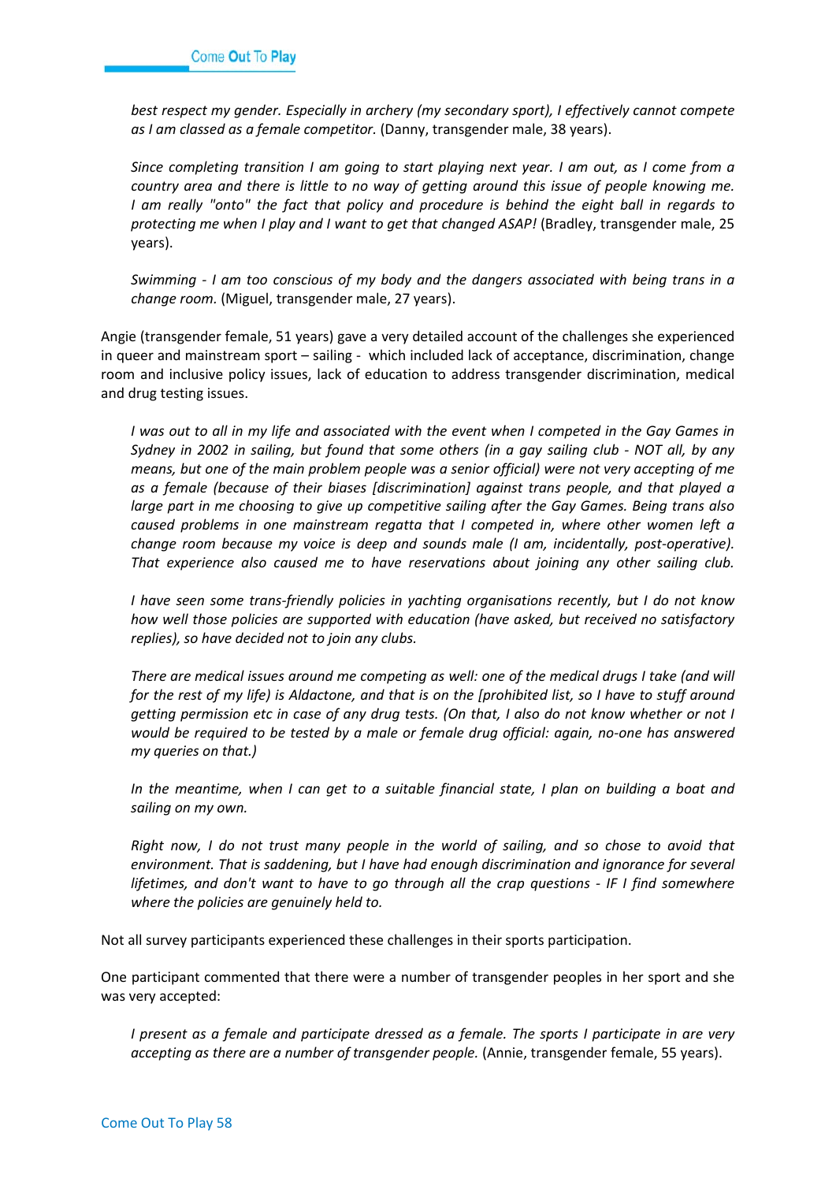*best respect my gender. Especially in archery (my secondary sport), I effectively cannot compete as I am classed as a female competitor.* (Danny, transgender male, 38 years).

*Since completing transition I am going to start playing next year. I am out, as I come from a country area and there is little to no way of getting around this issue of people knowing me. I am really "onto" the fact that policy and procedure is behind the eight ball in regards to protecting me when I play and I want to get that changed ASAP!* (Bradley, transgender male, 25 years).

*Swimming - I am too conscious of my body and the dangers associated with being trans in a change room.* (Miguel, transgender male, 27 years).

Angie (transgender female, 51 years) gave a very detailed account of the challenges she experienced in queer and mainstream sport – sailing - which included lack of acceptance, discrimination, change room and inclusive policy issues, lack of education to address transgender discrimination, medical and drug testing issues.

*I was out to all in my life and associated with the event when I competed in the Gay Games in Sydney in 2002 in sailing, but found that some others (in a gay sailing club - NOT all, by any means, but one of the main problem people was a senior official) were not very accepting of me as a female (because of their biases [discrimination] against trans people, and that played a large part in me choosing to give up competitive sailing after the Gay Games. Being trans also caused problems in one mainstream regatta that I competed in, where other women left a change room because my voice is deep and sounds male (I am, incidentally, post-operative). That experience also caused me to have reservations about joining any other sailing club.*

*I have seen some trans-friendly policies in yachting organisations recently, but I do not know how well those policies are supported with education (have asked, but received no satisfactory replies), so have decided not to join any clubs.*

*There are medical issues around me competing as well: one of the medical drugs I take (and will for the rest of my life) is Aldactone, and that is on the [prohibited list, so I have to stuff around getting permission etc in case of any drug tests. (On that, I also do not know whether or not I would be required to be tested by a male or female drug official: again, no-one has answered my queries on that.)*

*In the meantime, when I can get to a suitable financial state, I plan on building a boat and sailing on my own.*

*Right now, I do not trust many people in the world of sailing, and so chose to avoid that environment. That is saddening, but I have had enough discrimination and ignorance for several lifetimes, and don't want to have to go through all the crap questions - IF I find somewhere where the policies are genuinely held to.*

Not all survey participants experienced these challenges in their sports participation.

One participant commented that there were a number of transgender peoples in her sport and she was very accepted:

*I present as a female and participate dressed as a female. The sports I participate in are very accepting as there are a number of transgender people.* (Annie, transgender female, 55 years).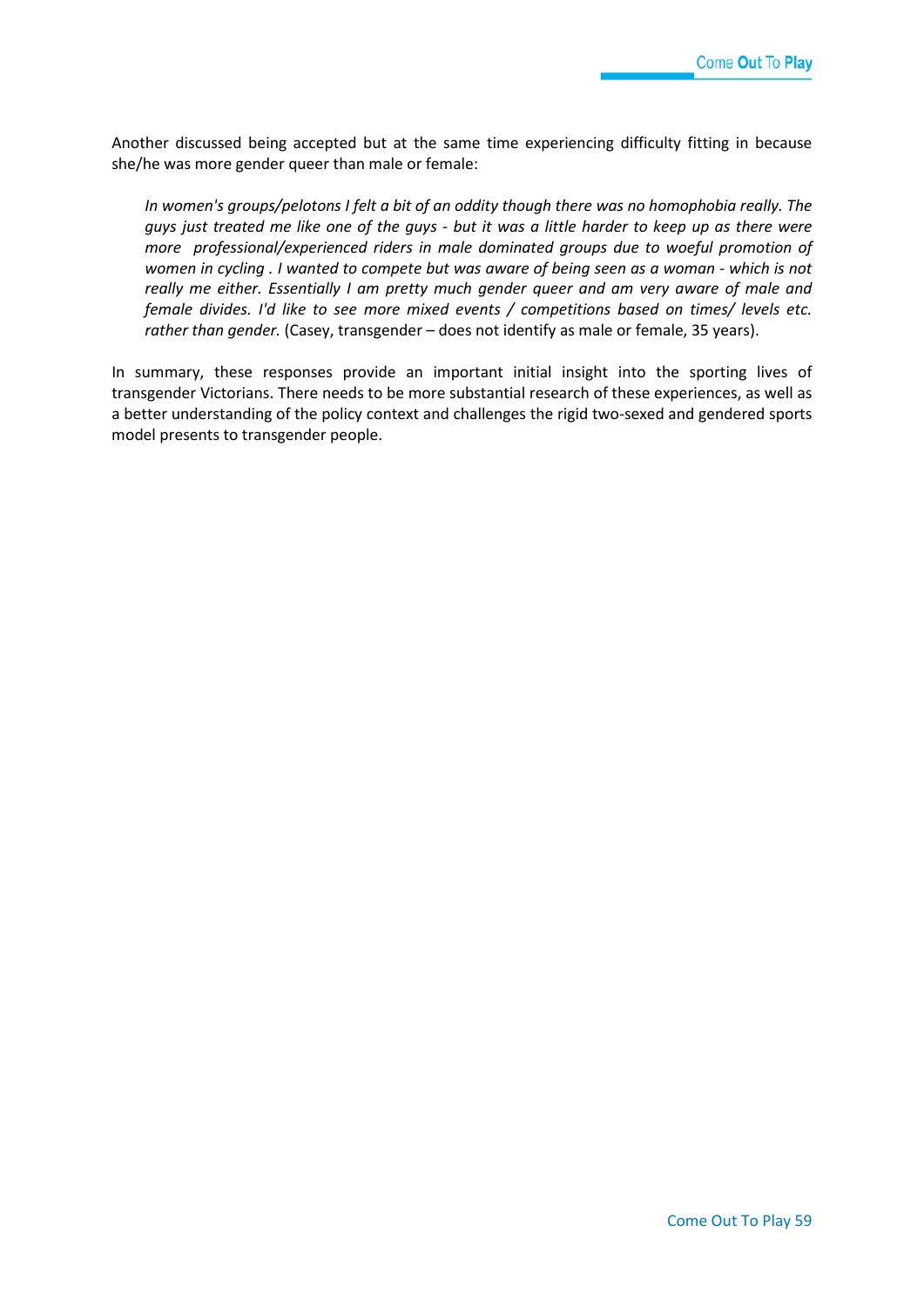Another discussed being accepted but at the same time experiencing difficulty fitting in because she/he was more gender queer than male or female:

> *In women's groups/pelotons I felt a bit of an oddity though there was no homophobia really. The guys just treated me like one of the guys - but it was a little harder to keep up as there were more professional/experienced riders in male dominated groups due to woeful promotion of women in cycling . I wanted to compete but was aware of being seen as a woman - which is not really me either. Essentially I am pretty much gender queer and am very aware of male and female divides. I'd like to see more mixed events / competitions based on times/ levels etc. rather than gender.* (Casey, transgender – does not identify as male or female, 35 years).

In summary, these responses provide an important initial insight into the sporting lives of transgender Victorians. There needs to be more substantial research of these experiences, as well as a better understanding of the policy context and challenges the rigid two-sexed and gendered sports model presents to transgender people.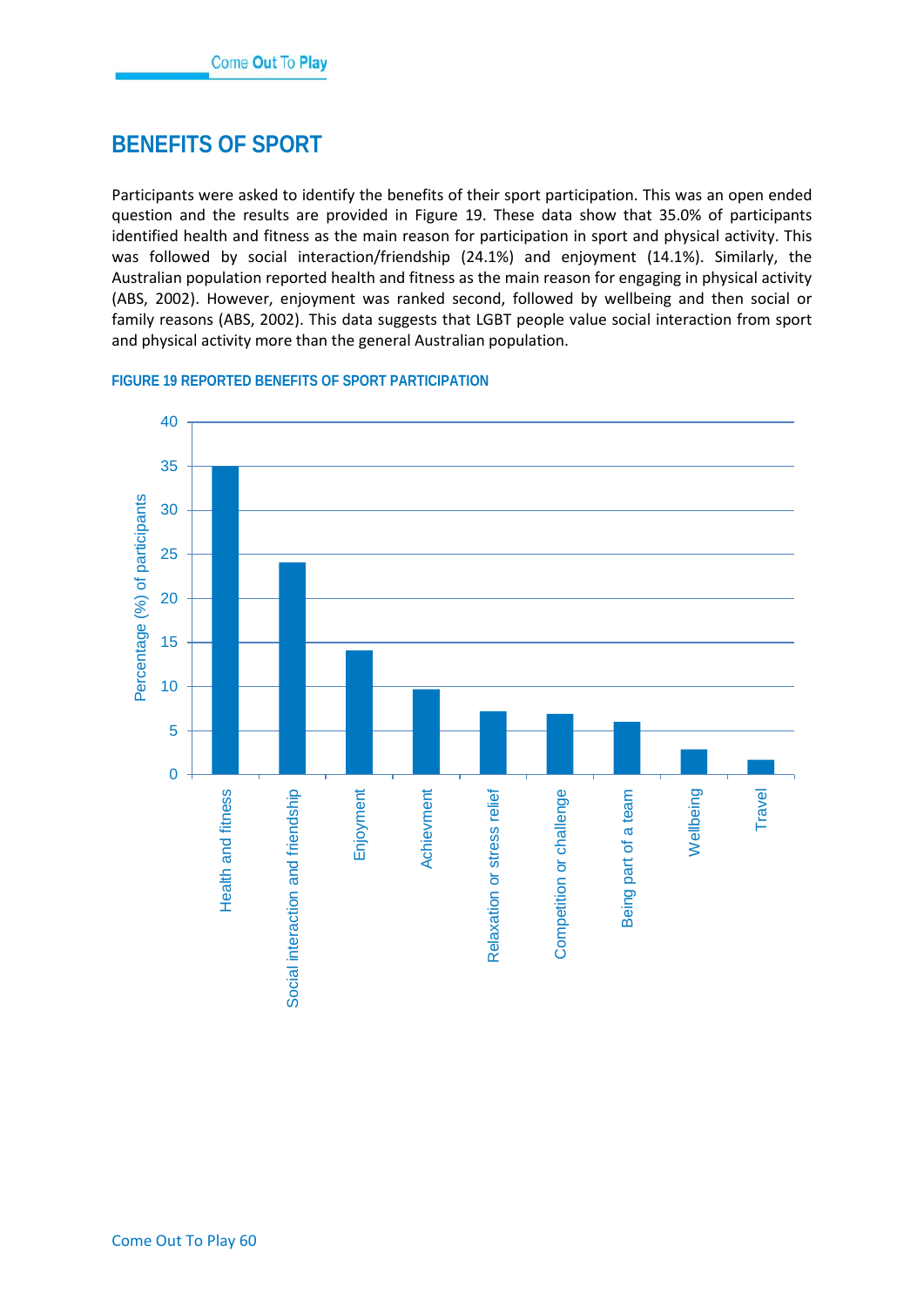## BENEFITS OF SPORT

Participants were asked to identify the benefits of their sport participation. This was an open ended question and the results are provided in Figure 19. These data show that 35.0% of participants identified health and fitness as the main reason for participation in sport and physical activity. This was followed by social interaction/friendship (24.1%) and enjoyment (14.1%). Similarly, the Australian population reported health and fitness as the main reason for engaging in physical activity (ABS, 2002). However, enjoyment was ranked second, followed by wellbeing and then social or family reasons (ABS, 2002). This data suggests that LGBT people value social interaction from sport and physical activity more than the general Australian population.

FIGURE 19 REPORTED BENEFITS OF SPORT PARTICIPATION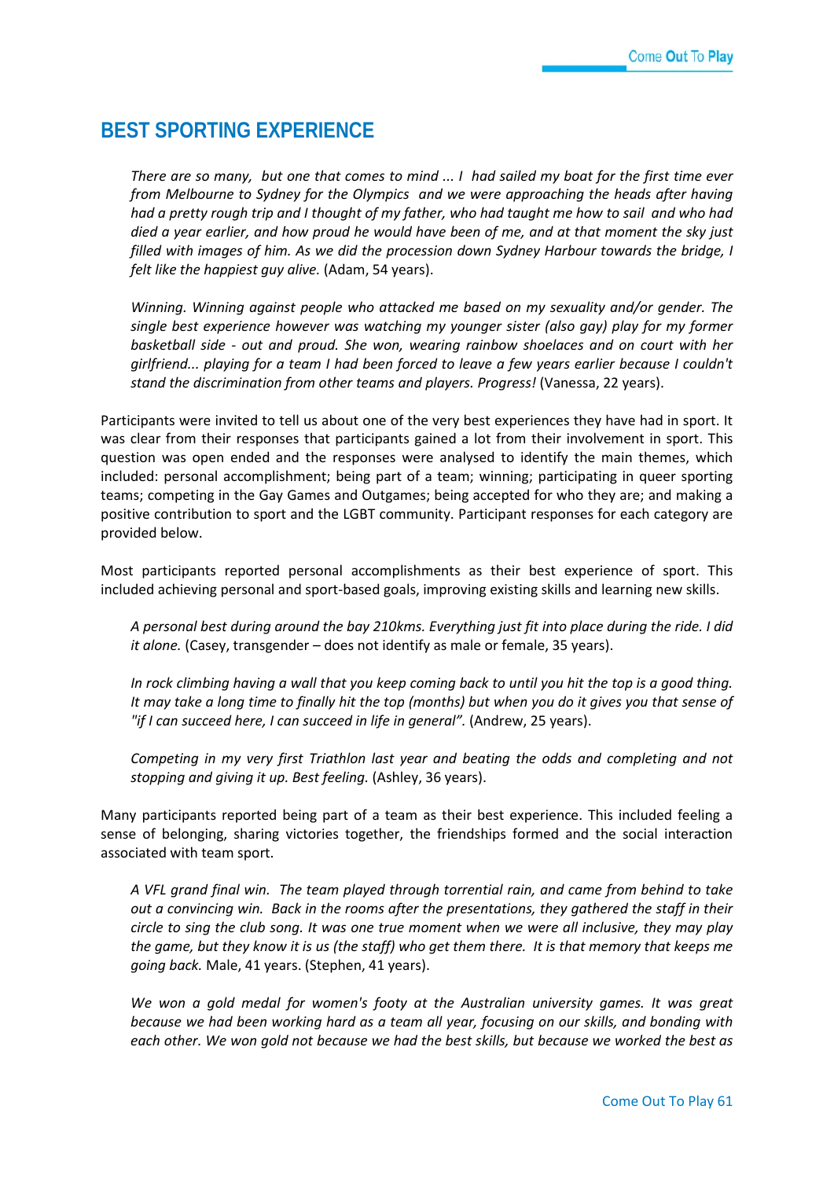## BEST SPORTING EXPERIENCE

> *There are so many, but one that comes to mind ... I had sailed my boat for the first time ever from Melbourne to Sydney for the Olympics and we were approaching the heads after having had a pretty rough trip and I thought of my father, who had taught me how to sail and who had died a year earlier, and how proud he would have been of me, and at that moment the sky just filled with images of him. As we did the procession down Sydney Harbour towards the bridge, I felt like the happiest guy alive.* (Adam, 54 years).

> *Winning. Winning against people who attacked me based on my sexuality and/or gender. The single best experience however was watching my younger sister (also gay) play for my former basketball side - out and proud. She won, wearing rainbow shoelaces and on court with her girlfriend... playing for a team I had been forced to leave a few years earlier because I couldn't stand the discrimination from other teams and players. Progress!* (Vanessa, 22 years).

Participants were invited to tell us about one of the very best experiences they have had in sport. It was clear from their responses that participants gained a lot from their involvement in sport. This question was open ended and the responses were analysed to identify the main themes, which included: personal accomplishment; being part of a team; winning; participating in queer sporting teams; competing in the Gay Games and Outgames; being accepted for who they are; and making a positive contribution to sport and the LGBT community. Participant responses for each category are provided below.

Most participants reported personal accomplishments as their best experience of sport. This included achieving personal and sport-based goals, improving existing skills and learning new skills.

> *A personal best during around the bay 210kms. Everything just fit into place during the ride. I did it alone.* (Casey, transgender – does not identify as male or female, 35 years).

> *In rock climbing having a wall that you keep coming back to until you hit the top is a good thing. It may take a long time to finally hit the top (months) but when you do it gives you that sense of "if I can succeed here, I can succeed in life in general".* (Andrew, 25 years).

> *Competing in my very first Triathlon last year and beating the odds and completing and not stopping and giving it up. Best feeling.* (Ashley, 36 years).

Many participants reported being part of a team as their best experience. This included feeling a sense of belonging, sharing victories together, the friendships formed and the social interaction associated with team sport.

> *A VFL grand final win. The team played through torrential rain, and came from behind to take out a convincing win. Back in the rooms after the presentations, they gathered the staff in their circle to sing the club song. It was one true moment when we were all inclusive, they may play the game, but they know it is us (the staff) who get them there. It is that memory that keeps me going back.* Male, 41 years. (Stephen, 41 years).

> *We won a gold medal for women's footy at the Australian university games. It was great because we had been working hard as a team all year, focusing on our skills, and bonding with each other. We won gold not because we had the best skills, but because we worked the best as*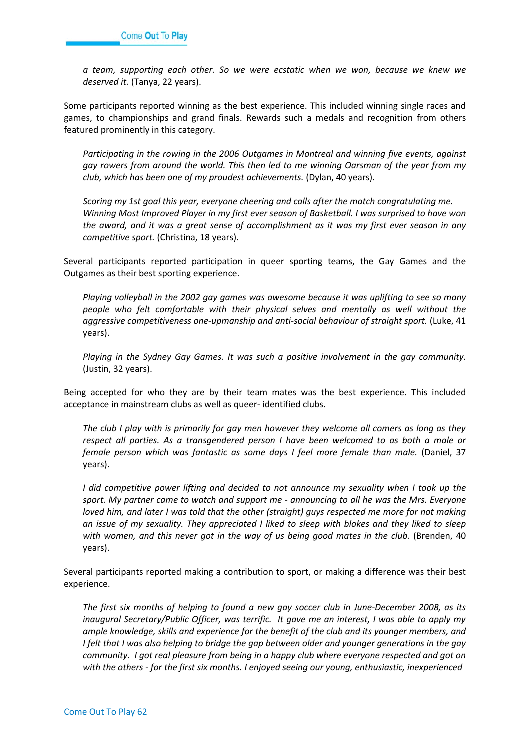*a team, supporting each other. So we were ecstatic when we won, because we knew we deserved it.* (Tanya, 22 years).

Some participants reported winning as the best experience. This included winning single races and games, to championships and grand finals. Rewards such a medals and recognition from others featured prominently in this category.

> *Participating in the rowing in the 2006 Outgames in Montreal and winning five events, against gay rowers from around the world. This then led to me winning Oarsman of the year from my club, which has been one of my proudest achievements.* (Dylan, 40 years).

> *Scoring my 1st goal this year, everyone cheering and calls after the match congratulating me. Winning Most Improved Player in my first ever season of Basketball. I was surprised to have won the award, and it was a great sense of accomplishment as it was my first ever season in any competitive sport.* (Christina, 18 years).

Several participants reported participation in queer sporting teams, the Gay Games and the Outgames as their best sporting experience.

> *Playing volleyball in the 2002 gay games was awesome because it was uplifting to see so many people who felt comfortable with their physical selves and mentally as well without the aggressive competitiveness one-upmanship and anti-social behaviour of straight sport.* (Luke, 41 years).

> *Playing in the Sydney Gay Games. It was such a positive involvement in the gay community.* (Justin, 32 years).

Being accepted for who they are by their team mates was the best experience. This included acceptance in mainstream clubs as well as queer- identified clubs.

> *The club I play with is primarily for gay men however they welcome all comers as long as they respect all parties. As a transgendered person I have been welcomed to as both a male or female person which was fantastic as some days I feel more female than male.* (Daniel, 37 years).

> *I did competitive power lifting and decided to not announce my sexuality when I took up the sport. My partner came to watch and support me - announcing to all he was the Mrs. Everyone loved him, and later I was told that the other (straight) guys respected me more for not making an issue of my sexuality. They appreciated I liked to sleep with blokes and they liked to sleep with women, and this never got in the way of us being good mates in the club.* (Brenden, 40 years).

Several participants reported making a contribution to sport, or making a difference was their best experience.

> *The first six months of helping to found a new gay soccer club in June-December 2008, as its inaugural Secretary/Public Officer, was terrific. It gave me an interest, I was able to apply my ample knowledge, skills and experience for the benefit of the club and its younger members, and I felt that I was also helping to bridge the gap between older and younger generations in the gay community. I got real pleasure from being in a happy club where everyone respected and got on with the others - for the first six months. I enjoyed seeing our young, enthusiastic, inexperienced*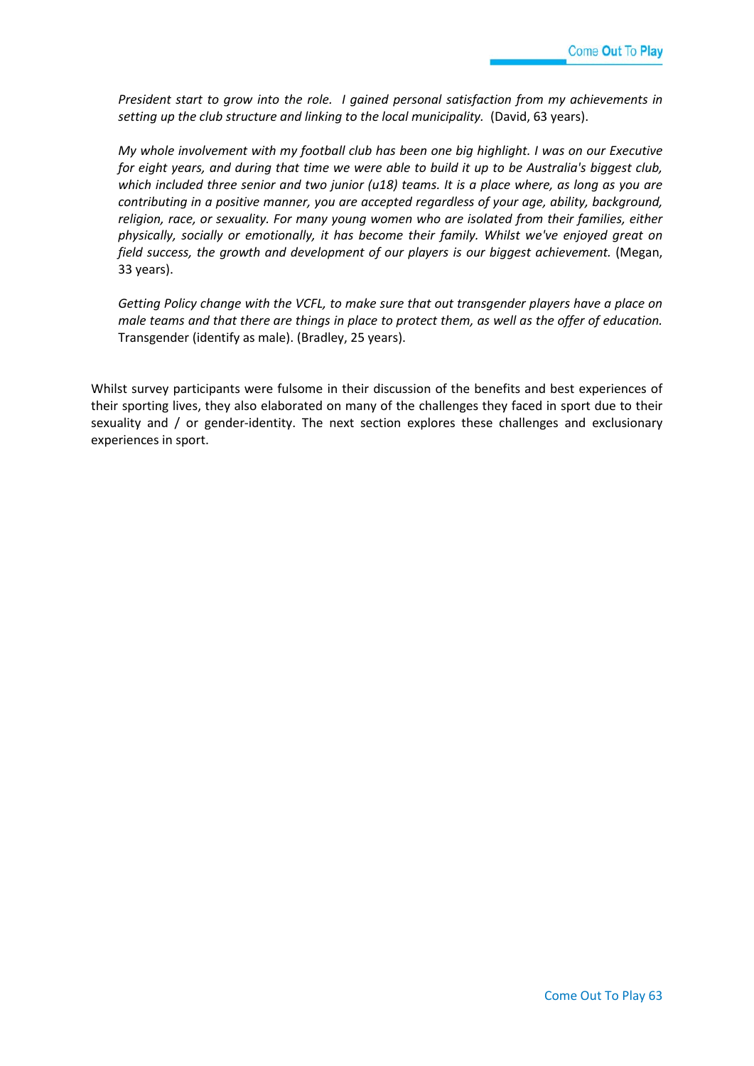*President start to grow into the role. I gained personal satisfaction from my achievements in setting up the club structure and linking to the local municipality.* (David, 63 years).

*My whole involvement with my football club has been one big highlight. I was on our Executive for eight years, and during that time we were able to build it up to be Australia's biggest club, which included three senior and two junior (u18) teams. It is a place where, as long as you are contributing in a positive manner, you are accepted regardless of your age, ability, background, religion, race, or sexuality. For many young women who are isolated from their families, either physically, socially or emotionally, it has become their family. Whilst we've enjoyed great on field success, the growth and development of our players is our biggest achievement.* (Megan, 33 years).

*Getting Policy change with the VCFL, to make sure that out transgender players have a place on male teams and that there are things in place to protect them, as well as the offer of education.* Transgender (identify as male). (Bradley, 25 years).

Whilst survey participants were fulsome in their discussion of the benefits and best experiences of their sporting lives, they also elaborated on many of the challenges they faced in sport due to their sexuality and / or gender-identity. The next section explores these challenges and exclusionary experiences in sport.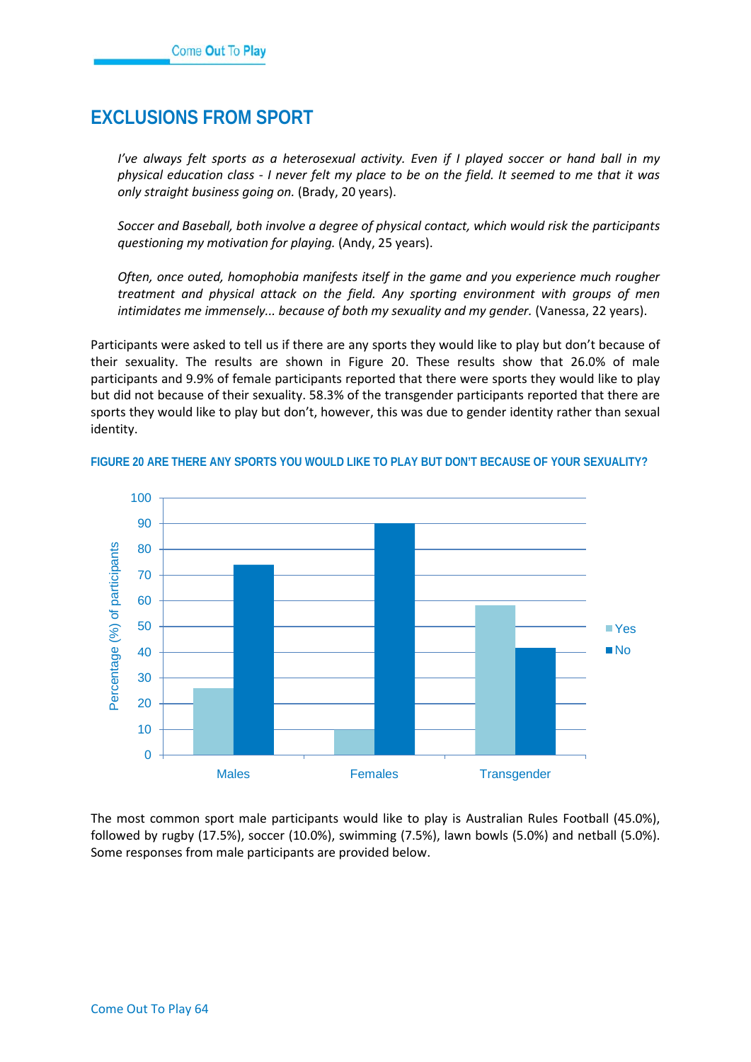# EXCLUSIONS FROM SPORT

> *I've always felt sports as a heterosexual activity. Even if I played soccer or hand ball in my physical education class - I never felt my place to be on the field. It seemed to me that it was only straight business going on.* (Brady, 20 years).

> *Soccer and Baseball, both involve a degree of physical contact, which would risk the participants questioning my motivation for playing.* (Andy, 25 years).

> *Often, once outed, homophobia manifests itself in the game and you experience much rougher treatment and physical attack on the field. Any sporting environment with groups of men intimidates me immensely... because of both my sexuality and my gender.* (Vanessa, 22 years).

Participants were asked to tell us if there are any sports they would like to play but don't because of their sexuality. The results are shown in Figure 20. These results show that 26.0% of male participants and 9.9% of female participants reported that there were sports they would like to play but did not because of their sexuality. 58.3% of the transgender participants reported that there are sports they would like to play but don't, however, this was due to gender identity rather than sexual identity.

**FIGURE 20 ARE THERE ANY SPORTS YOU WOULD LIKE TO PLAY BUT DON'T BECAUSE OF YOUR SEXUALITY?**

| | Yes | No |
|---|---|---|
| Males | 26.0 | 74.0 |
| Females | 9.9 | 90.1 |
| Transgender | 58.3 | 41.7 |

The most common sport male participants would like to play is Australian Rules Football (45.0%), followed by rugby (17.5%), soccer (10.0%), swimming (7.5%), lawn bowls (5.0%) and netball (5.0%). Some responses from male participants are provided below.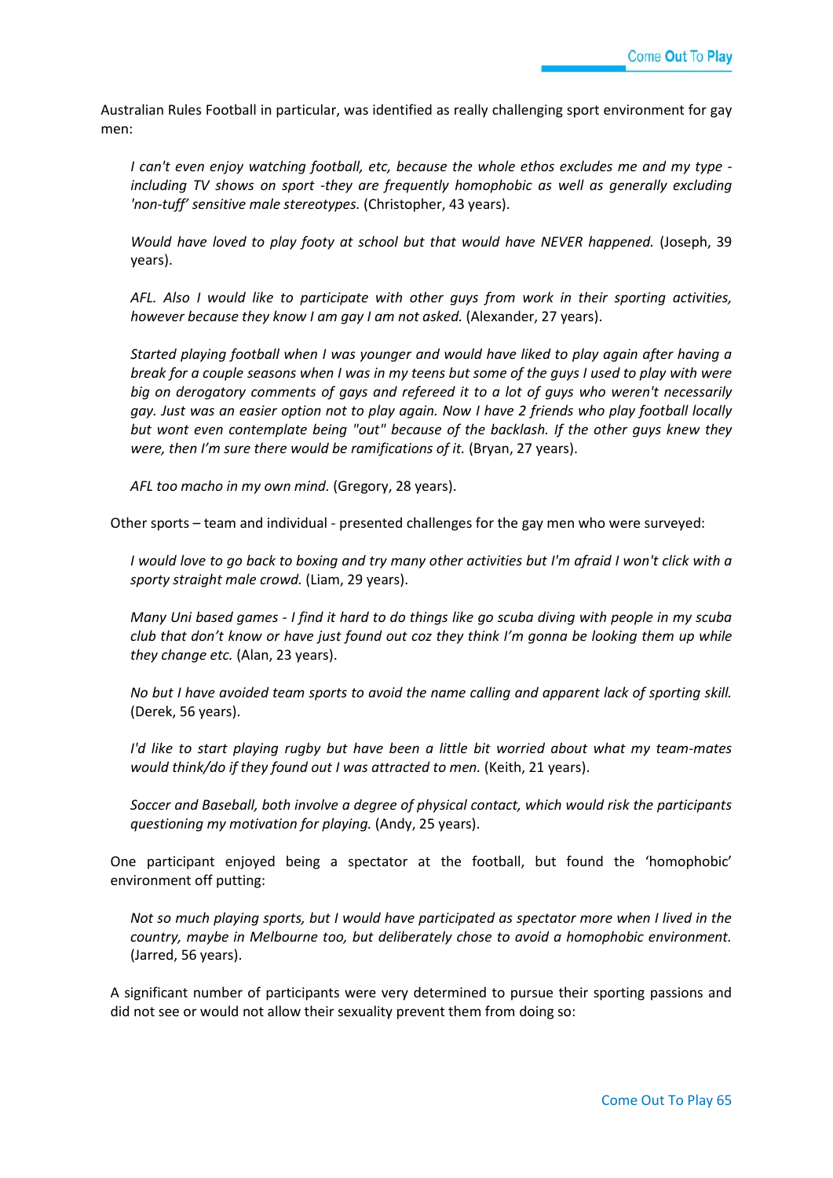Australian Rules Football in particular, was identified as really challenging sport environment for gay men:

> *I can't even enjoy watching football, etc, because the whole ethos excludes me and my type - including TV shows on sport -they are frequently homophobic as well as generally excluding 'non-tuff' sensitive male stereotypes.* (Christopher, 43 years).

> *Would have loved to play footy at school but that would have NEVER happened.* (Joseph, 39 years).

> *AFL. Also I would like to participate with other guys from work in their sporting activities, however because they know I am gay I am not asked.* (Alexander, 27 years).

> *Started playing football when I was younger and would have liked to play again after having a break for a couple seasons when I was in my teens but some of the guys I used to play with were big on derogatory comments of gays and refereed it to a lot of guys who weren't necessarily gay. Just was an easier option not to play again. Now I have 2 friends who play football locally but wont even contemplate being "out" because of the backlash. If the other guys knew they were, then I'm sure there would be ramifications of it.* (Bryan, 27 years).

> *AFL too macho in my own mind.* (Gregory, 28 years).

Other sports – team and individual - presented challenges for the gay men who were surveyed:

> *I would love to go back to boxing and try many other activities but I'm afraid I won't click with a sporty straight male crowd.* (Liam, 29 years).

> *Many Uni based games - I find it hard to do things like go scuba diving with people in my scuba club that don't know or have just found out coz they think I'm gonna be looking them up while they change etc.* (Alan, 23 years).

> *No but I have avoided team sports to avoid the name calling and apparent lack of sporting skill.* (Derek, 56 years).

> *I'd like to start playing rugby but have been a little bit worried about what my team-mates would think/do if they found out I was attracted to men.* (Keith, 21 years).

> *Soccer and Baseball, both involve a degree of physical contact, which would risk the participants questioning my motivation for playing.* (Andy, 25 years).

One participant enjoyed being a spectator at the football, but found the 'homophobic' environment off putting:

> *Not so much playing sports, but I would have participated as spectator more when I lived in the country, maybe in Melbourne too, but deliberately chose to avoid a homophobic environment.* (Jarred, 56 years).

A significant number of participants were very determined to pursue their sporting passions and did not see or would not allow their sexuality prevent them from doing so: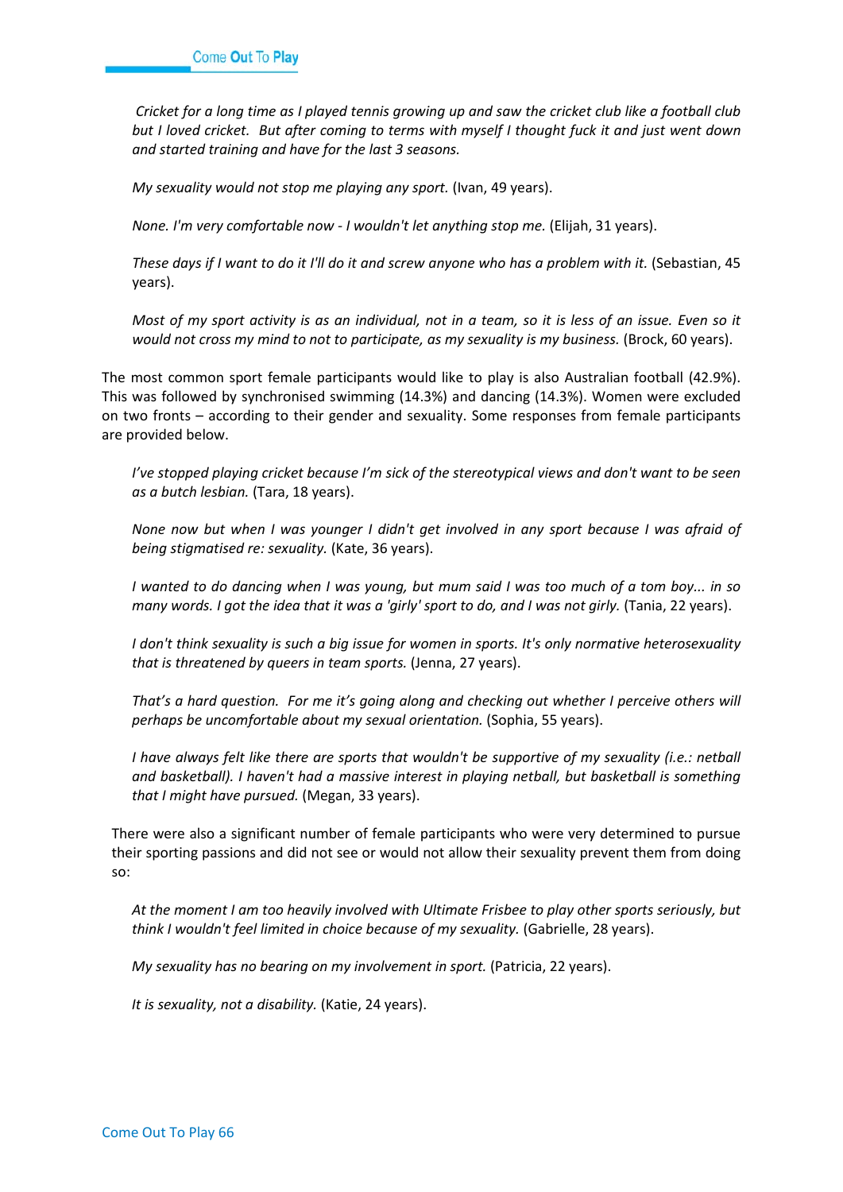*Cricket for a long time as I played tennis growing up and saw the cricket club like a football club but I loved cricket. But after coming to terms with myself I thought fuck it and just went down and started training and have for the last 3 seasons.*

*My sexuality would not stop me playing any sport.* (Ivan, 49 years).

*None. I'm very comfortable now - I wouldn't let anything stop me.* (Elijah, 31 years).

*These days if I want to do it I'll do it and screw anyone who has a problem with it.* (Sebastian, 45 years).

*Most of my sport activity is as an individual, not in a team, so it is less of an issue. Even so it would not cross my mind to not to participate, as my sexuality is my business.* (Brock, 60 years).

The most common sport female participants would like to play is also Australian football (42.9%). This was followed by synchronised swimming (14.3%) and dancing (14.3%). Women were excluded on two fronts – according to their gender and sexuality. Some responses from female participants are provided below.

*I've stopped playing cricket because I'm sick of the stereotypical views and don't want to be seen as a butch lesbian.* (Tara, 18 years).

*None now but when I was younger I didn't get involved in any sport because I was afraid of being stigmatised re: sexuality.* (Kate, 36 years).

*I wanted to do dancing when I was young, but mum said I was too much of a tom boy... in so many words. I got the idea that it was a 'girly' sport to do, and I was not girly.* (Tania, 22 years).

*I don't think sexuality is such a big issue for women in sports. It's only normative heterosexuality that is threatened by queers in team sports.* (Jenna, 27 years).

*That's a hard question. For me it's going along and checking out whether I perceive others will perhaps be uncomfortable about my sexual orientation.* (Sophia, 55 years).

*I have always felt like there are sports that wouldn't be supportive of my sexuality (i.e.: netball and basketball). I haven't had a massive interest in playing netball, but basketball is something that I might have pursued.* (Megan, 33 years).

There were also a significant number of female participants who were very determined to pursue their sporting passions and did not see or would not allow their sexuality prevent them from doing so:

*At the moment I am too heavily involved with Ultimate Frisbee to play other sports seriously, but think I wouldn't feel limited in choice because of my sexuality.* (Gabrielle, 28 years).

*My sexuality has no bearing on my involvement in sport.* (Patricia, 22 years).

*It is sexuality, not a disability.* (Katie, 24 years).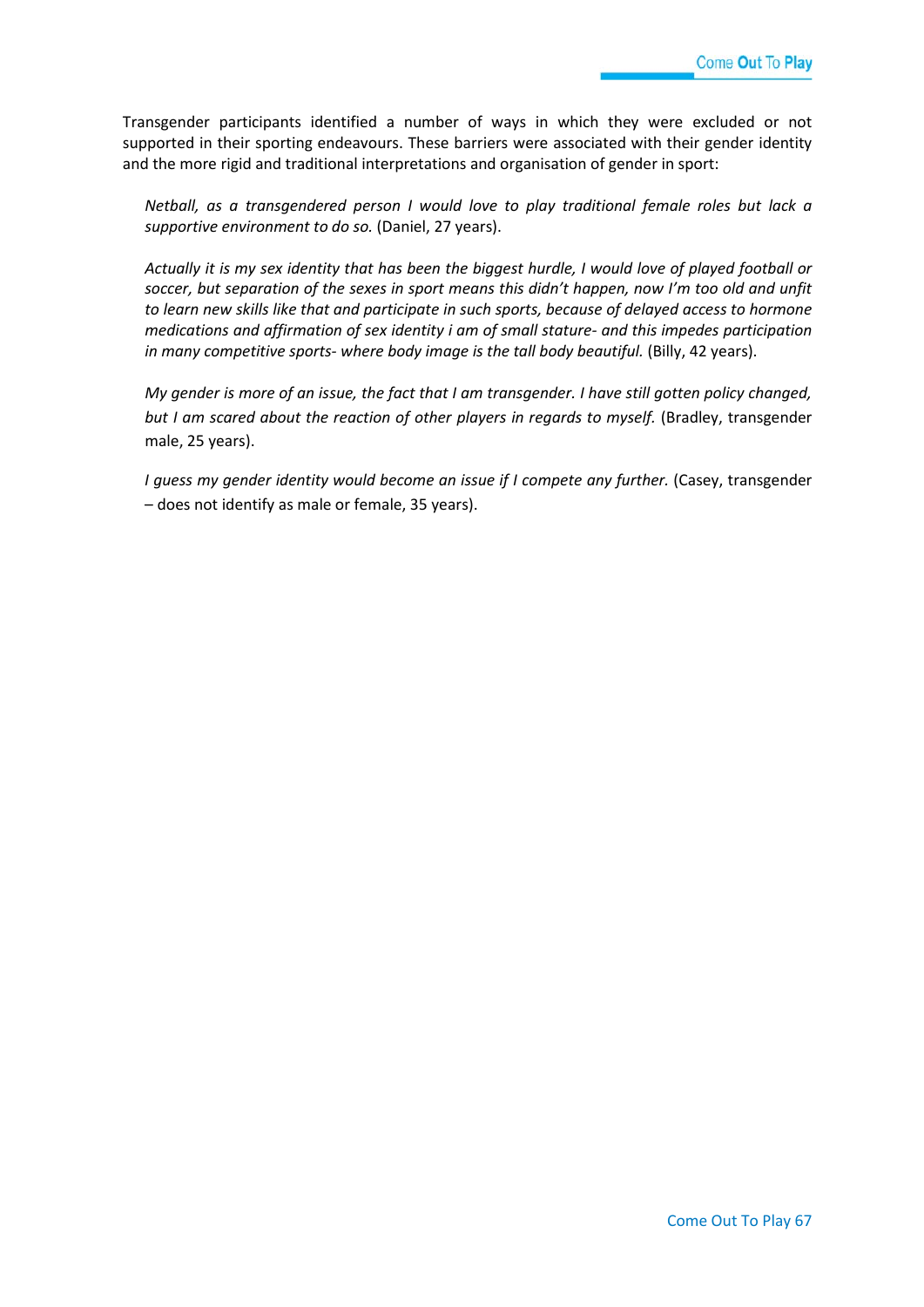Transgender participants identified a number of ways in which they were excluded or not supported in their sporting endeavours. These barriers were associated with their gender identity and the more rigid and traditional interpretations and organisation of gender in sport:

> *Netball, as a transgendered person I would love to play traditional female roles but lack a supportive environment to do so.* (Daniel, 27 years).

> *Actually it is my sex identity that has been the biggest hurdle, I would love of played football or soccer, but separation of the sexes in sport means this didn't happen, now I'm too old and unfit to learn new skills like that and participate in such sports, because of delayed access to hormone medications and affirmation of sex identity i am of small stature- and this impedes participation in many competitive sports- where body image is the tall body beautiful.* (Billy, 42 years).

> *My gender is more of an issue, the fact that I am transgender. I have still gotten policy changed, but I am scared about the reaction of other players in regards to myself.* (Bradley, transgender male, 25 years).

> *I guess my gender identity would become an issue if I compete any further.* (Casey, transgender – does not identify as male or female, 35 years).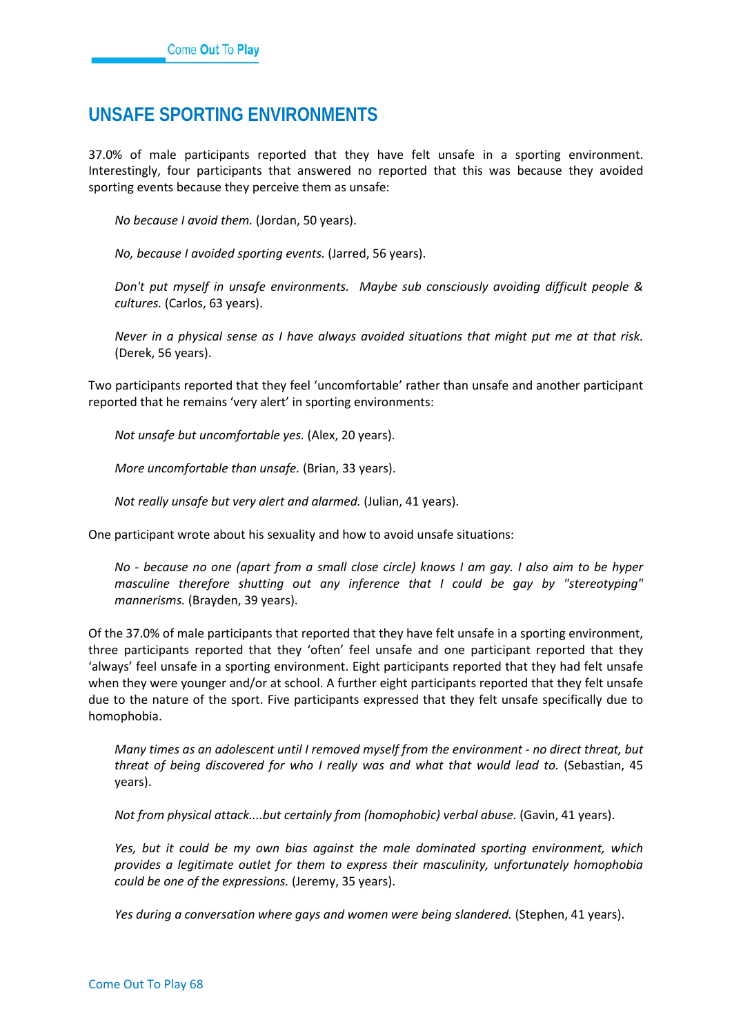## UNSAFE SPORTING ENVIRONMENTS

37.0% of male participants reported that they have felt unsafe in a sporting environment. Interestingly, four participants that answered no reported that this was because they avoided sporting events because they perceive them as unsafe:

> *No because I avoid them.* (Jordan, 50 years).

> *No, because I avoided sporting events.* (Jarred, 56 years).

> *Don't put myself in unsafe environments. Maybe sub consciously avoiding difficult people & cultures.* (Carlos, 63 years).

> *Never in a physical sense as I have always avoided situations that might put me at that risk.* (Derek, 56 years).

Two participants reported that they feel 'uncomfortable' rather than unsafe and another participant reported that he remains 'very alert' in sporting environments:

> *Not unsafe but uncomfortable yes.* (Alex, 20 years).

> *More uncomfortable than unsafe.* (Brian, 33 years).

> *Not really unsafe but very alert and alarmed.* (Julian, 41 years).

One participant wrote about his sexuality and how to avoid unsafe situations:

> *No - because no one (apart from a small close circle) knows I am gay. I also aim to be hyper masculine therefore shutting out any inference that I could be gay by "stereotyping" mannerisms.* (Brayden, 39 years).

Of the 37.0% of male participants that reported that they have felt unsafe in a sporting environment, three participants reported that they 'often' feel unsafe and one participant reported that they 'always' feel unsafe in a sporting environment. Eight participants reported that they had felt unsafe when they were younger and/or at school. A further eight participants reported that they felt unsafe due to the nature of the sport. Five participants expressed that they felt unsafe specifically due to homophobia.

> *Many times as an adolescent until I removed myself from the environment - no direct threat, but threat of being discovered for who I really was and what that would lead to.* (Sebastian, 45 years).

> *Not from physical attack....but certainly from (homophobic) verbal abuse.* (Gavin, 41 years).

> *Yes, but it could be my own bias against the male dominated sporting environment, which provides a legitimate outlet for them to express their masculinity, unfortunately homophobia could be one of the expressions.* (Jeremy, 35 years).

> *Yes during a conversation where gays and women were being slandered.* (Stephen, 41 years).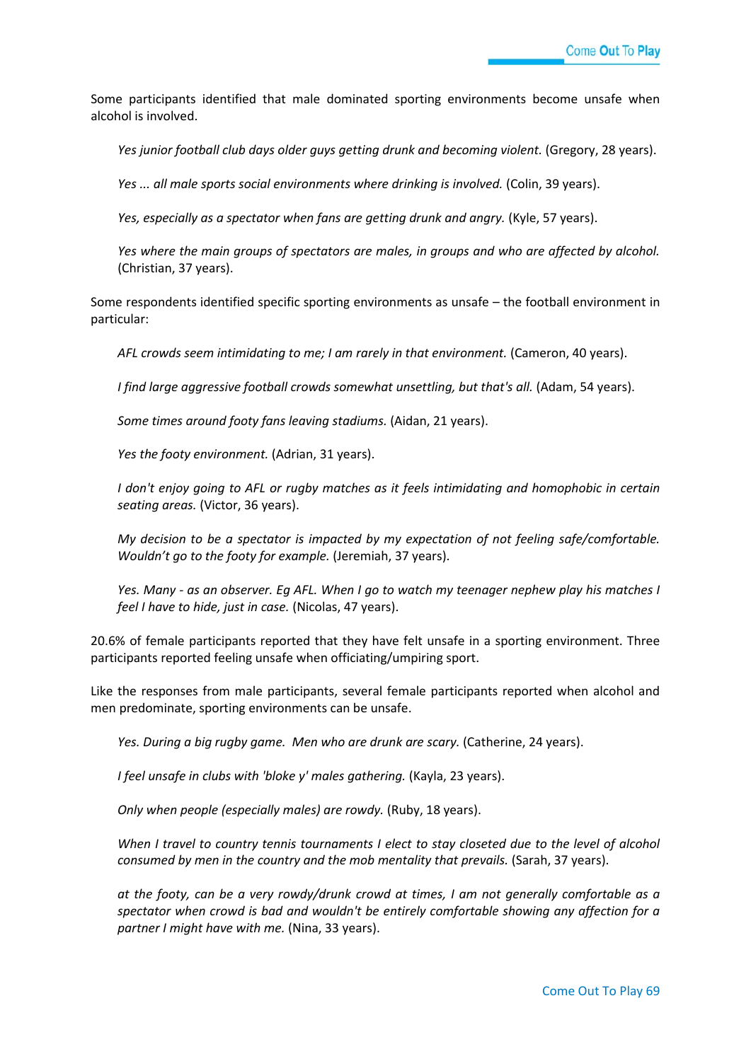Some participants identified that male dominated sporting environments become unsafe when alcohol is involved.

> *Yes junior football club days older guys getting drunk and becoming violent.* (Gregory, 28 years).
>
> *Yes ... all male sports social environments where drinking is involved.* (Colin, 39 years).
>
> *Yes, especially as a spectator when fans are getting drunk and angry.* (Kyle, 57 years).
>
> *Yes where the main groups of spectators are males, in groups and who are affected by alcohol.* (Christian, 37 years).

Some respondents identified specific sporting environments as unsafe – the football environment in particular:

> *AFL crowds seem intimidating to me; I am rarely in that environment.* (Cameron, 40 years).
>
> *I find large aggressive football crowds somewhat unsettling, but that's all.* (Adam, 54 years).
>
> *Some times around footy fans leaving stadiums.* (Aidan, 21 years).
>
> *Yes the footy environment.* (Adrian, 31 years).
>
> *I don't enjoy going to AFL or rugby matches as it feels intimidating and homophobic in certain seating areas.* (Victor, 36 years).
>
> *My decision to be a spectator is impacted by my expectation of not feeling safe/comfortable. Wouldn't go to the footy for example.* (Jeremiah, 37 years).
>
> *Yes. Many - as an observer. Eg AFL. When I go to watch my teenager nephew play his matches I feel I have to hide, just in case.* (Nicolas, 47 years).

20.6% of female participants reported that they have felt unsafe in a sporting environment. Three participants reported feeling unsafe when officiating/umpiring sport.

Like the responses from male participants, several female participants reported when alcohol and men predominate, sporting environments can be unsafe.

> *Yes. During a big rugby game. Men who are drunk are scary.* (Catherine, 24 years).
>
> *I feel unsafe in clubs with 'bloke y' males gathering.* (Kayla, 23 years).
>
> *Only when people (especially males) are rowdy.* (Ruby, 18 years).
>
> *When I travel to country tennis tournaments I elect to stay closeted due to the level of alcohol consumed by men in the country and the mob mentality that prevails.* (Sarah, 37 years).
>
> *at the footy, can be a very rowdy/drunk crowd at times, I am not generally comfortable as a spectator when crowd is bad and wouldn't be entirely comfortable showing any affection for a partner I might have with me.* (Nina, 33 years).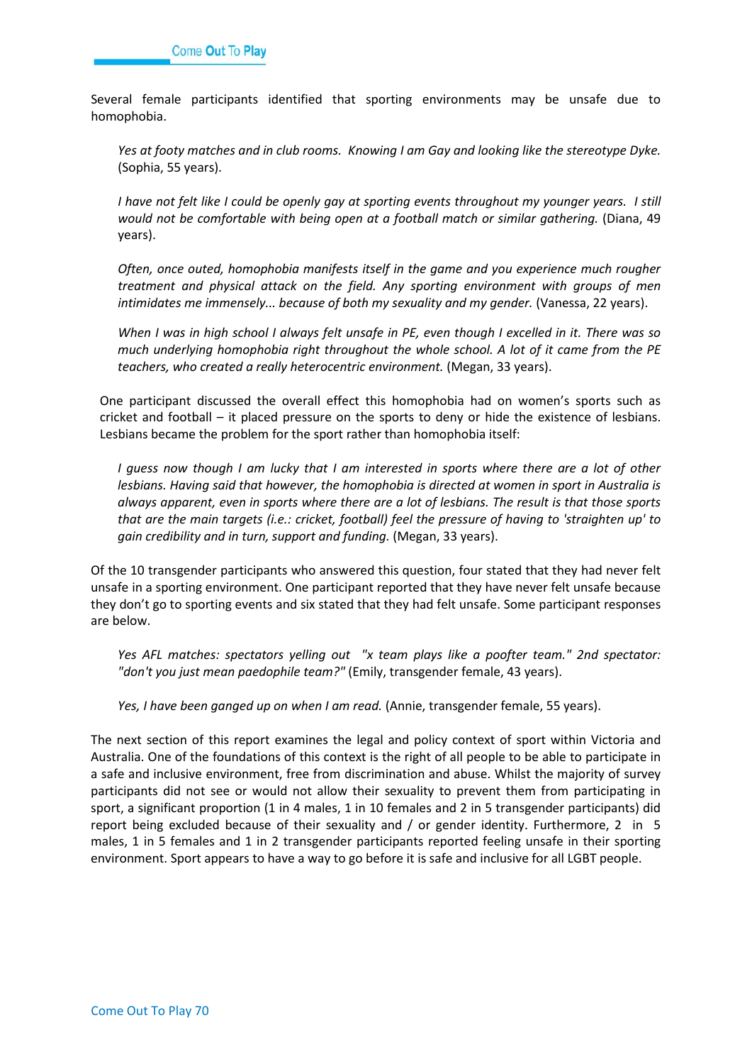Several female participants identified that sporting environments may be unsafe due to homophobia.

> *Yes at footy matches and in club rooms. Knowing I am Gay and looking like the stereotype Dyke.* (Sophia, 55 years).

> *I have not felt like I could be openly gay at sporting events throughout my younger years. I still would not be comfortable with being open at a football match or similar gathering.* (Diana, 49 years).

> *Often, once outed, homophobia manifests itself in the game and you experience much rougher treatment and physical attack on the field. Any sporting environment with groups of men intimidates me immensely... because of both my sexuality and my gender.* (Vanessa, 22 years).

> *When I was in high school I always felt unsafe in PE, even though I excelled in it. There was so much underlying homophobia right throughout the whole school. A lot of it came from the PE teachers, who created a really heterocentric environment.* (Megan, 33 years).

One participant discussed the overall effect this homophobia had on women's sports such as cricket and football – it placed pressure on the sports to deny or hide the existence of lesbians. Lesbians became the problem for the sport rather than homophobia itself:

> *I guess now though I am lucky that I am interested in sports where there are a lot of other lesbians. Having said that however, the homophobia is directed at women in sport in Australia is always apparent, even in sports where there are a lot of lesbians. The result is that those sports that are the main targets (i.e.: cricket, football) feel the pressure of having to 'straighten up' to gain credibility and in turn, support and funding.* (Megan, 33 years).

Of the 10 transgender participants who answered this question, four stated that they had never felt unsafe in a sporting environment. One participant reported that they have never felt unsafe because they don't go to sporting events and six stated that they had felt unsafe. Some participant responses are below.

> *Yes AFL matches: spectators yelling out "x team plays like a poofter team." 2nd spectator: "don't you just mean paedophile team?"* (Emily, transgender female, 43 years).

> *Yes, I have been ganged up on when I am read.* (Annie, transgender female, 55 years).

The next section of this report examines the legal and policy context of sport within Victoria and Australia. One of the foundations of this context is the right of all people to be able to participate in a safe and inclusive environment, free from discrimination and abuse. Whilst the majority of survey participants did not see or would not allow their sexuality to prevent them from participating in sport, a significant proportion (1 in 4 males, 1 in 10 females and 2 in 5 transgender participants) did report being excluded because of their sexuality and / or gender identity. Furthermore, 2 in 5 males, 1 in 5 females and 1 in 2 transgender participants reported feeling unsafe in their sporting environment. Sport appears to have a way to go before it is safe and inclusive for all LGBT people.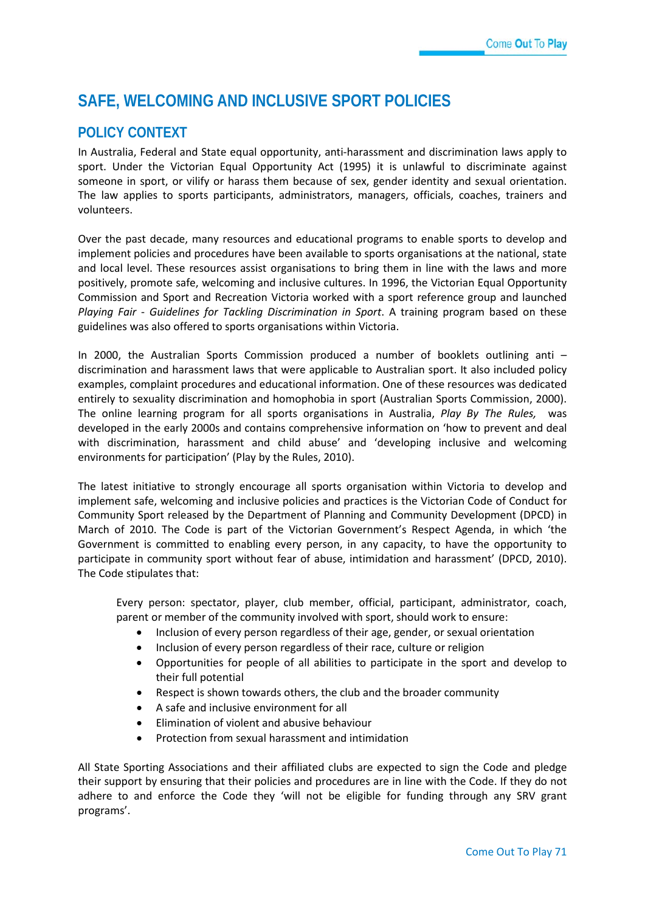# SAFE, WELCOMING AND INCLUSIVE SPORT POLICIES

## POLICY CONTEXT

In Australia, Federal and State equal opportunity, anti-harassment and discrimination laws apply to sport. Under the Victorian Equal Opportunity Act (1995) it is unlawful to discriminate against someone in sport, or vilify or harass them because of sex, gender identity and sexual orientation. The law applies to sports participants, administrators, managers, officials, coaches, trainers and volunteers.

Over the past decade, many resources and educational programs to enable sports to develop and implement policies and procedures have been available to sports organisations at the national, state and local level. These resources assist organisations to bring them in line with the laws and more positively, promote safe, welcoming and inclusive cultures. In 1996, the Victorian Equal Opportunity Commission and Sport and Recreation Victoria worked with a sport reference group and launched *Playing Fair - Guidelines for Tackling Discrimination in Sport*. A training program based on these guidelines was also offered to sports organisations within Victoria.

In 2000, the Australian Sports Commission produced a number of booklets outlining anti – discrimination and harassment laws that were applicable to Australian sport. It also included policy examples, complaint procedures and educational information. One of these resources was dedicated entirely to sexuality discrimination and homophobia in sport (Australian Sports Commission, 2000). The online learning program for all sports organisations in Australia, *Play By The Rules,* was developed in the early 2000s and contains comprehensive information on 'how to prevent and deal with discrimination, harassment and child abuse' and 'developing inclusive and welcoming environments for participation' (Play by the Rules, 2010).

The latest initiative to strongly encourage all sports organisation within Victoria to develop and implement safe, welcoming and inclusive policies and practices is the Victorian Code of Conduct for Community Sport released by the Department of Planning and Community Development (DPCD) in March of 2010. The Code is part of the Victorian Government's Respect Agenda, in which 'the Government is committed to enabling every person, in any capacity, to have the opportunity to participate in community sport without fear of abuse, intimidation and harassment' (DPCD, 2010). The Code stipulates that:

> Every person: spectator, player, club member, official, participant, administrator, coach, parent or member of the community involved with sport, should work to ensure:
>
> - Inclusion of every person regardless of their age, gender, or sexual orientation
> - Inclusion of every person regardless of their race, culture or religion
> - Opportunities for people of all abilities to participate in the sport and develop to their full potential
> - Respect is shown towards others, the club and the broader community
> - A safe and inclusive environment for all
> - Elimination of violent and abusive behaviour
> - Protection from sexual harassment and intimidation

All State Sporting Associations and their affiliated clubs are expected to sign the Code and pledge their support by ensuring that their policies and procedures are in line with the Code. If they do not adhere to and enforce the Code they 'will not be eligible for funding through any SRV grant programs'.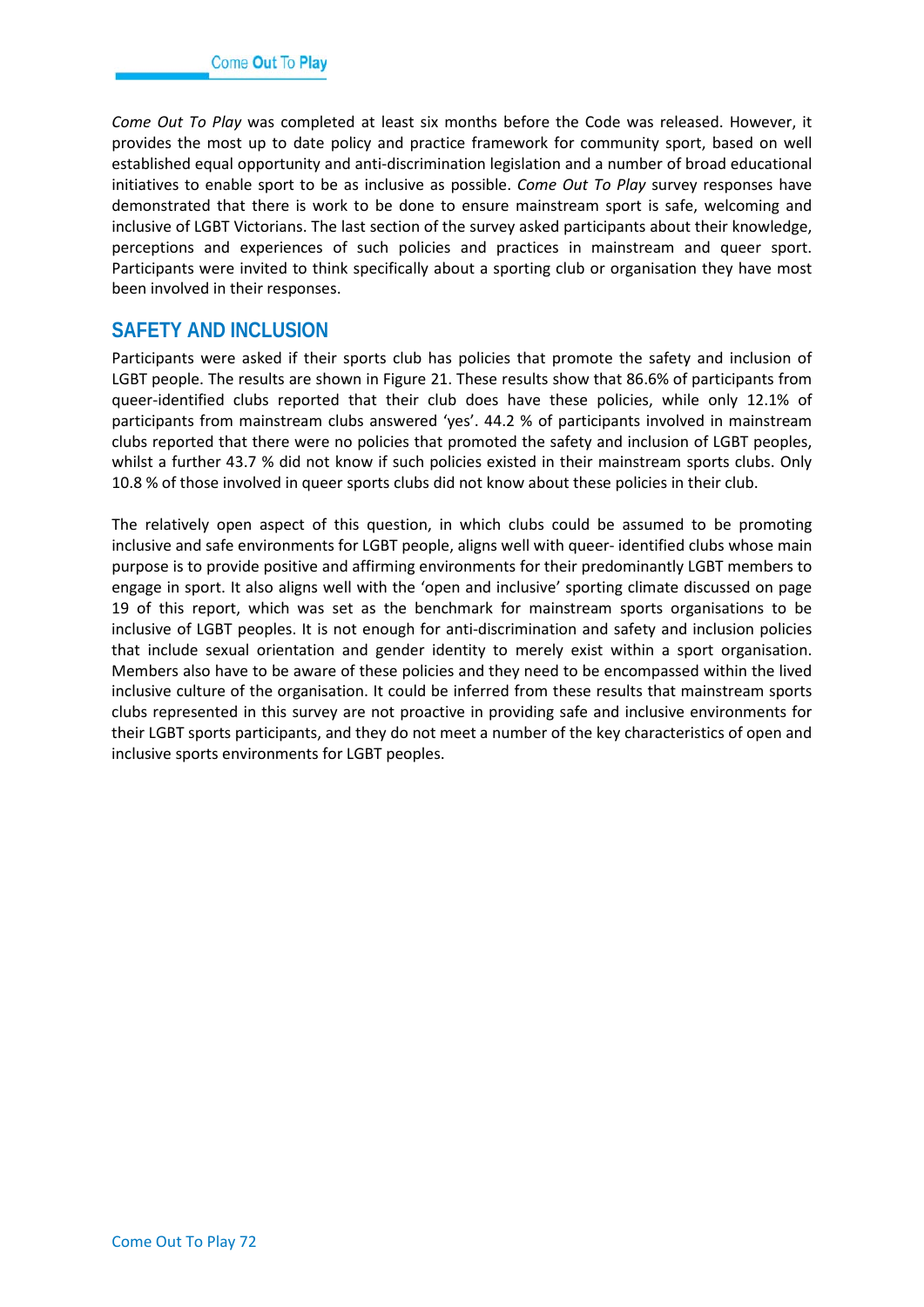*Come Out To Play* was completed at least six months before the Code was released. However, it provides the most up to date policy and practice framework for community sport, based on well established equal opportunity and anti-discrimination legislation and a number of broad educational initiatives to enable sport to be as inclusive as possible. *Come Out To Play* survey responses have demonstrated that there is work to be done to ensure mainstream sport is safe, welcoming and inclusive of LGBT Victorians. The last section of the survey asked participants about their knowledge, perceptions and experiences of such policies and practices in mainstream and queer sport. Participants were invited to think specifically about a sporting club or organisation they have most been involved in their responses.

## SAFETY AND INCLUSION

Participants were asked if their sports club has policies that promote the safety and inclusion of LGBT people. The results are shown in Figure 21. These results show that 86.6% of participants from queer-identified clubs reported that their club does have these policies, while only 12.1% of participants from mainstream clubs answered 'yes'. 44.2 % of participants involved in mainstream clubs reported that there were no policies that promoted the safety and inclusion of LGBT peoples, whilst a further 43.7 % did not know if such policies existed in their mainstream sports clubs. Only 10.8 % of those involved in queer sports clubs did not know about these policies in their club.

The relatively open aspect of this question, in which clubs could be assumed to be promoting inclusive and safe environments for LGBT people, aligns well with queer- identified clubs whose main purpose is to provide positive and affirming environments for their predominantly LGBT members to engage in sport. It also aligns well with the 'open and inclusive' sporting climate discussed on page 19 of this report, which was set as the benchmark for mainstream sports organisations to be inclusive of LGBT peoples. It is not enough for anti-discrimination and safety and inclusion policies that include sexual orientation and gender identity to merely exist within a sport organisation. Members also have to be aware of these policies and they need to be encompassed within the lived inclusive culture of the organisation. It could be inferred from these results that mainstream sports clubs represented in this survey are not proactive in providing safe and inclusive environments for their LGBT sports participants, and they do not meet a number of the key characteristics of open and inclusive sports environments for LGBT peoples.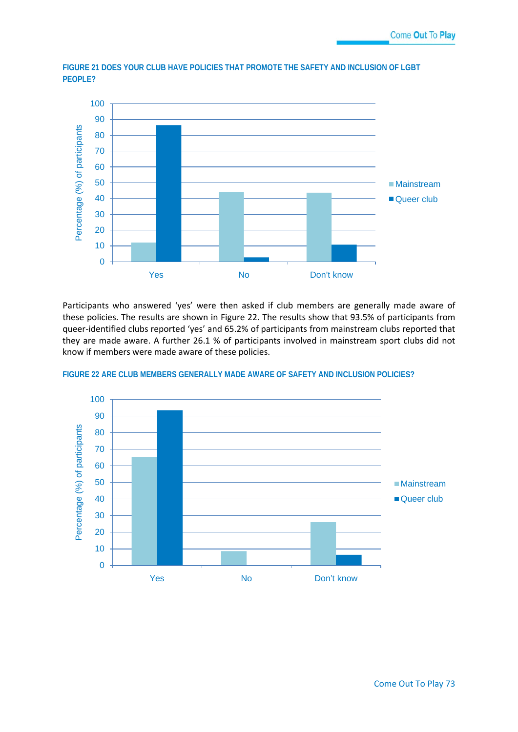**FIGURE 21 DOES YOUR CLUB HAVE POLICIES THAT PROMOTE THE SAFETY AND INCLUSION OF LGBT PEOPLE?**

Participants who answered 'yes' were then asked if club members are generally made aware of these policies. The results are shown in Figure 22. The results show that 93.5% of participants from queer-identified clubs reported 'yes' and 65.2% of participants from mainstream clubs reported that they are made aware. A further 26.1 % of participants involved in mainstream sport clubs did not know if members were made aware of these policies.

**FIGURE 22 ARE CLUB MEMBERS GENERALLY MADE AWARE OF SAFETY AND INCLUSION POLICIES?**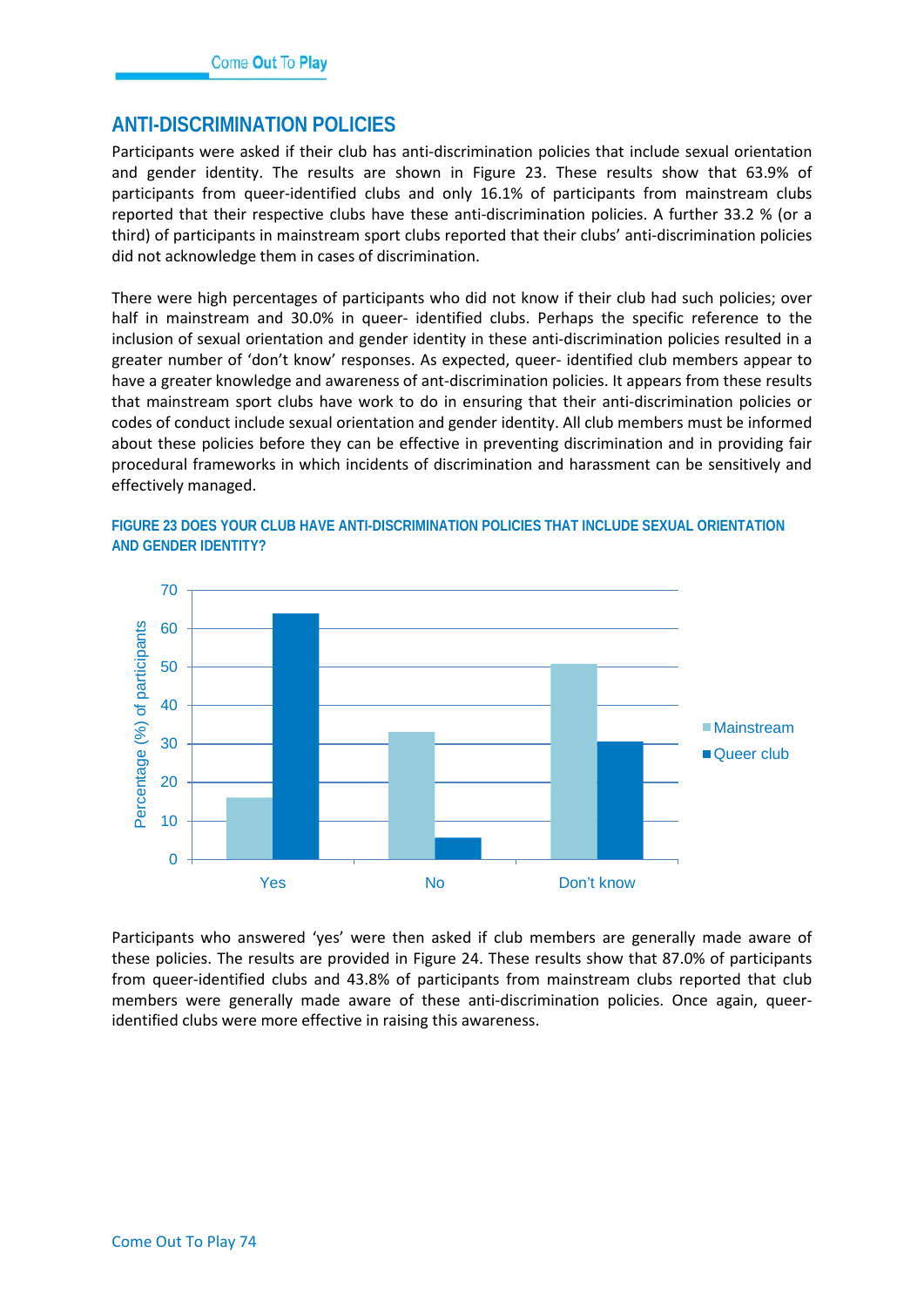## ANTI-DISCRIMINATION POLICIES

Participants were asked if their club has anti-discrimination policies that include sexual orientation and gender identity. The results are shown in Figure 23. These results show that 63.9% of participants from queer-identified clubs and only 16.1% of participants from mainstream clubs reported that their respective clubs have these anti-discrimination policies. A further 33.2 % (or a third) of participants in mainstream sport clubs reported that their clubs' anti-discrimination policies did not acknowledge them in cases of discrimination.

There were high percentages of participants who did not know if their club had such policies; over half in mainstream and 30.0% in queer- identified clubs. Perhaps the specific reference to the inclusion of sexual orientation and gender identity in these anti-discrimination policies resulted in a greater number of 'don't know' responses. As expected, queer- identified club members appear to have a greater knowledge and awareness of ant-discrimination policies. It appears from these results that mainstream sport clubs have work to do in ensuring that their anti-discrimination policies or codes of conduct include sexual orientation and gender identity. All club members must be informed about these policies before they can be effective in preventing discrimination and in providing fair procedural frameworks in which incidents of discrimination and harassment can be sensitively and effectively managed.

**FIGURE 23 DOES YOUR CLUB HAVE ANTI-DISCRIMINATION POLICIES THAT INCLUDE SEXUAL ORIENTATION AND GENDER IDENTITY?**

Participants who answered 'yes' were then asked if club members are generally made aware of these policies. The results are provided in Figure 24. These results show that 87.0% of participants from queer-identified clubs and 43.8% of participants from mainstream clubs reported that club members were generally made aware of these anti-discrimination policies. Once again, queer-identified clubs were more effective in raising this awareness.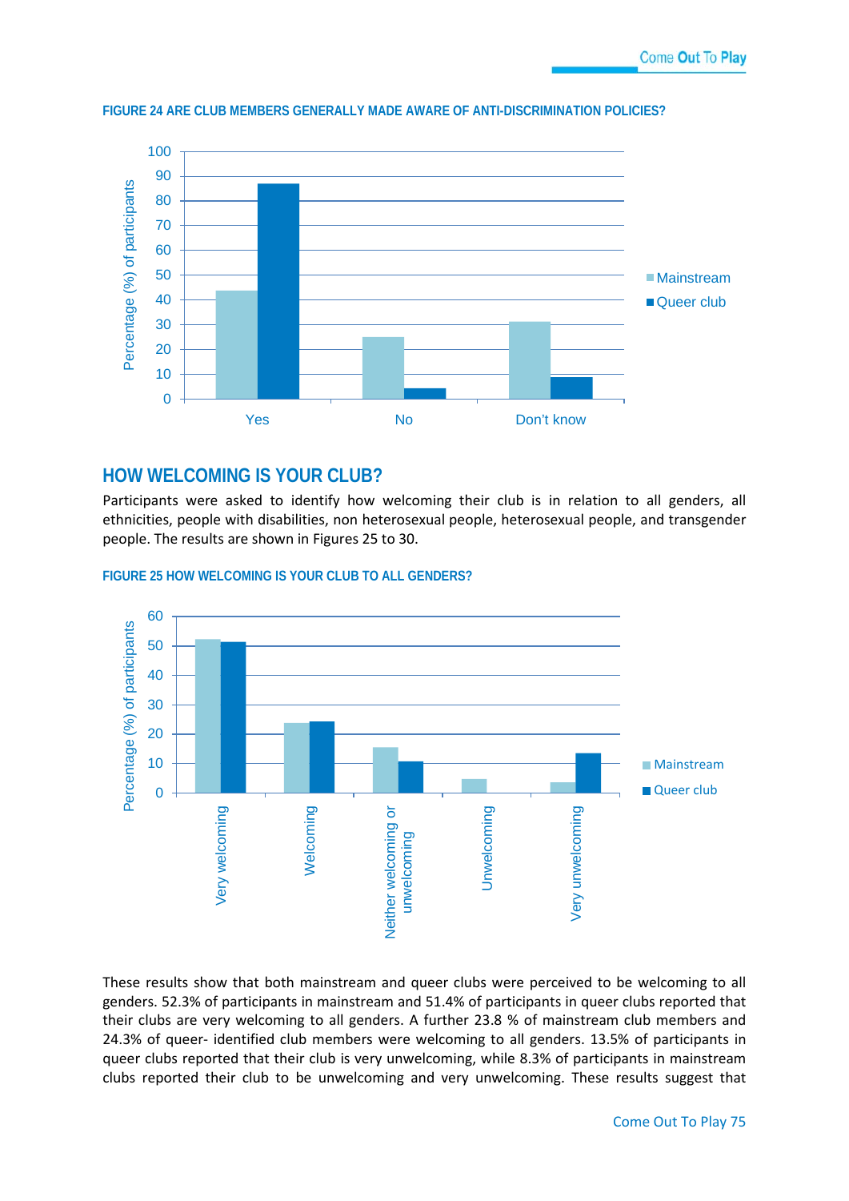**FIGURE 24 ARE CLUB MEMBERS GENERALLY MADE AWARE OF ANTI-DISCRIMINATION POLICIES?**

## HOW WELCOMING IS YOUR CLUB?

Participants were asked to identify how welcoming their club is in relation to all genders, all ethnicities, people with disabilities, non heterosexual people, heterosexual people, and transgender people. The results are shown in Figures 25 to 30.

**FIGURE 25 HOW WELCOMING IS YOUR CLUB TO ALL GENDERS?**

These results show that both mainstream and queer clubs were perceived to be welcoming to all genders. 52.3% of participants in mainstream and 51.4% of participants in queer clubs reported that their clubs are very welcoming to all genders. A further 23.8 % of mainstream club members and 24.3% of queer- identified club members were welcoming to all genders. 13.5% of participants in queer clubs reported that their club is very unwelcoming, while 8.3% of participants in mainstream clubs reported their club to be unwelcoming and very unwelcoming. These results suggest that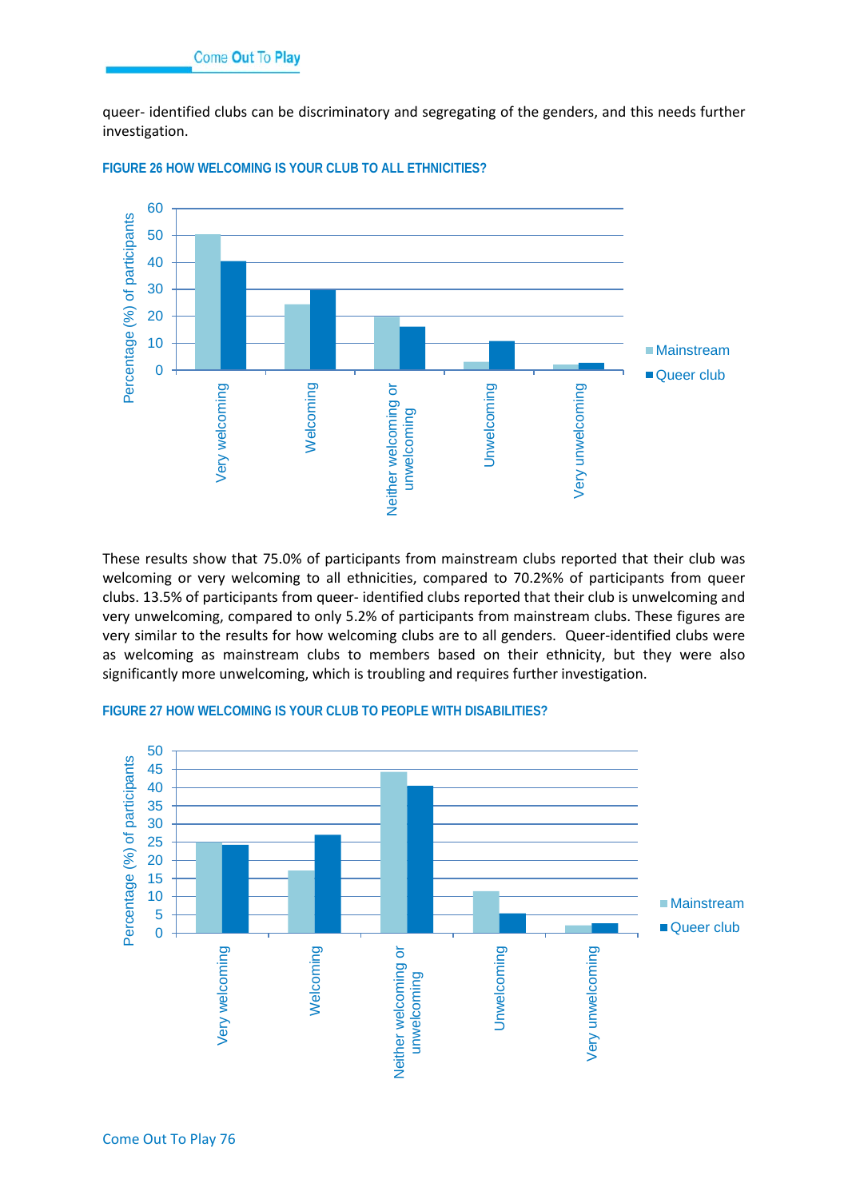queer- identified clubs can be discriminatory and segregating of the genders, and this needs further investigation.

**FIGURE 26 HOW WELCOMING IS YOUR CLUB TO ALL ETHNICITIES?**

These results show that 75.0% of participants from mainstream clubs reported that their club was welcoming or very welcoming to all ethnicities, compared to 70.2%% of participants from queer clubs. 13.5% of participants from queer- identified clubs reported that their club is unwelcoming and very unwelcoming, compared to only 5.2% of participants from mainstream clubs. These figures are very similar to the results for how welcoming clubs are to all genders. Queer-identified clubs were as welcoming as mainstream clubs to members based on their ethnicity, but they were also significantly more unwelcoming, which is troubling and requires further investigation.

**FIGURE 27 HOW WELCOMING IS YOUR CLUB TO PEOPLE WITH DISABILITIES?**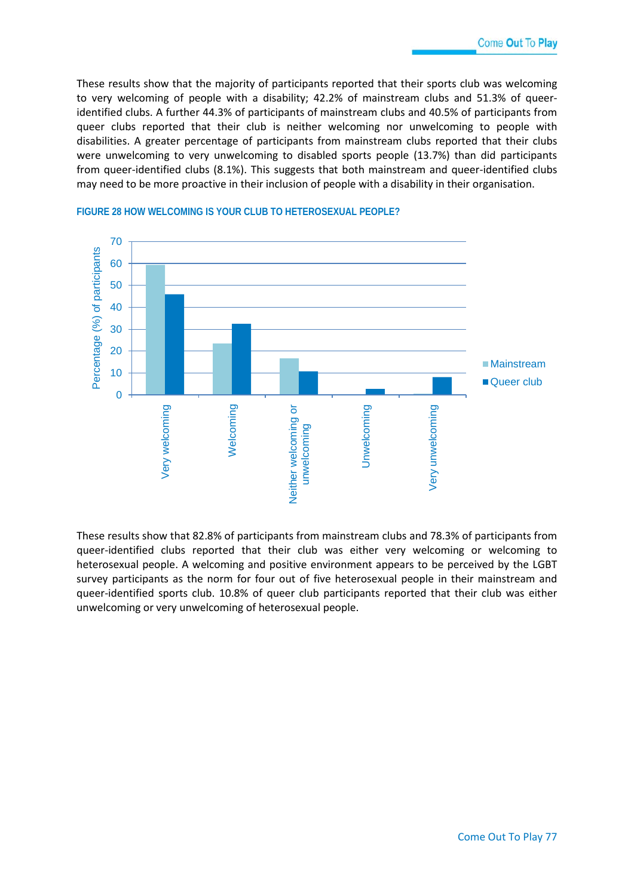These results show that the majority of participants reported that their sports club was welcoming to very welcoming of people with a disability; 42.2% of mainstream clubs and 51.3% of queer-identified clubs. A further 44.3% of participants of mainstream clubs and 40.5% of participants from queer clubs reported that their club is neither welcoming nor unwelcoming to people with disabilities. A greater percentage of participants from mainstream clubs reported that their clubs were unwelcoming to very unwelcoming to disabled sports people (13.7%) than did participants from queer-identified clubs (8.1%). This suggests that both mainstream and queer-identified clubs may need to be more proactive in their inclusion of people with a disability in their organisation.

**FIGURE 28 HOW WELCOMING IS YOUR CLUB TO HETEROSEXUAL PEOPLE?**

These results show that 82.8% of participants from mainstream clubs and 78.3% of participants from queer-identified clubs reported that their club was either very welcoming or welcoming to heterosexual people. A welcoming and positive environment appears to be perceived by the LGBT survey participants as the norm for four out of five heterosexual people in their mainstream and queer-identified sports club. 10.8% of queer club participants reported that their club was either unwelcoming or very unwelcoming of heterosexual people.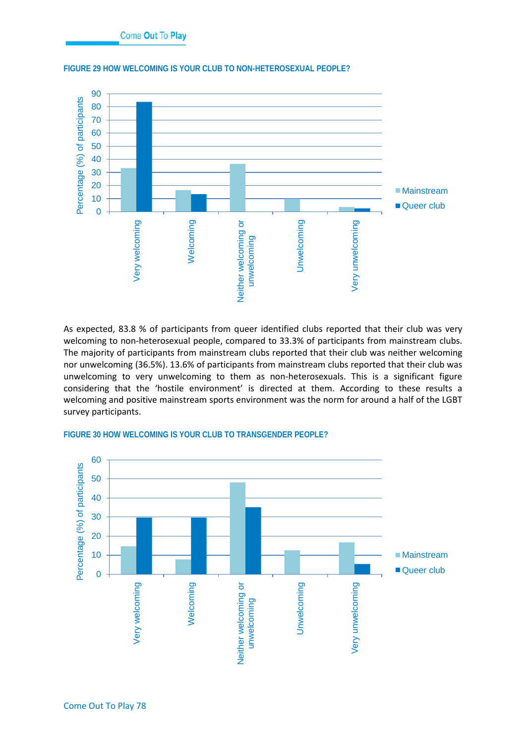FIGURE 29 HOW WELCOMING IS YOUR CLUB TO NON-HETEROSEXUAL PEOPLE?

As expected, 83.8 % of participants from queer identified clubs reported that their club was very welcoming to non-heterosexual people, compared to 33.3% of participants from mainstream clubs. The majority of participants from mainstream clubs reported that their club was neither welcoming nor unwelcoming (36.5%). 13.6% of participants from mainstream clubs reported that their club was unwelcoming to very unwelcoming to them as non-heterosexuals. This is a significant figure considering that the 'hostile environment' is directed at them. According to these results a welcoming and positive mainstream sports environment was the norm for around a half of the LGBT survey participants.

FIGURE 30 HOW WELCOMING IS YOUR CLUB TO TRANSGENDER PEOPLE?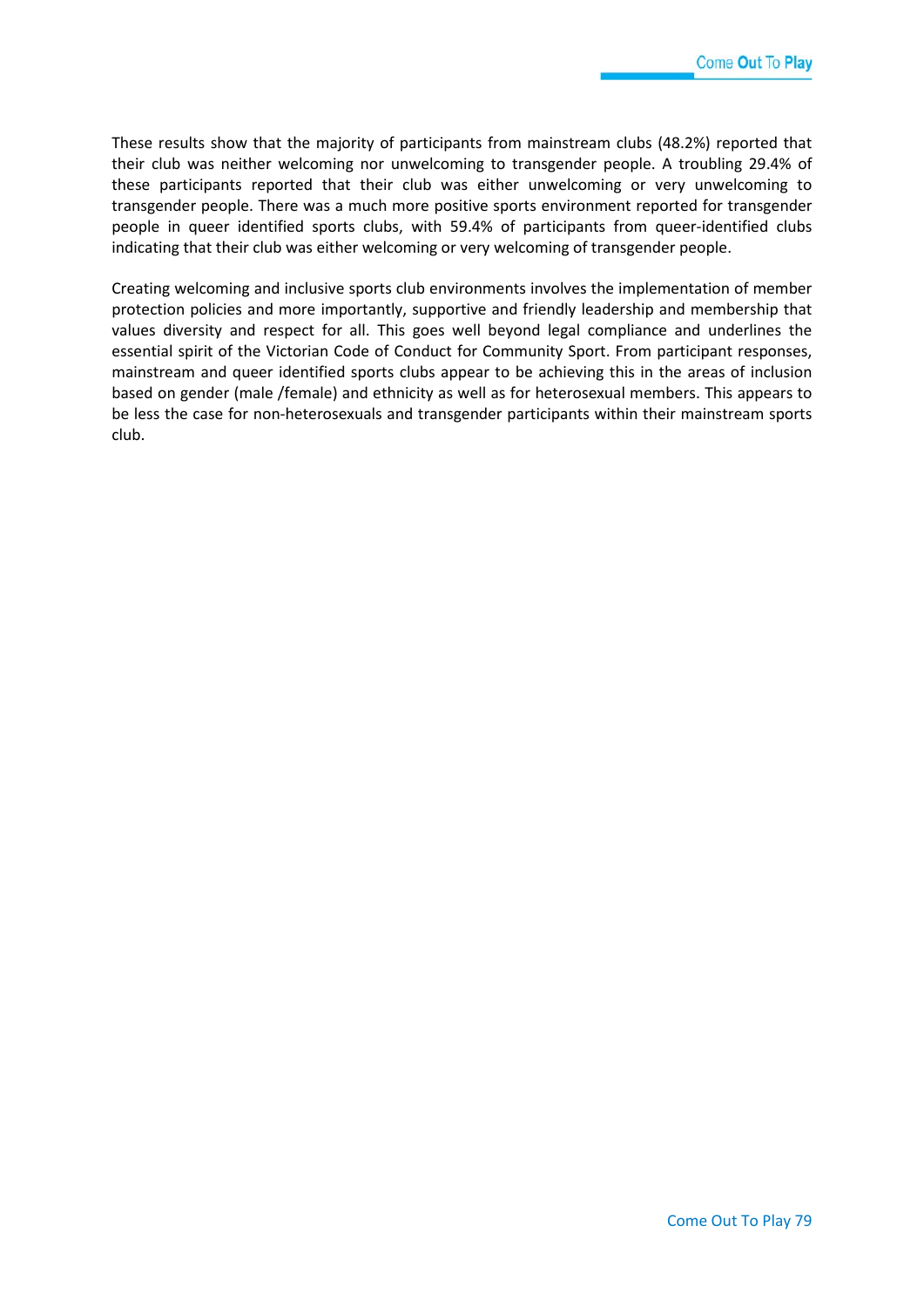These results show that the majority of participants from mainstream clubs (48.2%) reported that their club was neither welcoming nor unwelcoming to transgender people. A troubling 29.4% of these participants reported that their club was either unwelcoming or very unwelcoming to transgender people. There was a much more positive sports environment reported for transgender people in queer identified sports clubs, with 59.4% of participants from queer-identified clubs indicating that their club was either welcoming or very welcoming of transgender people.

Creating welcoming and inclusive sports club environments involves the implementation of member protection policies and more importantly, supportive and friendly leadership and membership that values diversity and respect for all. This goes well beyond legal compliance and underlines the essential spirit of the Victorian Code of Conduct for Community Sport. From participant responses, mainstream and queer identified sports clubs appear to be achieving this in the areas of inclusion based on gender (male /female) and ethnicity as well as for heterosexual members. This appears to be less the case for non-heterosexuals and transgender participants within their mainstream sports club.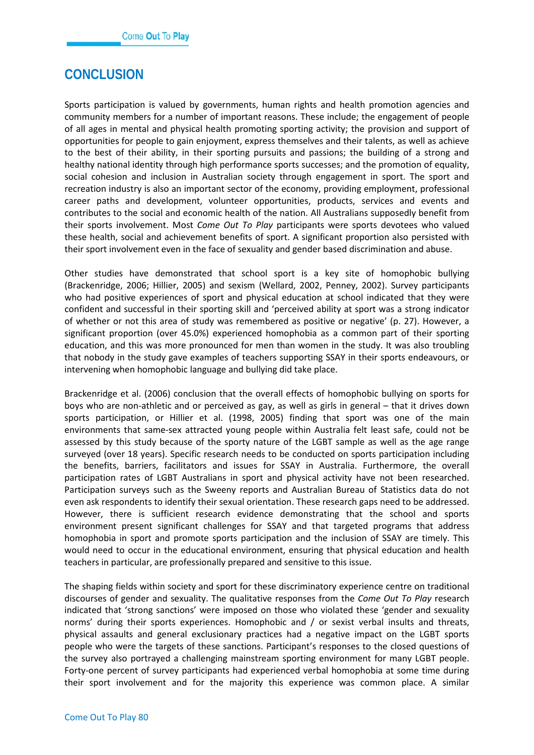# CONCLUSION

Sports participation is valued by governments, human rights and health promotion agencies and community members for a number of important reasons. These include; the engagement of people of all ages in mental and physical health promoting sporting activity; the provision and support of opportunities for people to gain enjoyment, express themselves and their talents, as well as achieve to the best of their ability, in their sporting pursuits and passions; the building of a strong and healthy national identity through high performance sports successes; and the promotion of equality, social cohesion and inclusion in Australian society through engagement in sport. The sport and recreation industry is also an important sector of the economy, providing employment, professional career paths and development, volunteer opportunities, products, services and events and contributes to the social and economic health of the nation. All Australians supposedly benefit from their sports involvement. Most *Come Out To Play* participants were sports devotees who valued these health, social and achievement benefits of sport. A significant proportion also persisted with their sport involvement even in the face of sexuality and gender based discrimination and abuse.

Other studies have demonstrated that school sport is a key site of homophobic bullying (Brackenridge, 2006; Hillier, 2005) and sexism (Wellard, 2002, Penney, 2002). Survey participants who had positive experiences of sport and physical education at school indicated that they were confident and successful in their sporting skill and 'perceived ability at sport was a strong indicator of whether or not this area of study was remembered as positive or negative' (p. 27). However, a significant proportion (over 45.0%) experienced homophobia as a common part of their sporting education, and this was more pronounced for men than women in the study. It was also troubling that nobody in the study gave examples of teachers supporting SSAY in their sports endeavours, or intervening when homophobic language and bullying did take place.

Brackenridge et al. (2006) conclusion that the overall effects of homophobic bullying on sports for boys who are non-athletic and or perceived as gay, as well as girls in general – that it drives down sports participation, or Hillier et al. (1998, 2005) finding that sport was one of the main environments that same-sex attracted young people within Australia felt least safe, could not be assessed by this study because of the sporty nature of the LGBT sample as well as the age range surveyed (over 18 years). Specific research needs to be conducted on sports participation including the benefits, barriers, facilitators and issues for SSAY in Australia. Furthermore, the overall participation rates of LGBT Australians in sport and physical activity have not been researched. Participation surveys such as the Sweeny reports and Australian Bureau of Statistics data do not even ask respondents to identify their sexual orientation. These research gaps need to be addressed. However, there is sufficient research evidence demonstrating that the school and sports environment present significant challenges for SSAY and that targeted programs that address homophobia in sport and promote sports participation and the inclusion of SSAY are timely. This would need to occur in the educational environment, ensuring that physical education and health teachers in particular, are professionally prepared and sensitive to this issue.

The shaping fields within society and sport for these discriminatory experience centre on traditional discourses of gender and sexuality. The qualitative responses from the *Come Out To Play* research indicated that 'strong sanctions' were imposed on those who violated these 'gender and sexuality norms' during their sports experiences. Homophobic and / or sexist verbal insults and threats, physical assaults and general exclusionary practices had a negative impact on the LGBT sports people who were the targets of these sanctions. Participant's responses to the closed questions of the survey also portrayed a challenging mainstream sporting environment for many LGBT people. Forty-one percent of survey participants had experienced verbal homophobia at some time during their sport involvement and for the majority this experience was common place. A similar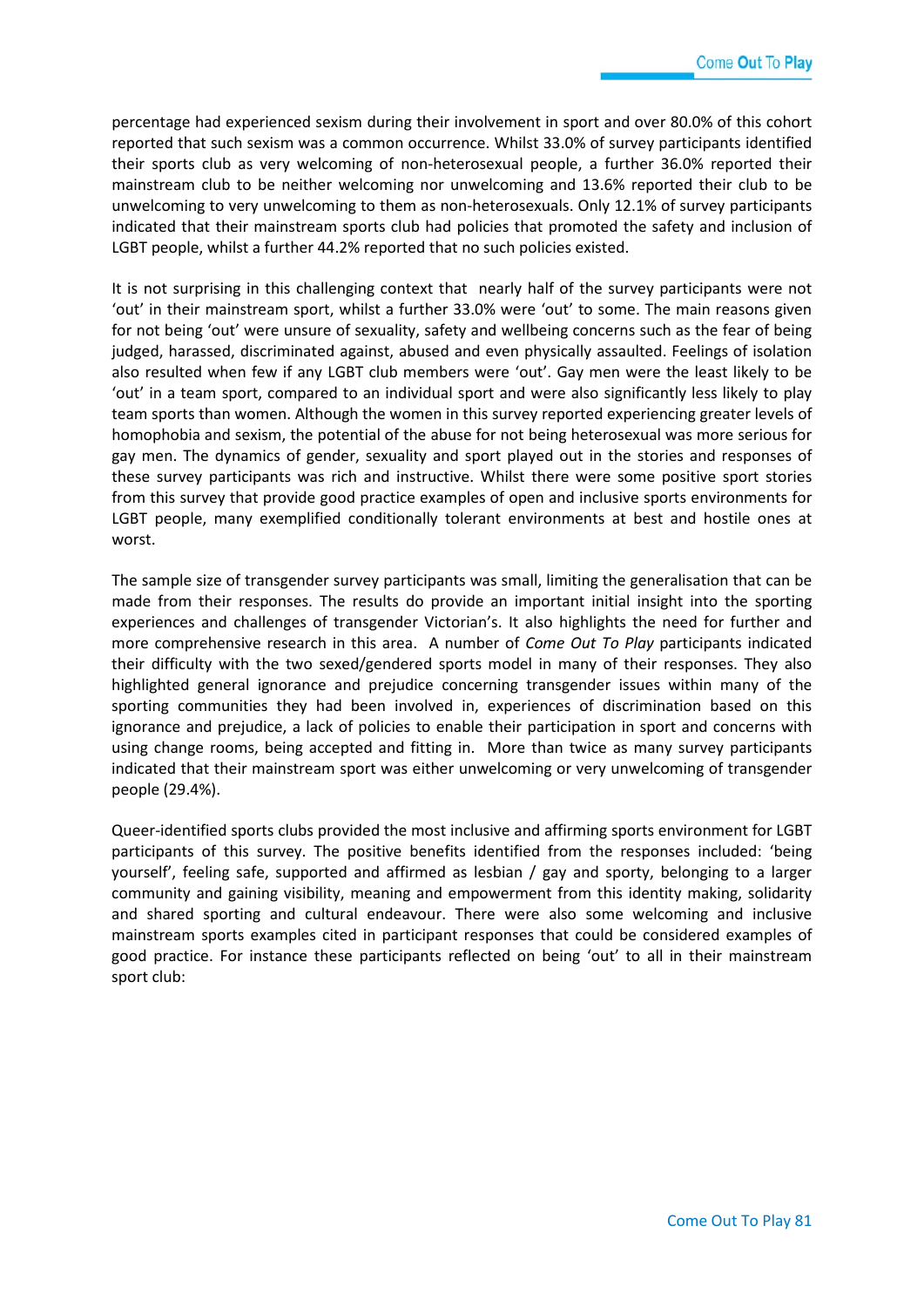percentage had experienced sexism during their involvement in sport and over 80.0% of this cohort reported that such sexism was a common occurrence. Whilst 33.0% of survey participants identified their sports club as very welcoming of non-heterosexual people, a further 36.0% reported their mainstream club to be neither welcoming nor unwelcoming and 13.6% reported their club to be unwelcoming to very unwelcoming to them as non-heterosexuals. Only 12.1% of survey participants indicated that their mainstream sports club had policies that promoted the safety and inclusion of LGBT people, whilst a further 44.2% reported that no such policies existed.

It is not surprising in this challenging context that nearly half of the survey participants were not 'out' in their mainstream sport, whilst a further 33.0% were 'out' to some. The main reasons given for not being 'out' were unsure of sexuality, safety and wellbeing concerns such as the fear of being judged, harassed, discriminated against, abused and even physically assaulted. Feelings of isolation also resulted when few if any LGBT club members were 'out'. Gay men were the least likely to be 'out' in a team sport, compared to an individual sport and were also significantly less likely to play team sports than women. Although the women in this survey reported experiencing greater levels of homophobia and sexism, the potential of the abuse for not being heterosexual was more serious for gay men. The dynamics of gender, sexuality and sport played out in the stories and responses of these survey participants was rich and instructive. Whilst there were some positive sport stories from this survey that provide good practice examples of open and inclusive sports environments for LGBT people, many exemplified conditionally tolerant environments at best and hostile ones at worst.

The sample size of transgender survey participants was small, limiting the generalisation that can be made from their responses. The results do provide an important initial insight into the sporting experiences and challenges of transgender Victorian's. It also highlights the need for further and more comprehensive research in this area. A number of *Come Out To Play* participants indicated their difficulty with the two sexed/gendered sports model in many of their responses. They also highlighted general ignorance and prejudice concerning transgender issues within many of the sporting communities they had been involved in, experiences of discrimination based on this ignorance and prejudice, a lack of policies to enable their participation in sport and concerns with using change rooms, being accepted and fitting in. More than twice as many survey participants indicated that their mainstream sport was either unwelcoming or very unwelcoming of transgender people (29.4%).

Queer-identified sports clubs provided the most inclusive and affirming sports environment for LGBT participants of this survey. The positive benefits identified from the responses included: 'being yourself', feeling safe, supported and affirmed as lesbian / gay and sporty, belonging to a larger community and gaining visibility, meaning and empowerment from this identity making, solidarity and shared sporting and cultural endeavour. There were also some welcoming and inclusive mainstream sports examples cited in participant responses that could be considered examples of good practice. For instance these participants reflected on being 'out' to all in their mainstream sport club: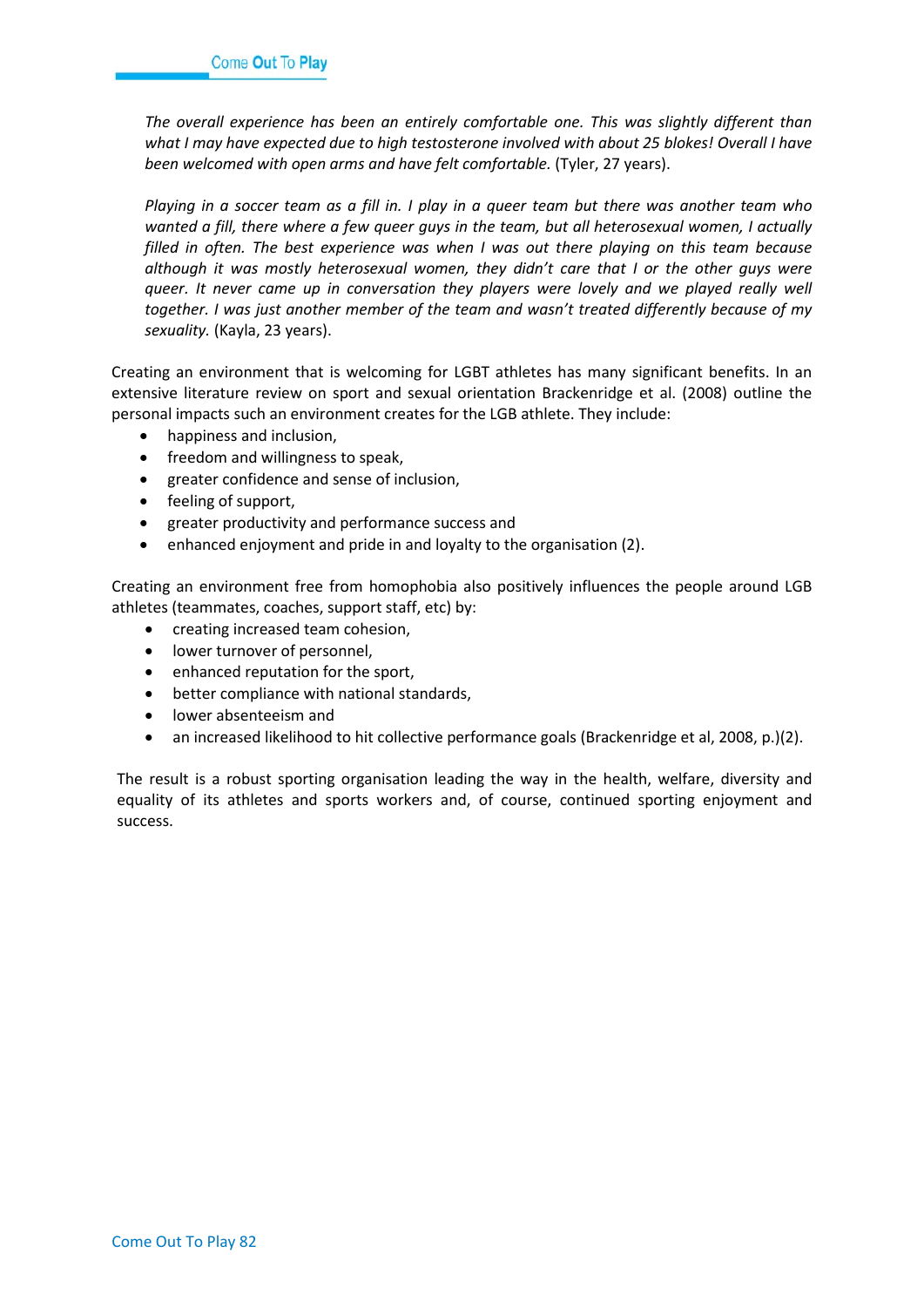*The overall experience has been an entirely comfortable one. This was slightly different than what I may have expected due to high testosterone involved with about 25 blokes! Overall I have been welcomed with open arms and have felt comfortable.* (Tyler, 27 years).

*Playing in a soccer team as a fill in. I play in a queer team but there was another team who wanted a fill, there where a few queer guys in the team, but all heterosexual women, I actually filled in often. The best experience was when I was out there playing on this team because although it was mostly heterosexual women, they didn't care that I or the other guys were queer. It never came up in conversation they players were lovely and we played really well together. I was just another member of the team and wasn't treated differently because of my sexuality.* (Kayla, 23 years).

Creating an environment that is welcoming for LGBT athletes has many significant benefits. In an extensive literature review on sport and sexual orientation Brackenridge et al. (2008) outline the personal impacts such an environment creates for the LGB athlete. They include:

- happiness and inclusion,
- freedom and willingness to speak,
- greater confidence and sense of inclusion,
- feeling of support,
- greater productivity and performance success and
- enhanced enjoyment and pride in and loyalty to the organisation (2).

Creating an environment free from homophobia also positively influences the people around LGB athletes (teammates, coaches, support staff, etc) by:

- creating increased team cohesion,
- lower turnover of personnel,
- enhanced reputation for the sport,
- better compliance with national standards,
- lower absenteeism and
- an increased likelihood to hit collective performance goals (Brackenridge et al, 2008, p.)(2).

The result is a robust sporting organisation leading the way in the health, welfare, diversity and equality of its athletes and sports workers and, of course, continued sporting enjoyment and success.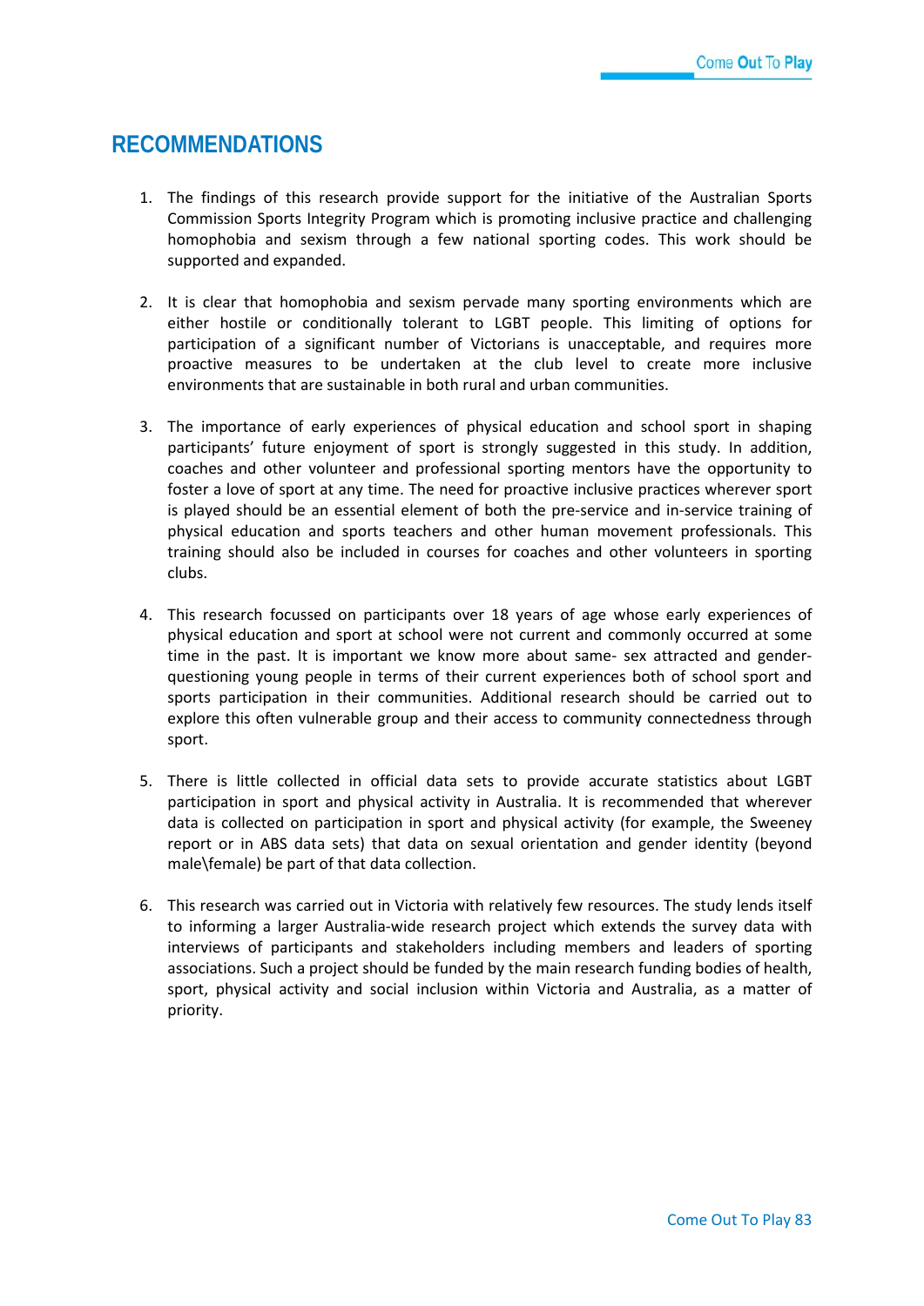# RECOMMENDATIONS

1. The findings of this research provide support for the initiative of the Australian Sports Commission Sports Integrity Program which is promoting inclusive practice and challenging homophobia and sexism through a few national sporting codes. This work should be supported and expanded.

2. It is clear that homophobia and sexism pervade many sporting environments which are either hostile or conditionally tolerant to LGBT people. This limiting of options for participation of a significant number of Victorians is unacceptable, and requires more proactive measures to be undertaken at the club level to create more inclusive environments that are sustainable in both rural and urban communities.

3. The importance of early experiences of physical education and school sport in shaping participants' future enjoyment of sport is strongly suggested in this study. In addition, coaches and other volunteer and professional sporting mentors have the opportunity to foster a love of sport at any time. The need for proactive inclusive practices wherever sport is played should be an essential element of both the pre-service and in-service training of physical education and sports teachers and other human movement professionals. This training should also be included in courses for coaches and other volunteers in sporting clubs.

4. This research focussed on participants over 18 years of age whose early experiences of physical education and sport at school were not current and commonly occurred at some time in the past. It is important we know more about same- sex attracted and gender-questioning young people in terms of their current experiences both of school sport and sports participation in their communities. Additional research should be carried out to explore this often vulnerable group and their access to community connectedness through sport.

5. There is little collected in official data sets to provide accurate statistics about LGBT participation in sport and physical activity in Australia. It is recommended that wherever data is collected on participation in sport and physical activity (for example, the Sweeney report or in ABS data sets) that data on sexual orientation and gender identity (beyond male\female) be part of that data collection.

6. This research was carried out in Victoria with relatively few resources. The study lends itself to informing a larger Australia-wide research project which extends the survey data with interviews of participants and stakeholders including members and leaders of sporting associations. Such a project should be funded by the main research funding bodies of health, sport, physical activity and social inclusion within Victoria and Australia, as a matter of priority.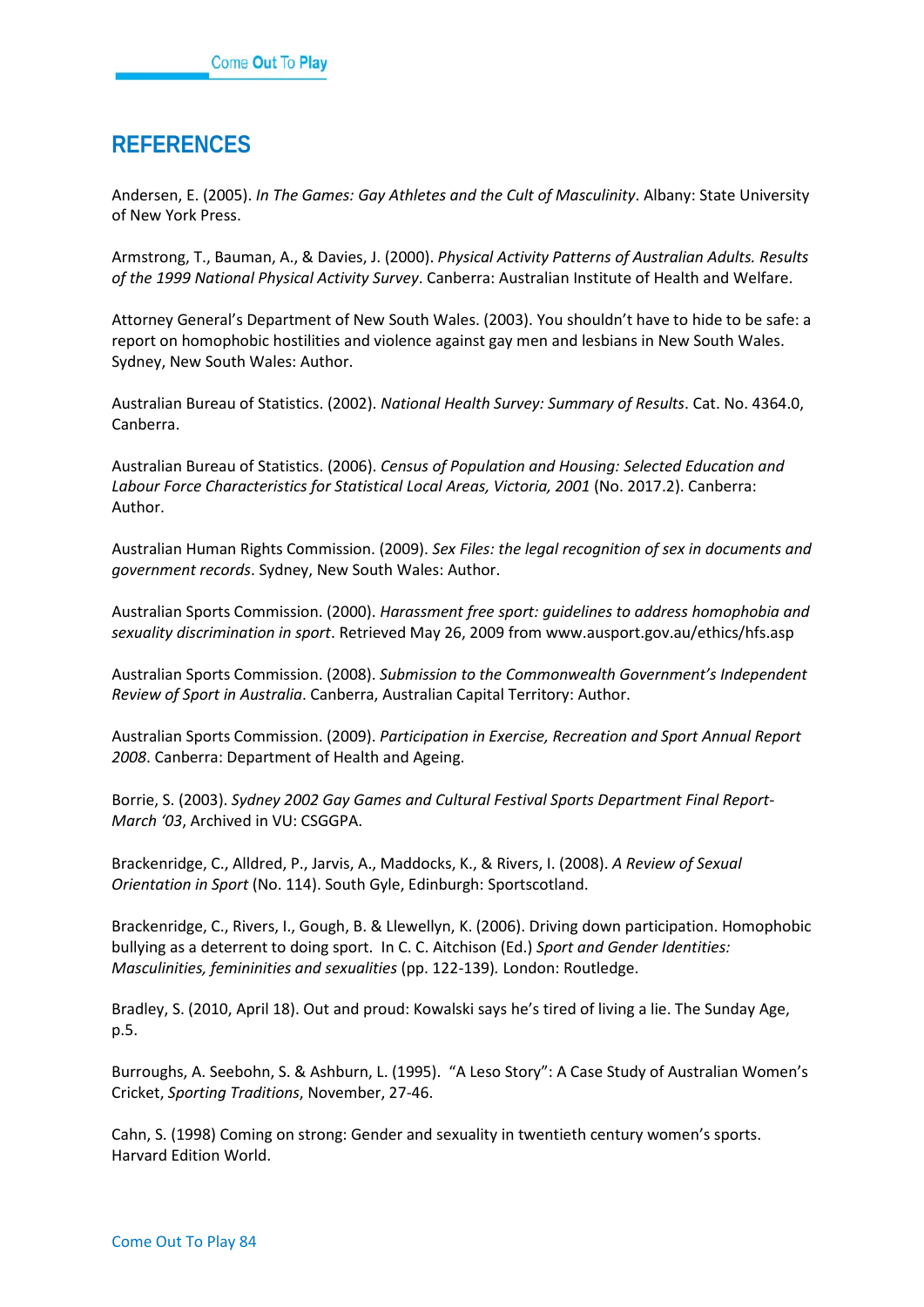# REFERENCES

Andersen, E. (2005). *In The Games: Gay Athletes and the Cult of Masculinity*. Albany: State University of New York Press.

Armstrong, T., Bauman, A., & Davies, J. (2000). *Physical Activity Patterns of Australian Adults. Results of the 1999 National Physical Activity Survey*. Canberra: Australian Institute of Health and Welfare.

Attorney General's Department of New South Wales. (2003). You shouldn't have to hide to be safe: a report on homophobic hostilities and violence against gay men and lesbians in New South Wales. Sydney, New South Wales: Author.

Australian Bureau of Statistics. (2002). *National Health Survey: Summary of Results*. Cat. No. 4364.0, Canberra.

Australian Bureau of Statistics. (2006). *Census of Population and Housing: Selected Education and Labour Force Characteristics for Statistical Local Areas, Victoria, 2001* (No. 2017.2). Canberra: Author.

Australian Human Rights Commission. (2009). *Sex Files: the legal recognition of sex in documents and government records*. Sydney, New South Wales: Author.

Australian Sports Commission. (2000). *Harassment free sport: guidelines to address homophobia and sexuality discrimination in sport*. Retrieved May 26, 2009 from www.ausport.gov.au/ethics/hfs.asp

Australian Sports Commission. (2008). *Submission to the Commonwealth Government's Independent Review of Sport in Australia*. Canberra, Australian Capital Territory: Author.

Australian Sports Commission. (2009). *Participation in Exercise, Recreation and Sport Annual Report 2008*. Canberra: Department of Health and Ageing.

Borrie, S. (2003). *Sydney 2002 Gay Games and Cultural Festival Sports Department Final Report-March '03*, Archived in VU: CSGGPA.

Brackenridge, C., Alldred, P., Jarvis, A., Maddocks, K., & Rivers, I. (2008). *A Review of Sexual Orientation in Sport* (No. 114). South Gyle, Edinburgh: Sportscotland.

Brackenridge, C., Rivers, I., Gough, B. & Llewellyn, K. (2006). Driving down participation. Homophobic bullying as a deterrent to doing sport. In C. C. Aitchison (Ed.) *Sport and Gender Identities: Masculinities, femininities and sexualities* (pp. 122-139). London: Routledge.

Bradley, S. (2010, April 18). Out and proud: Kowalski says he's tired of living a lie. The Sunday Age, p.5.

Burroughs, A. Seebohn, S. & Ashburn, L. (1995). "A Leso Story": A Case Study of Australian Women's Cricket, *Sporting Traditions*, November, 27-46.

Cahn, S. (1998) Coming on strong: Gender and sexuality in twentieth century women's sports. Harvard Edition World.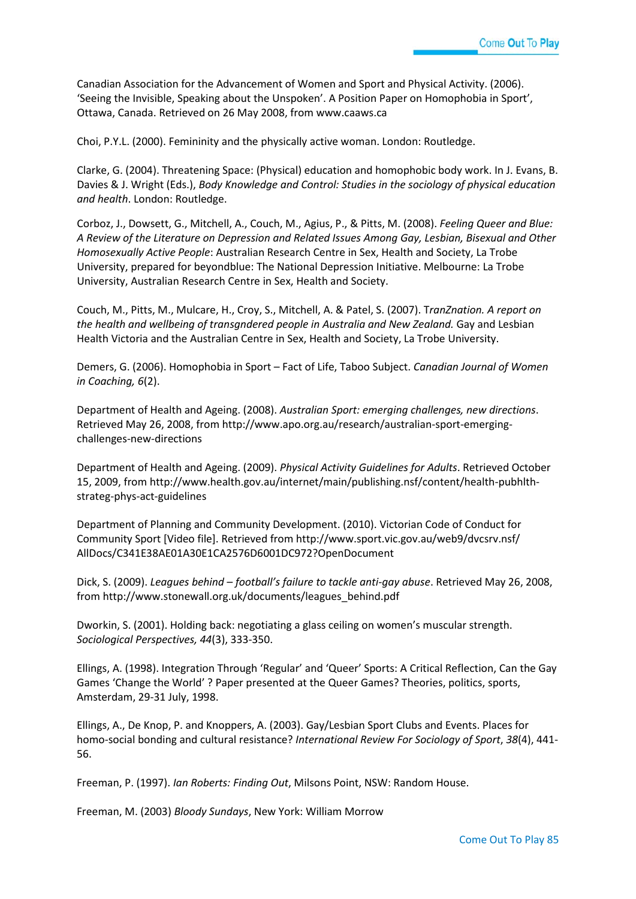Canadian Association for the Advancement of Women and Sport and Physical Activity. (2006). 'Seeing the Invisible, Speaking about the Unspoken'. A Position Paper on Homophobia in Sport', Ottawa, Canada. Retrieved on 26 May 2008, from www.caaws.ca

Choi, P.Y.L. (2000). Femininity and the physically active woman. London: Routledge.

Clarke, G. (2004). Threatening Space: (Physical) education and homophobic body work. In J. Evans, B. Davies & J. Wright (Eds.), *Body Knowledge and Control: Studies in the sociology of physical education and health*. London: Routledge.

Corboz, J., Dowsett, G., Mitchell, A., Couch, M., Agius, P., & Pitts, M. (2008). *Feeling Queer and Blue: A Review of the Literature on Depression and Related Issues Among Gay, Lesbian, Bisexual and Other Homosexually Active People*: Australian Research Centre in Sex, Health and Society, La Trobe University, prepared for beyondblue: The National Depression Initiative. Melbourne: La Trobe University, Australian Research Centre in Sex, Health and Society.

Couch, M., Pitts, M., Mulcare, H., Croy, S., Mitchell, A. & Patel, S. (2007). T*ranZnation. A report on the health and wellbeing of transgndered people in Australia and New Zealand.* Gay and Lesbian Health Victoria and the Australian Centre in Sex, Health and Society, La Trobe University.

Demers, G. (2006). Homophobia in Sport – Fact of Life, Taboo Subject. *Canadian Journal of Women in Coaching, 6*(2).

Department of Health and Ageing. (2008). *Australian Sport: emerging challenges, new directions*. Retrieved May 26, 2008, from http://www.apo.org.au/research/australian-sport-emerging-challenges-new-directions

Department of Health and Ageing. (2009). *Physical Activity Guidelines for Adults*. Retrieved October 15, 2009, from http://www.health.gov.au/internet/main/publishing.nsf/content/health-pubhlth-strateg-phys-act-guidelines

Department of Planning and Community Development. (2010). Victorian Code of Conduct for Community Sport [Video file]. Retrieved from http://www.sport.vic.gov.au/web9/dvcsrv.nsf/AllDocs/C341E38AE01A30E1CA2576D6001DC972?OpenDocument

Dick, S. (2009). *Leagues behind – football's failure to tackle anti-gay abuse*. Retrieved May 26, 2008, from http://www.stonewall.org.uk/documents/leagues_behind.pdf

Dworkin, S. (2001). Holding back: negotiating a glass ceiling on women's muscular strength. *Sociological Perspectives, 44*(3), 333-350.

Ellings, A. (1998). Integration Through 'Regular' and 'Queer' Sports: A Critical Reflection, Can the Gay Games 'Change the World' ? Paper presented at the Queer Games? Theories, politics, sports, Amsterdam, 29-31 July, 1998.

Ellings, A., De Knop, P. and Knoppers, A. (2003). Gay/Lesbian Sport Clubs and Events. Places for homo-social bonding and cultural resistance? *International Review For Sociology of Sport*, *38*(4), 441-56.

Freeman, P. (1997). *Ian Roberts: Finding Out*, Milsons Point, NSW: Random House.

Freeman, M. (2003) *Bloody Sundays*, New York: William Morrow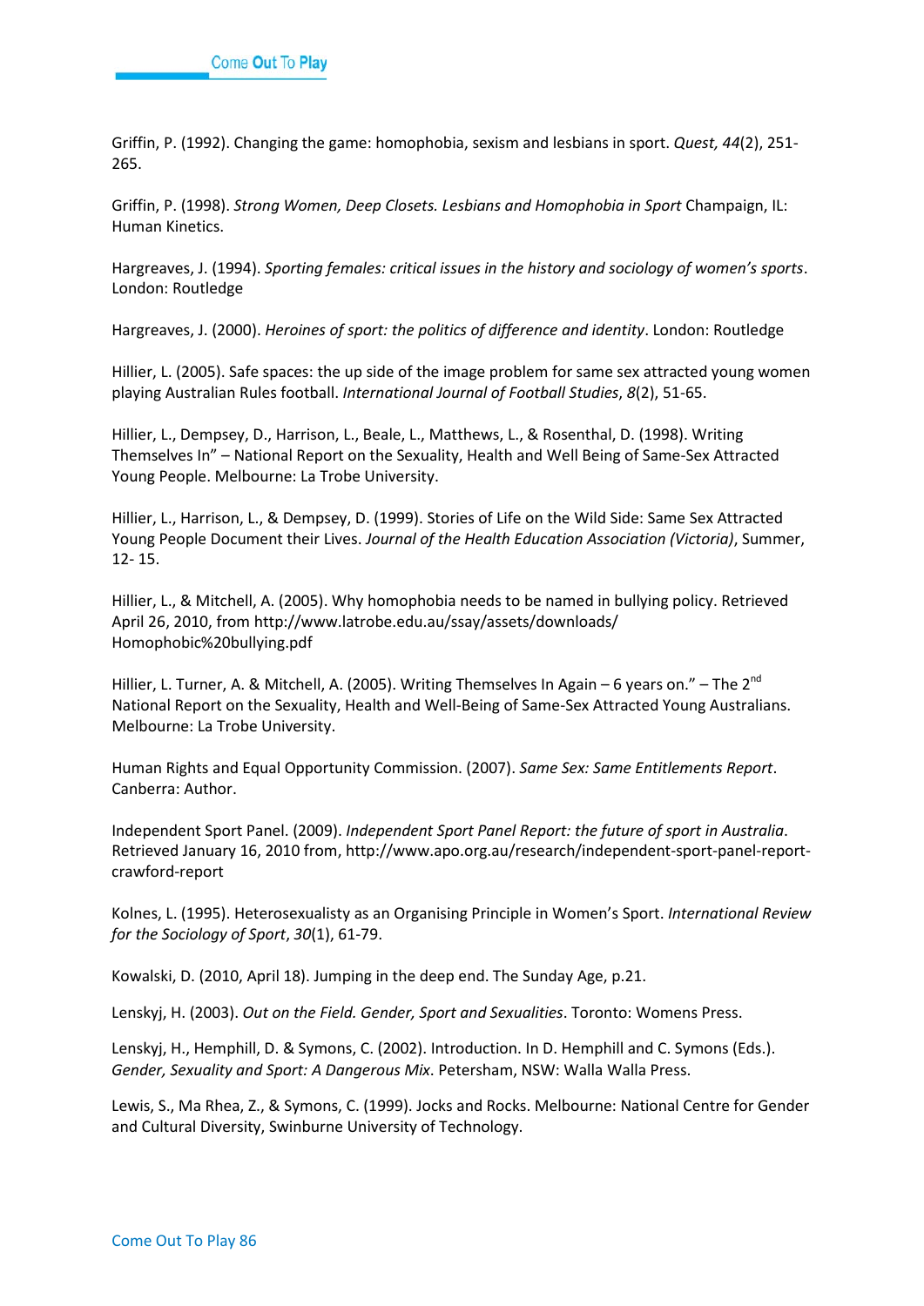Griffin, P. (1992). Changing the game: homophobia, sexism and lesbians in sport. *Quest, 44*(2), 251-265.

Griffin, P. (1998). *Strong Women, Deep Closets. Lesbians and Homophobia in Sport* Champaign, IL: Human Kinetics.

Hargreaves, J. (1994). *Sporting females: critical issues in the history and sociology of women's sports*. London: Routledge

Hargreaves, J. (2000). *Heroines of sport: the politics of difference and identity*. London: Routledge

Hillier, L. (2005). Safe spaces: the up side of the image problem for same sex attracted young women playing Australian Rules football. *International Journal of Football Studies*, *8*(2), 51-65.

Hillier, L., Dempsey, D., Harrison, L., Beale, L., Matthews, L., & Rosenthal, D. (1998). Writing Themselves In" – National Report on the Sexuality, Health and Well Being of Same-Sex Attracted Young People. Melbourne: La Trobe University.

Hillier, L., Harrison, L., & Dempsey, D. (1999). Stories of Life on the Wild Side: Same Sex Attracted Young People Document their Lives. *Journal of the Health Education Association (Victoria)*, Summer, 12- 15.

Hillier, L., & Mitchell, A. (2005). Why homophobia needs to be named in bullying policy. Retrieved April 26, 2010, from http://www.latrobe.edu.au/ssay/assets/downloads/Homophobic%20bullying.pdf

Hillier, L. Turner, A. & Mitchell, A. (2005). Writing Themselves In Again – 6 years on." – The 2nd National Report on the Sexuality, Health and Well-Being of Same-Sex Attracted Young Australians. Melbourne: La Trobe University.

Human Rights and Equal Opportunity Commission. (2007). *Same Sex: Same Entitlements Report*. Canberra: Author.

Independent Sport Panel. (2009). *Independent Sport Panel Report: the future of sport in Australia*. Retrieved January 16, 2010 from, http://www.apo.org.au/research/independent-sport-panel-report-crawford-report

Kolnes, L. (1995). Heterosexualisty as an Organising Principle in Women's Sport. *International Review for the Sociology of Sport*, *30*(1), 61-79.

Kowalski, D. (2010, April 18). Jumping in the deep end. The Sunday Age, p.21.

Lenskyj, H. (2003). *Out on the Field. Gender, Sport and Sexualities*. Toronto: Womens Press.

Lenskyj, H., Hemphill, D. & Symons, C. (2002). Introduction. In D. Hemphill and C. Symons (Eds.). *Gender, Sexuality and Sport: A Dangerous Mix*. Petersham, NSW: Walla Walla Press.

Lewis, S., Ma Rhea, Z., & Symons, C. (1999). Jocks and Rocks. Melbourne: National Centre for Gender and Cultural Diversity, Swinburne University of Technology.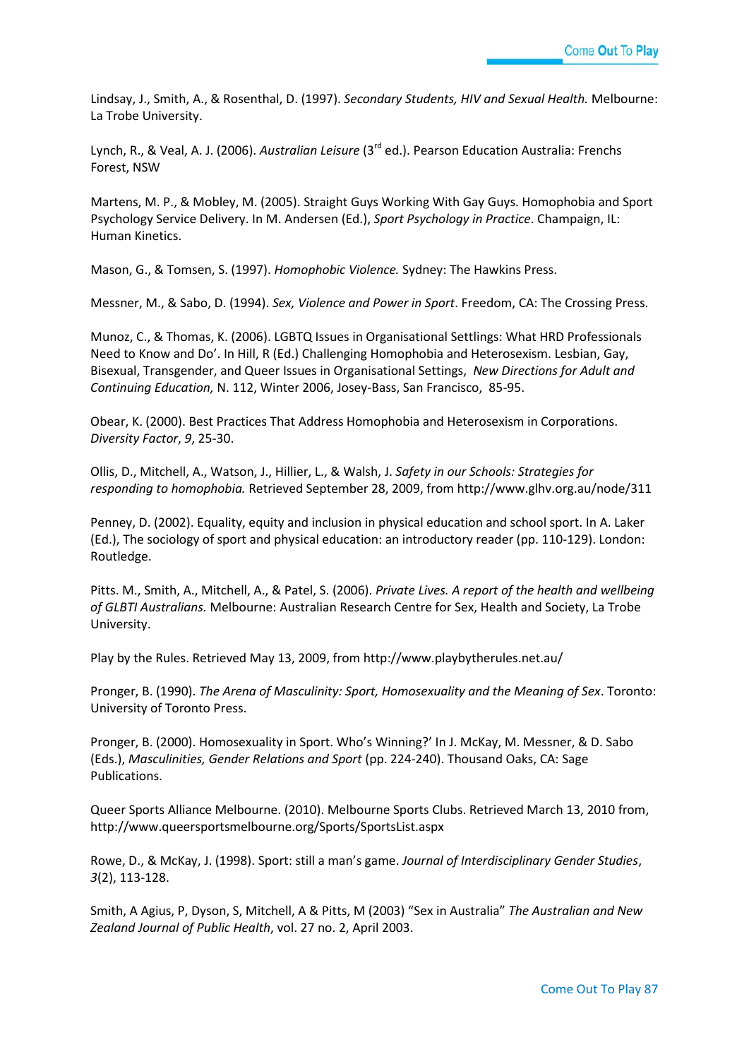Lindsay, J., Smith, A., & Rosenthal, D. (1997). *Secondary Students, HIV and Sexual Health.* Melbourne: La Trobe University.

Lynch, R., & Veal, A. J. (2006). *Australian Leisure* (3rd ed.). Pearson Education Australia: Frenchs Forest, NSW

Martens, M. P., & Mobley, M. (2005). Straight Guys Working With Gay Guys. Homophobia and Sport Psychology Service Delivery. In M. Andersen (Ed.), *Sport Psychology in Practice*. Champaign, IL: Human Kinetics.

Mason, G., & Tomsen, S. (1997). *Homophobic Violence.* Sydney: The Hawkins Press.

Messner, M., & Sabo, D. (1994). *Sex, Violence and Power in Sport*. Freedom, CA: The Crossing Press.

Munoz, C., & Thomas, K. (2006). LGBTQ Issues in Organisational Settlings: What HRD Professionals Need to Know and Do'. In Hill, R (Ed.) Challenging Homophobia and Heterosexism. Lesbian, Gay, Bisexual, Transgender, and Queer Issues in Organisational Settings, *New Directions for Adult and Continuing Education,* N. 112, Winter 2006, Josey-Bass, San Francisco, 85-95.

Obear, K. (2000). Best Practices That Address Homophobia and Heterosexism in Corporations. *Diversity Factor*, *9*, 25-30.

Ollis, D., Mitchell, A., Watson, J., Hillier, L., & Walsh, J. *Safety in our Schools: Strategies for responding to homophobia.* Retrieved September 28, 2009, from http://www.glhv.org.au/node/311

Penney, D. (2002). Equality, equity and inclusion in physical education and school sport. In A. Laker (Ed.), The sociology of sport and physical education: an introductory reader (pp. 110-129). London: Routledge.

Pitts. M., Smith, A., Mitchell, A., & Patel, S. (2006). *Private Lives. A report of the health and wellbeing of GLBTI Australians.* Melbourne: Australian Research Centre for Sex, Health and Society, La Trobe University.

Play by the Rules. Retrieved May 13, 2009, from http://www.playbytherules.net.au/

Pronger, B. (1990). *The Arena of Masculinity: Sport, Homosexuality and the Meaning of Sex*. Toronto: University of Toronto Press.

Pronger, B. (2000). Homosexuality in Sport. Who's Winning?' In J. McKay, M. Messner, & D. Sabo (Eds.), *Masculinities, Gender Relations and Sport* (pp. 224-240). Thousand Oaks, CA: Sage Publications.

Queer Sports Alliance Melbourne. (2010). Melbourne Sports Clubs. Retrieved March 13, 2010 from, http://www.queersportsmelbourne.org/Sports/SportsList.aspx

Rowe, D., & McKay, J. (1998). Sport: still a man's game. *Journal of Interdisciplinary Gender Studies*, *3*(2), 113-128.

Smith, A Agius, P, Dyson, S, Mitchell, A & Pitts, M (2003) "Sex in Australia" *The Australian and New Zealand Journal of Public Health*, vol. 27 no. 2, April 2003.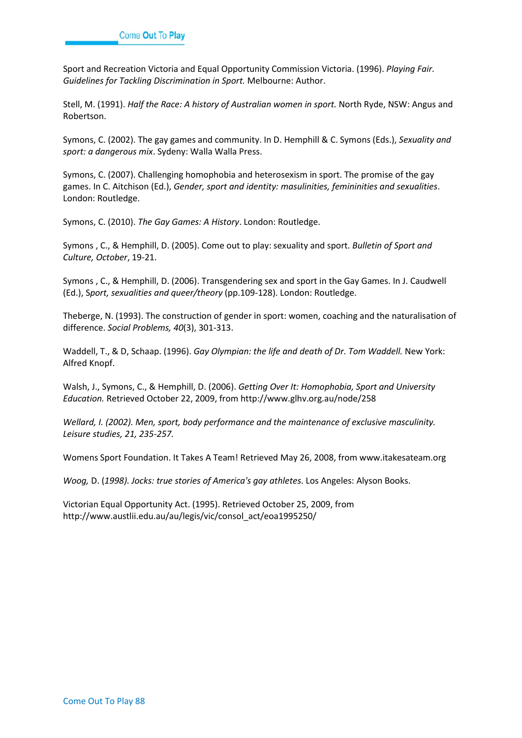Sport and Recreation Victoria and Equal Opportunity Commission Victoria. (1996). *Playing Fair. Guidelines for Tackling Discrimination in Sport.* Melbourne: Author.

Stell, M. (1991). *Half the Race: A history of Australian women in sport.* North Ryde, NSW: Angus and Robertson.

Symons, C. (2002). The gay games and community. In D. Hemphill & C. Symons (Eds.), *Sexuality and sport: a dangerous mix*. Sydeny: Walla Walla Press.

Symons, C. (2007). Challenging homophobia and heterosexism in sport. The promise of the gay games. In C. Aitchison (Ed.), *Gender, sport and identity: masulinities, femininities and sexualities*. London: Routledge.

Symons, C. (2010). *The Gay Games: A History*. London: Routledge.

Symons , C., & Hemphill, D. (2005). Come out to play: sexuality and sport. *Bulletin of Sport and Culture, October*, 19-21.

Symons , C., & Hemphill, D. (2006). Transgendering sex and sport in the Gay Games. In J. Caudwell (Ed.), S*port, sexualities and queer/theory* (pp.109-128). London: Routledge.

Theberge, N. (1993). The construction of gender in sport: women, coaching and the naturalisation of difference. *Social Problems, 40*(3), 301-313.

Waddell, T., & D, Schaap. (1996). *Gay Olympian: the life and death of Dr. Tom Waddell.* New York: Alfred Knopf.

Walsh, J., Symons, C., & Hemphill, D. (2006). *Getting Over It: Homophobia, Sport and University Education.* Retrieved October 22, 2009, from http://www.glhv.org.au/node/258

*Wellard, I. (2002). Men, sport, body performance and the maintenance of exclusive masculinity. Leisure studies, 21, 235-257.*

Womens Sport Foundation. It Takes A Team! Retrieved May 26, 2008, from www.itakesateam.org

*Woog,* D. (*1998). Jocks: true stories of America's gay athletes.* Los Angeles: Alyson Books.

Victorian Equal Opportunity Act. (1995). Retrieved October 25, 2009, from http://www.austlii.edu.au/au/legis/vic/consol_act/eoa1995250/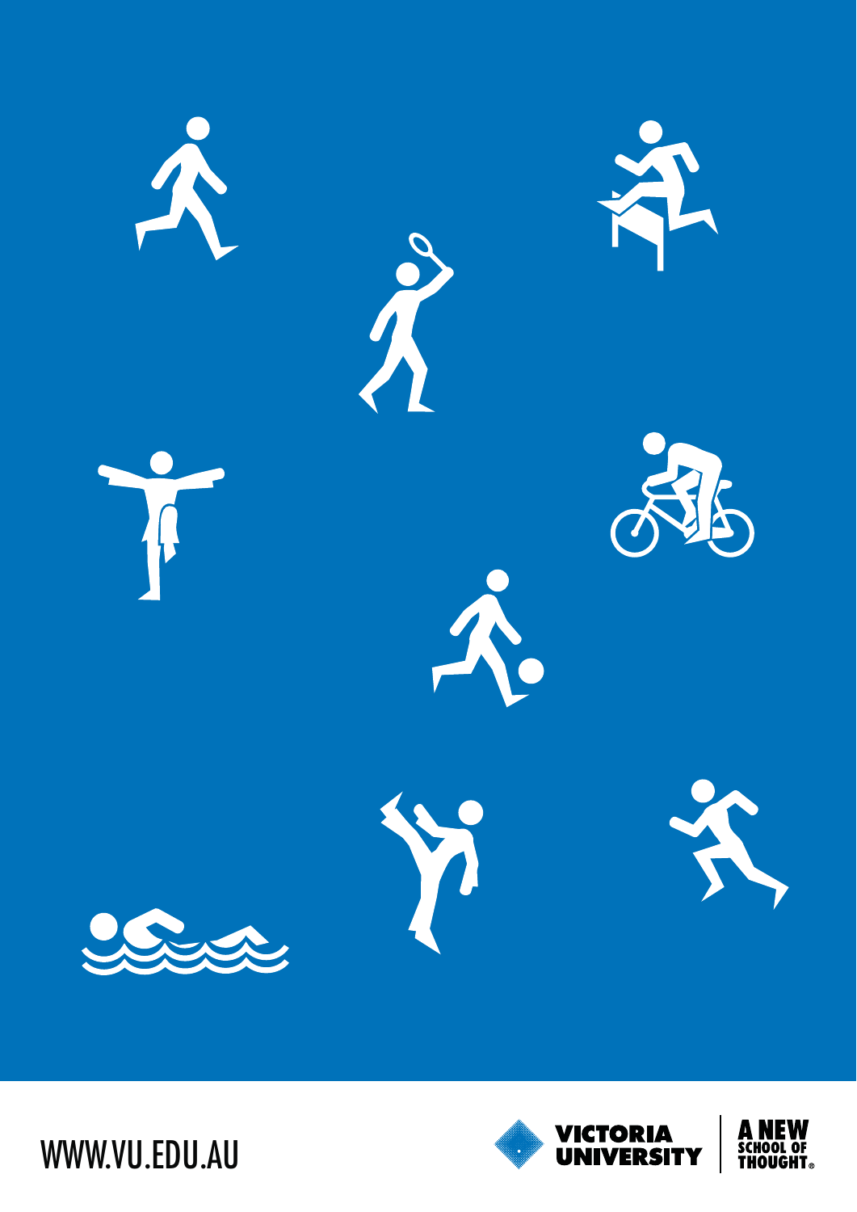WWW.VU.EDU.AU

VICTORIA UNIVERSITY

A NEW SCHOOL OF THOUGHT®